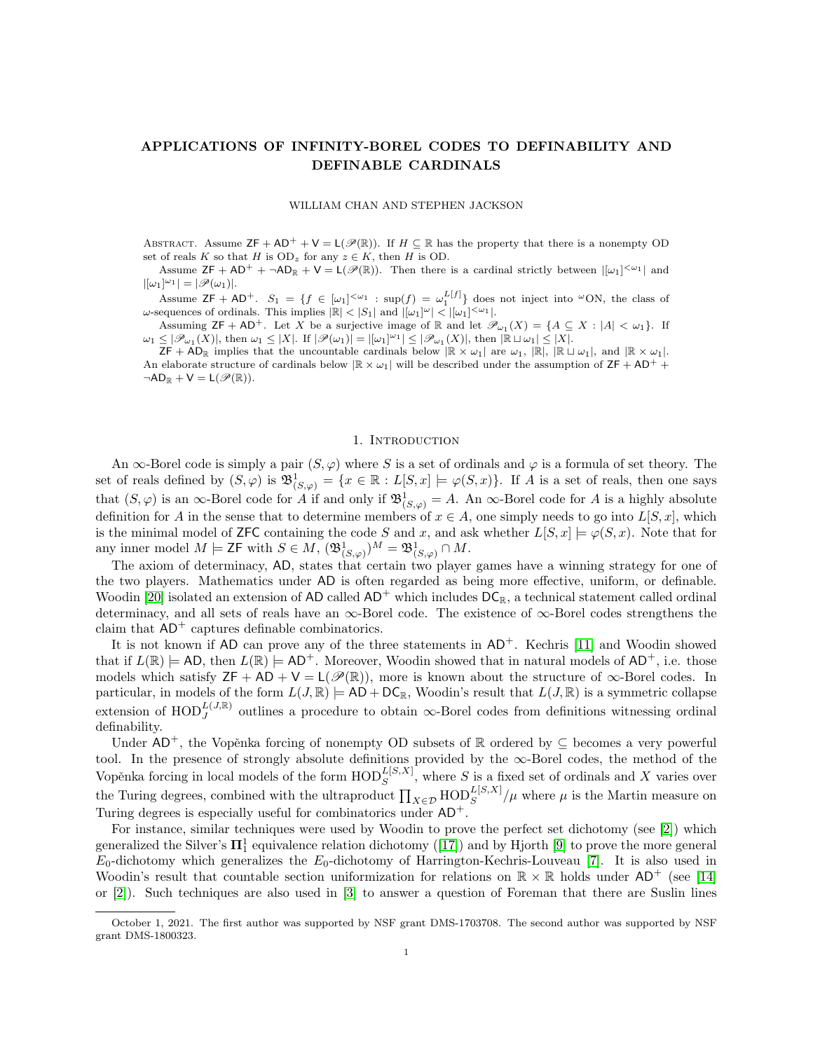# APPLICATIONS OF INFINITY-BOREL CODES TO DEFINABILITY AND DEFINABLE CARDINALS

WILLIAM CHAN AND STEPHEN JACKSON

Abstract. Assume $\mathsf{ZF} + \mathsf{AD}^+ + \mathsf{V} = \mathsf{L}(\mathscr{P}(\mathbb{R}))$. If $H \subseteq \mathbb{R}$ has the property that there is a nonempty OD set of reals $K$ so that $H$ is $\mathrm{OD}_z$ for any $z \in K$, then $H$ is OD.

Assume $\mathsf{ZF} + \mathsf{AD}^+ + \neg\mathsf{AD}_{\mathbb{R}} + \mathsf{V} = \mathsf{L}(\mathscr{P}(\mathbb{R}))$. Then there is a cardinal strictly between $|[\omega_1]^{<\omega_1}|$ and $|[\omega_1]^{\omega_1}| = |\mathscr{P}(\omega_1)|$.

Assume $\mathsf{ZF} + \mathsf{AD}^+$. $S_1 = \{f \in [\omega_1]^{<\omega_1} : \sup(f) = \omega_1^{L[f]}\}$ does not inject into ${}^\omega\mathrm{ON}$, the class of $\omega$-sequences of ordinals. This implies $|\mathbb{R}| < |S_1|$ and $|[\omega_1]^\omega| < |[\omega_1]^{<\omega_1}|$.

Assuming $\mathsf{ZF} + \mathsf{AD}^+$. Let $X$ be a surjective image of $\mathbb{R}$ and let $\mathscr{P}_{\omega_1}(X) = \{A \subseteq X : |A| < \omega_1\}$. If $\omega_1 \leq |\mathscr{P}_{\omega_1}(X)|$, then $\omega_1 \leq |X|$. If $|\mathscr{P}(\omega_1)| = |[\omega_1]^{\omega_1}| \leq |\mathscr{P}_{\omega_1}(X)|$, then $|\mathbb{R} \sqcup \omega_1| \leq |X|$.

$\mathsf{ZF} + \mathsf{AD}_{\mathbb{R}}$ implies that the uncountable cardinals below $|\mathbb{R} \times \omega_1|$ are $\omega_1$, $|\mathbb{R}|$, $|\mathbb{R} \sqcup \omega_1|$, and $|\mathbb{R} \times \omega_1|$. An elaborate structure of cardinals below $|\mathbb{R} \times \omega_1|$ will be described under the assumption of $\mathsf{ZF} + \mathsf{AD}^+ + \neg\mathsf{AD}_{\mathbb{R}} + \mathsf{V} = \mathsf{L}(\mathscr{P}(\mathbb{R}))$.

## 1. Introduction

An $\infty$-Borel code is simply a pair $(S, \varphi)$ where $S$ is a set of ordinals and $\varphi$ is a formula of set theory. The set of reals defined by $(S, \varphi)$ is $\mathfrak{B}^1_{(S,\varphi)} = \{x \in \mathbb{R} : L[S, x] \models \varphi(S, x)\}$. If $A$ is a set of reals, then one says that $(S, \varphi)$ is an $\infty$-Borel code for $A$ if and only if $\mathfrak{B}^1_{(S,\varphi)} = A$. An $\infty$-Borel code for $A$ is a highly absolute definition for $A$ in the sense that to determine members of $x \in A$, one simply needs to go into $L[S, x]$, which is the minimal model of $\mathsf{ZFC}$ containing the code $S$ and $x$, and ask whether $L[S, x] \models \varphi(S, x)$. Note that for any inner model $M \models \mathsf{ZF}$ with $S \in M$, $(\mathfrak{B}^1_{(S,\varphi)})^M = \mathfrak{B}^1_{(S,\varphi)} \cap M$.

The axiom of determinacy, $\mathsf{AD}$, states that certain two player games have a winning strategy for one of the two players. Mathematics under $\mathsf{AD}$ is often regarded as being more effective, uniform, or definable. Woodin [20] isolated an extension of $\mathsf{AD}$ called $\mathsf{AD}^+$ which includes $\mathsf{DC}_{\mathbb{R}}$, a technical statement called ordinal determinacy, and all sets of reals have an $\infty$-Borel code. The existence of $\infty$-Borel codes strengthens the claim that $\mathsf{AD}^+$ captures definable combinatorics.

It is not known if $\mathsf{AD}$ can prove any of the three statements in $\mathsf{AD}^+$. Kechris [11] and Woodin showed that if $L(\mathbb{R}) \models \mathsf{AD}$, then $L(\mathbb{R}) \models \mathsf{AD}^+$. Moreover, Woodin showed that in natural models of $\mathsf{AD}^+$, i.e. those models which satisfy $\mathsf{ZF} + \mathsf{AD} + \mathsf{V} = \mathsf{L}(\mathscr{P}(\mathbb{R}))$, more is known about the structure of $\infty$-Borel codes. In particular, in models of the form $L(J, \mathbb{R}) \models \mathsf{AD} + \mathsf{DC}_{\mathbb{R}}$, Woodin's result that $L(J, \mathbb{R})$ is a symmetric collapse extension of $\mathrm{HOD}_J^{L(J,\mathbb{R})}$ outlines a procedure to obtain $\infty$-Borel codes from definitions witnessing ordinal definability.

Under $\mathsf{AD}^+$, the Vopěnka forcing of nonempty OD subsets of $\mathbb{R}$ ordered by $\subseteq$ becomes a very powerful tool. In the presence of strongly absolute definitions provided by the $\infty$-Borel codes, the method of the Vopěnka forcing in local models of the form $\mathrm{HOD}_S^{L[S,X]}$, where $S$ is a fixed set of ordinals and $X$ varies over the Turing degrees, combined with the ultraproduct $\prod_{X \in \mathcal{D}} \mathrm{HOD}_S^{L[S,X]}/\mu$ where $\mu$ is the Martin measure on Turing degrees is especially useful for combinatorics under $\mathsf{AD}^+$.

For instance, similar techniques were used by Woodin to prove the perfect set dichotomy (see [2]) which generalized the Silver's $\mathbf{\Pi}^1_1$ equivalence relation dichotomy ([17]) and by Hjorth [9] to prove the more general $E_0$-dichotomy which generalizes the $E_0$-dichotomy of Harrington-Kechris-Louveau [7]. It is also used in Woodin's result that countable section uniformization for relations on $\mathbb{R} \times \mathbb{R}$ holds under $\mathsf{AD}^+$ (see [14] or [2]). Such techniques are also used in [3] to answer a question of Foreman that there are Suslin lines

October 1, 2021. The first author was supported by NSF grant DMS-1703708. The second author was supported by NSF grant DMS-1800323.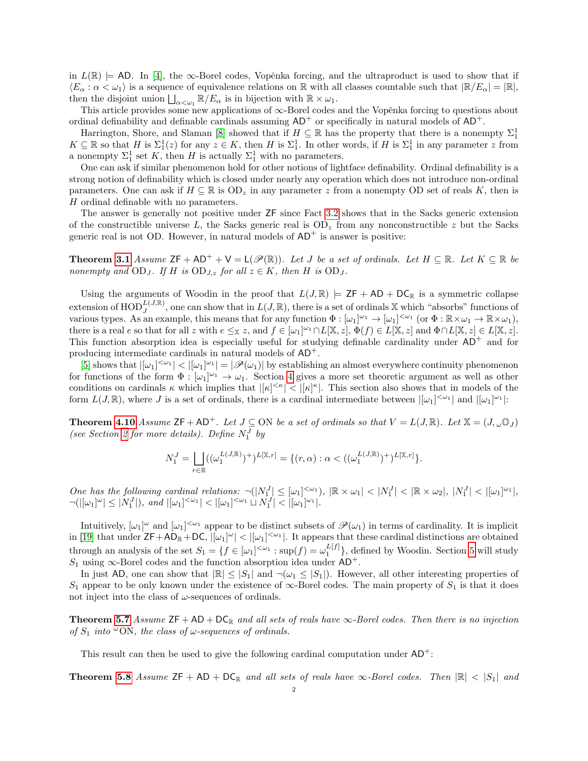in $L(\mathbb{R}) \models \mathsf{AD}$. In [4], the $\infty$-Borel codes, Vopěnka forcing, and the ultraproduct is used to show that if $\langle E_\alpha : \alpha < \omega_1 \rangle$ is a sequence of equivalence relations on $\mathbb{R}$ with all classes countable such that $|\mathbb{R}/E_\alpha| = |\mathbb{R}|$, then the disjoint union $\bigsqcup_{\alpha<\omega_1} \mathbb{R}/E_\alpha$ is in bijection with $\mathbb{R} \times \omega_1$.

This article provides some new applications of $\infty$-Borel codes and the Vopěnka forcing to questions about ordinal definability and definable cardinals assuming $\mathsf{AD}^+$ or specifically in natural models of $\mathsf{AD}^+$.

Harrington, Shore, and Slaman [8] showed that if $H \subseteq \mathbb{R}$ has the property that there is a nonempty $\Sigma^1_1$ $K \subseteq \mathbb{R}$ so that $H$ is $\Sigma^1_1(z)$ for any $z \in K$, then $H$ is $\Sigma^1_1$. In other words, if $H$ is $\Sigma^1_1$ in any parameter $z$ from a nonempty $\Sigma^1_1$ set $K$, then $H$ is actually $\Sigma^1_1$ with no parameters.

One can ask if similar phenomenon hold for other notions of lightface definability. Ordinal definability is a strong notion of definability which is closed under nearly any operation which does not introduce non-ordinal parameters. One can ask if $H \subseteq \mathbb{R}$ is $\mathrm{OD}_z$ in any parameter $z$ from a nonempty OD set of reals $K$, then is $H$ ordinal definable with no parameters.

The answer is generally not positive under $\mathsf{ZF}$ since Fact 3.2 shows that in the Sacks generic extension of the constructible universe $L$, the Sacks generic real is $\mathrm{OD}_z$ from any nonconstructible $z$ but the Sacks generic real is not OD. However, in natural models of $\mathsf{AD}^+$ is answer is positive:

**Theorem 3.1** *Assume $\mathsf{ZF} + \mathsf{AD}^+ + \mathsf{V} = \mathsf{L}(\mathscr{P}(\mathbb{R}))$. Let $J$ be a set of ordinals. Let $H \subseteq \mathbb{R}$. Let $K \subseteq \mathbb{R}$ be nonempty and $\mathrm{OD}_J$. If $H$ is $\mathrm{OD}_{J,z}$ for all $z \in K$, then $H$ is $\mathrm{OD}_J$.*

Using the arguments of Woodin in the proof that $L(J,\mathbb{R}) \models \mathsf{ZF} + \mathsf{AD} + \mathsf{DC}_\mathbb{R}$ is a symmetric collapse extension of $\mathrm{HOD}_J^{L(J,\mathbb{R})}$, one can show that in $L(J,\mathbb{R})$, there is a set of ordinals $\mathbb{X}$ which "absorbs" functions of various types. As an example, this means that for any function $\Phi : [\omega_1]^{\omega_1} \to [\omega_1]^{<\omega_1}$ (or $\Phi : \mathbb{R}\times\omega_1 \to \mathbb{R}\times\omega_1$), there is a real $e$ so that for all $z$ with $e \leq_\mathbb{X} z$, and $f \in [\omega_1]^{\omega_1} \cap L[\mathbb{X},z]$, $\Phi(f) \in L[\mathbb{X},z]$ and $\Phi \cap L[\mathbb{X},z] \in L[\mathbb{X},z]$. This function absorption idea is especially useful for studying definable cardinality under $\mathsf{AD}^+$ and for producing intermediate cardinals in natural models of $\mathsf{AD}^+$.

[5] shows that $|[\omega_1]^{<\omega_1}| < |[\omega_1]^{\omega_1}| = |\mathscr{P}(\omega_1)|$ by establishing an almost everywhere continuity phenomenon for functions of the form $\Phi : [\omega_1]^{\omega_1} \to \omega_1$. Section 4 gives a more set theoretic argument as well as other conditions on cardinals $\kappa$ which implies that $|[\kappa]^{<\kappa}| < |[\kappa]^\kappa|$. This section also shows that in models of the form $L(J,\mathbb{R})$, where $J$ is a set of ordinals, there is a cardinal intermediate between $|[\omega_1]^{<\omega_1}|$ and $|[\omega_1]^{\omega_1}|$:

**Theorem 4.10** *Assume $\mathsf{ZF} + \mathsf{AD}^+$. Let $J \subseteq \mathrm{ON}$ be a set of ordinals so that $V = L(J,\mathbb{R})$. Let $\mathbb{X} = (J, {}_\omega\mathbb{O}_J)$ (see Section 2 for more details). Define $N_1^J$ by*

$$N_1^J = \bigsqcup_{r\in\mathbb{R}} ((\omega_1^{L(J,\mathbb{R})})^+)^{L[\mathbb{X},r]} = \{(r,\alpha) : \alpha < ((\omega_1^{L(J,\mathbb{R})})^+)^{L[\mathbb{X},r]}\}.$$

*One has the following cardinal relations: $\neg(|N_1^J| \leq [\omega_1]^{<\omega_1})$, $|\mathbb{R}\times\omega_1| < |N_1^J| < |\mathbb{R}\times\omega_2|$, $|N_1^J| < |[\omega_1]^{\omega_1}|$, $\neg(|[\omega_1]^\omega| \leq |N_1^J|)$, and $|[\omega_1]^{<\omega_1}| < |[\omega_1]^{<\omega_1} \sqcup N_1^J| < |[\omega_1]^{\omega_1}|$.*

Intuitively, $[\omega_1]^\omega$ and $[\omega_1]^{<\omega_1}$ appear to be distinct subsets of $\mathscr{P}(\omega_1)$ in terms of cardinality. It is implicit in [19] that under $\mathsf{ZF}+\mathsf{AD}_\mathbb{R}+\mathsf{DC}$, $|[\omega_1]^\omega| < |[\omega_1]^{<\omega_1}|$. It appears that these cardinal distinctions are obtained through an analysis of the set $S_1 = \{f \in [\omega_1]^{<\omega_1} : \sup(f) = \omega_1^{L[f]}\}$, defined by Woodin. Section 5 will study $S_1$ using $\infty$-Borel codes and the function absorption idea under $\mathsf{AD}^+$.

In just $\mathsf{AD}$, one can show that $|\mathbb{R}| \leq |S_1|$ and $\neg(\omega_1 \leq |S_1|)$. However, all other interesting properties of $S_1$ appear to be only known under the existence of $\infty$-Borel codes. The main property of $S_1$ is that it does not inject into the class of $\omega$-sequences of ordinals.

**Theorem 5.7** *Assume $\mathsf{ZF} + \mathsf{AD} + \mathsf{DC}_\mathbb{R}$ and all sets of reals have $\infty$-Borel codes. Then there is no injection of $S_1$ into ${}^\omega\mathrm{ON}$, the class of $\omega$-sequences of ordinals.*

This result can then be used to give the following cardinal computation under $\mathsf{AD}^+$:

**Theorem 5.8** *Assume $\mathsf{ZF} + \mathsf{AD} + \mathsf{DC}_\mathbb{R}$ and all sets of reals have $\infty$-Borel codes. Then $|\mathbb{R}| < |S_1|$ and*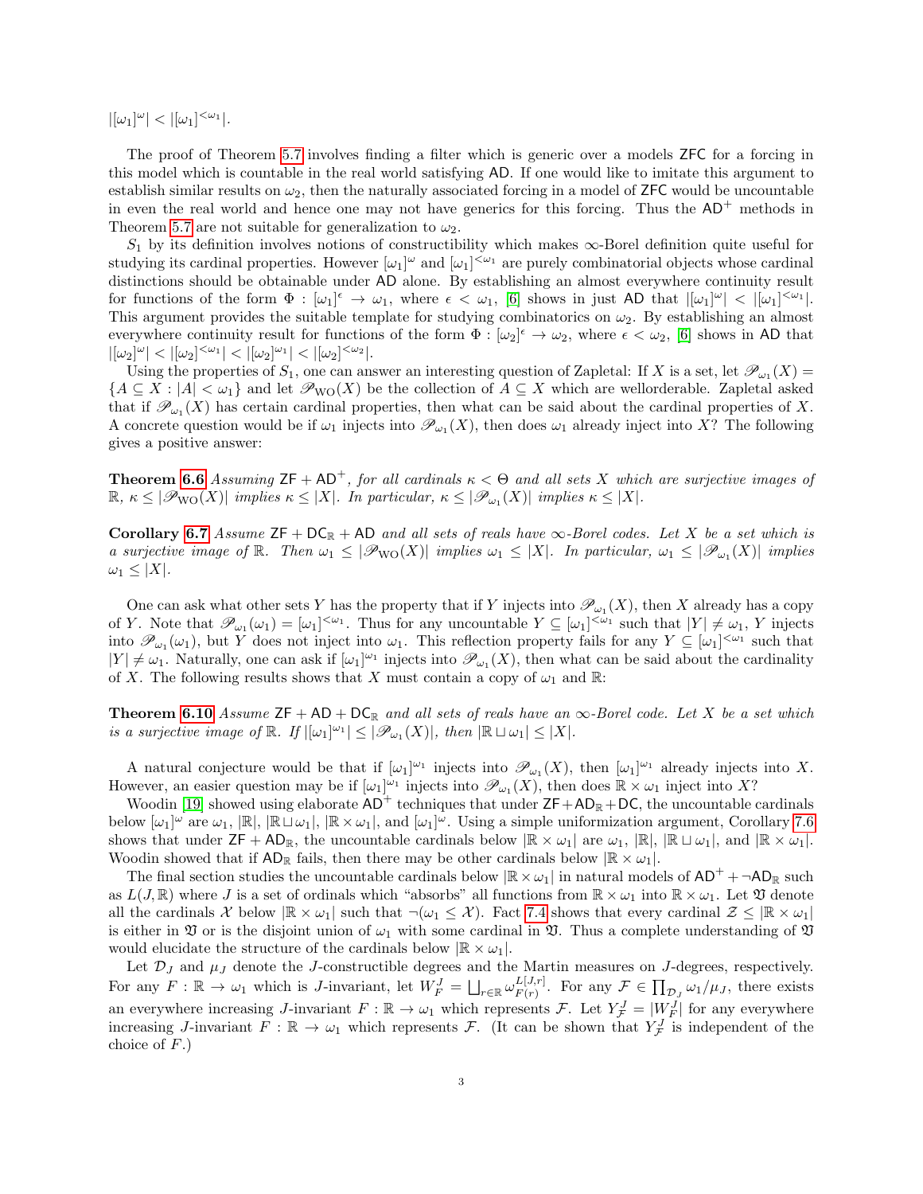$|[\omega_1]^\omega| < |[\omega_1]^{<\omega_1}|$.

The proof of Theorem 5.7 involves finding a filter which is generic over a models ZFC for a forcing in this model which is countable in the real world satisfying AD. If one would like to imitate this argument to establish similar results on $\omega_2$, then the naturally associated forcing in a model of ZFC would be uncountable in even the real world and hence one may not have generics for this forcing. Thus the $\mathsf{AD}^+$ methods in Theorem 5.7 are not suitable for generalization to $\omega_2$.

$S_1$ by its definition involves notions of constructibility which makes $\infty$-Borel definition quite useful for studying its cardinal properties. However $[\omega_1]^\omega$ and $[\omega_1]^{<\omega_1}$ are purely combinatorial objects whose cardinal distinctions should be obtainable under AD alone. By establishing an almost everywhere continuity result for functions of the form $\Phi : [\omega_1]^\epsilon \to \omega_1$, where $\epsilon < \omega_1$, [6] shows in just AD that $|[\omega_1]^\omega| < |[\omega_1]^{<\omega_1}|$. This argument provides the suitable template for studying combinatorics on $\omega_2$. By establishing an almost everywhere continuity result for functions of the form $\Phi : [\omega_2]^\epsilon \to \omega_2$, where $\epsilon < \omega_2$, [6] shows in AD that $|[\omega_2]^\omega| < |[\omega_2]^{<\omega_1}| < |[\omega_2]^{\omega_1}| < |[\omega_2]^{<\omega_2}|$.

Using the properties of $S_1$, one can answer an interesting question of Zapletal: If $X$ is a set, let $\mathscr{P}_{\omega_1}(X) = \{A \subseteq X : |A| < \omega_1\}$ and let $\mathscr{P}_{\mathrm{WO}}(X)$ be the collection of $A \subseteq X$ which are wellorderable. Zapletal asked that if $\mathscr{P}_{\omega_1}(X)$ has certain cardinal properties, then what can be said about the cardinal properties of $X$. A concrete question would be if $\omega_1$ injects into $\mathscr{P}_{\omega_1}(X)$, then does $\omega_1$ already inject into $X$? The following gives a positive answer:

**Theorem 6.6** *Assuming $\mathsf{ZF} + \mathsf{AD}^+$, for all cardinals $\kappa < \Theta$ and all sets $X$ which are surjective images of $\mathbb{R}$, $\kappa \leq |\mathscr{P}_{\mathrm{WO}}(X)|$ implies $\kappa \leq |X|$. In particular, $\kappa \leq |\mathscr{P}_{\omega_1}(X)|$ implies $\kappa \leq |X|$.*

**Corollary 6.7** *Assume $\mathsf{ZF} + \mathsf{DC}_\mathbb{R} + \mathsf{AD}$ and all sets of reals have $\infty$-Borel codes. Let $X$ be a set which is a surjective image of $\mathbb{R}$. Then $\omega_1 \leq |\mathscr{P}_{\mathrm{WO}}(X)|$ implies $\omega_1 \leq |X|$. In particular, $\omega_1 \leq |\mathscr{P}_{\omega_1}(X)|$ implies $\omega_1 \leq |X|$.*

One can ask what other sets $Y$ has the property that if $Y$ injects into $\mathscr{P}_{\omega_1}(X)$, then $X$ already has a copy of $Y$. Note that $\mathscr{P}_{\omega_1}(\omega_1) = [\omega_1]^{<\omega_1}$. Thus for any uncountable $Y \subseteq [\omega_1]^{<\omega_1}$ such that $|Y| \neq \omega_1$, $Y$ injects into $\mathscr{P}_{\omega_1}(\omega_1)$, but $Y$ does not inject into $\omega_1$. This reflection property fails for any $Y \subseteq [\omega_1]^{<\omega_1}$ such that $|Y| \neq \omega_1$. Naturally, one can ask if $[\omega_1]^{\omega_1}$ injects into $\mathscr{P}_{\omega_1}(X)$, then what can be said about the cardinality of $X$. The following results shows that $X$ must contain a copy of $\omega_1$ and $\mathbb{R}$:

**Theorem 6.10** *Assume $\mathsf{ZF} + \mathsf{AD} + \mathsf{DC}_\mathbb{R}$ and all sets of reals have an $\infty$-Borel code. Let $X$ be a set which is a surjective image of $\mathbb{R}$. If $|[\omega_1]^{\omega_1}| \leq |\mathscr{P}_{\omega_1}(X)|$, then $|\mathbb{R} \sqcup \omega_1| \leq |X|$.*

A natural conjecture would be that if $[\omega_1]^{\omega_1}$ injects into $\mathscr{P}_{\omega_1}(X)$, then $[\omega_1]^{\omega_1}$ already injects into $X$. However, an easier question may be if $[\omega_1]^{\omega_1}$ injects into $\mathscr{P}_{\omega_1}(X)$, then does $\mathbb{R} \times \omega_1$ inject into $X$?

Woodin [19] showed using elaborate $\mathsf{AD}^+$ techniques that under $\mathsf{ZF} + \mathsf{AD}_\mathbb{R} + \mathsf{DC}$, the uncountable cardinals below $[\omega_1]^\omega$ are $\omega_1$, $|\mathbb{R}|$, $|\mathbb{R} \sqcup \omega_1|$, $|\mathbb{R} \times \omega_1|$, and $[\omega_1]^\omega$. Using a simple uniformization argument, Corollary 7.6 shows that under $\mathsf{ZF} + \mathsf{AD}_\mathbb{R}$, the uncountable cardinals below $|\mathbb{R} \times \omega_1|$ are $\omega_1$, $|\mathbb{R}|$, $|\mathbb{R} \sqcup \omega_1|$, and $|\mathbb{R} \times \omega_1|$. Woodin showed that if $\mathsf{AD}_\mathbb{R}$ fails, then there may be other cardinals below $|\mathbb{R} \times \omega_1|$.

The final section studies the uncountable cardinals below $|\mathbb{R} \times \omega_1|$ in natural models of $\mathsf{AD}^+ + \neg\mathsf{AD}_\mathbb{R}$ such as $L(J, \mathbb{R})$ where $J$ is a set of ordinals which "absorbs" all functions from $\mathbb{R} \times \omega_1$ into $\mathbb{R} \times \omega_1$. Let $\mathfrak{V}$ denote all the cardinals $\mathcal{X}$ below $|\mathbb{R} \times \omega_1|$ such that $\neg(\omega_1 \leq \mathcal{X})$. Fact 7.4 shows that every cardinal $\mathcal{Z} \leq |\mathbb{R} \times \omega_1|$ is either in $\mathfrak{V}$ or is the disjoint union of $\omega_1$ with some cardinal in $\mathfrak{V}$. Thus a complete understanding of $\mathfrak{V}$ would elucidate the structure of the cardinals below $|\mathbb{R} \times \omega_1|$.

Let $\mathcal{D}_J$ and $\mu_J$ denote the $J$-constructible degrees and the Martin measures on $J$-degrees, respectively. For any $F : \mathbb{R} \to \omega_1$ which is $J$-invariant, let $W^J_F = \bigsqcup_{r \in \mathbb{R}} \omega_{F(r)}^{L[J,r]}$. For any $\mathcal{F} \in \prod_{\mathcal{D}_J} \omega_1/\mu_J$, there exists an everywhere increasing $J$-invariant $F : \mathbb{R} \to \omega_1$ which represents $\mathcal{F}$. Let $Y^J_\mathcal{F} = |W^J_F|$ for any everywhere increasing $J$-invariant $F : \mathbb{R} \to \omega_1$ which represents $\mathcal{F}$. (It can be shown that $Y^J_\mathcal{F}$ is independent of the choice of $F$.)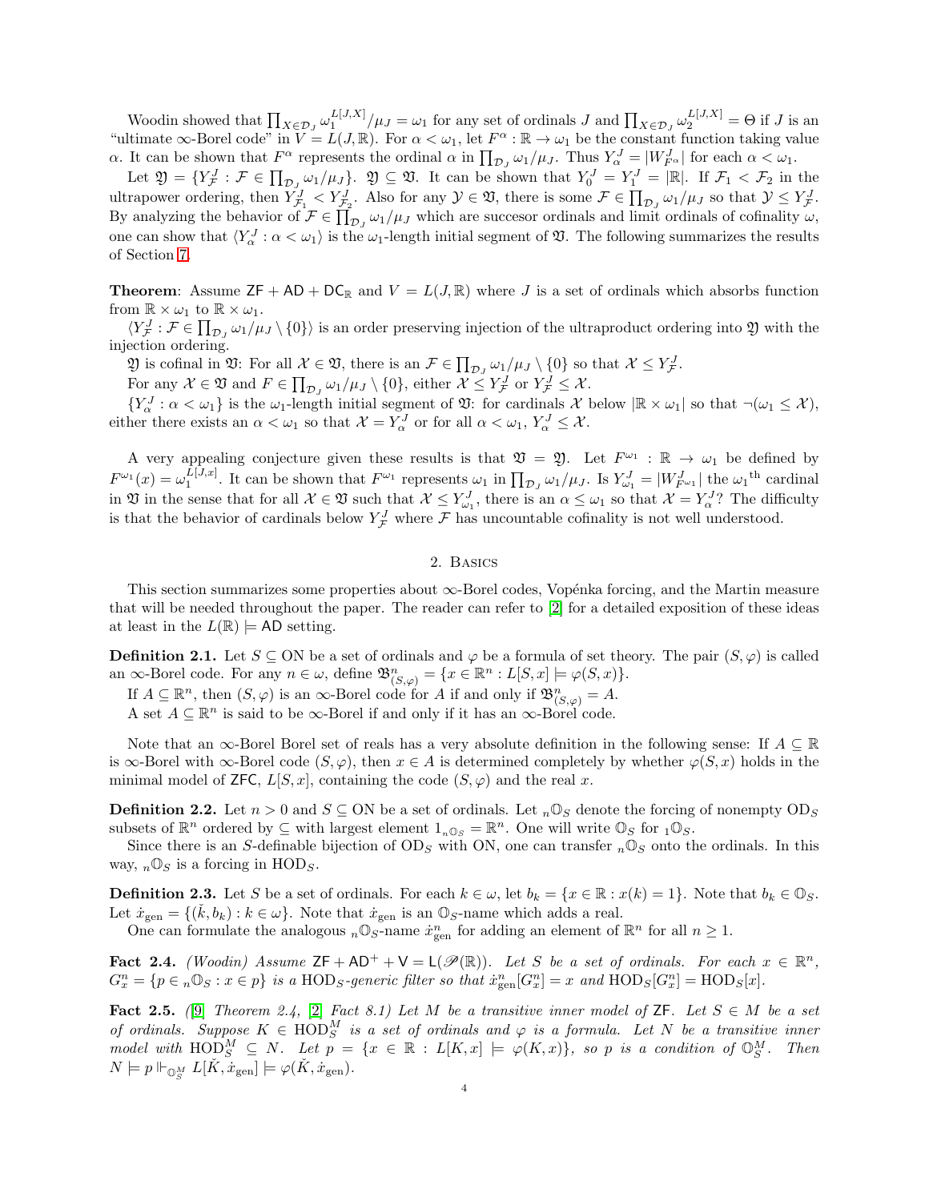Woodin showed that $\prod_{X\in\mathcal{D}_J}\omega_1^{L[J,X]}/\mu_J = \omega_1$ for any set of ordinals $J$ and $\prod_{X\in\mathcal{D}_J}\omega_2^{L[J,X]} = \Theta$ if $J$ is an "ultimate $\infty$-Borel code" in $V = L(J,\mathbb{R})$. For $\alpha < \omega_1$, let $F^\alpha : \mathbb{R}\to\omega_1$ be the constant function taking value $\alpha$. It can be shown that $F^\alpha$ represents the ordinal $\alpha$ in $\prod_{\mathcal{D}_J}\omega_1/\mu_J$. Thus $Y^J_\alpha = |W^J_{F^\alpha}|$ for each $\alpha < \omega_1$.

Let $\mathfrak{Y} = \{Y^J_{\mathcal{F}} : \mathcal{F}\in\prod_{\mathcal{D}_J}\omega_1/\mu_J\}$. $\mathfrak{Y}\subseteq\mathfrak{V}$. It can be shown that $Y^J_0 = Y^J_1 = |\mathbb{R}|$. If $\mathcal{F}_1 < \mathcal{F}_2$ in the ultrapower ordering, then $Y^J_{\mathcal{F}_1} < Y^J_{\mathcal{F}_2}$. Also for any $\mathcal{Y}\in\mathfrak{V}$, there is some $\mathcal{F}\in\prod_{\mathcal{D}_J}\omega_1/\mu_J$ so that $\mathcal{Y}\leq Y^J_{\mathcal{F}}$. By analyzing the behavior of $\mathcal{F}\in\prod_{\mathcal{D}_J}\omega_1/\mu_J$ which are succesor ordinals and limit ordinals of cofinality $\omega$, one can show that $\langle Y^J_\alpha : \alpha<\omega_1\rangle$ is the $\omega_1$-length initial segment of $\mathfrak{V}$. The following summarizes the results of Section 7.

**Theorem**: Assume $\mathsf{ZF}+\mathsf{AD}+\mathsf{DC}_{\mathbb{R}}$ and $V = L(J,\mathbb{R})$ where $J$ is a set of ordinals which absorbs function from $\mathbb{R}\times\omega_1$ to $\mathbb{R}\times\omega_1$.

$\langle Y^J_{\mathcal{F}} : \mathcal{F}\in\prod_{\mathcal{D}_J}\omega_1/\mu_J\setminus\{0\}\rangle$ is an order preserving injection of the ultraproduct ordering into $\mathfrak{Y}$ with the injection ordering.

$\mathfrak{Y}$ is cofinal in $\mathfrak{V}$: For all $\mathcal{X}\in\mathfrak{V}$, there is an $\mathcal{F}\in\prod_{\mathcal{D}_J}\omega_1/\mu_J\setminus\{0\}$ so that $\mathcal{X}\leq Y^J_{\mathcal{F}}$.

For any $\mathcal{X}\in\mathfrak{V}$ and $F\in\prod_{\mathcal{D}_J}\omega_1/\mu_J\setminus\{0\}$, either $\mathcal{X}\leq Y^J_{\mathcal{F}}$ or $Y^J_{\mathcal{F}}\leq\mathcal{X}$.

$\{Y^J_\alpha : \alpha<\omega_1\}$ is the $\omega_1$-length initial segment of $\mathfrak{V}$: for cardinals $\mathcal{X}$ below $|\mathbb{R}\times\omega_1|$ so that $\neg(\omega_1\leq\mathcal{X})$, either there exists an $\alpha<\omega_1$ so that $\mathcal{X} = Y^J_\alpha$ or for all $\alpha<\omega_1$, $Y^J_\alpha\leq\mathcal{X}$.

A very appealing conjecture given these results is that $\mathfrak{V} = \mathfrak{Y}$. Let $F^{\omega_1} : \mathbb{R}\to\omega_1$ be defined by $F^{\omega_1}(x) = \omega_1^{L[J,x]}$. It can be shown that $F^{\omega_1}$ represents $\omega_1$ in $\prod_{\mathcal{D}_J}\omega_1/\mu_J$. Is $Y^J_{\omega_1} = |W^J_{F^{\omega_1}}|$ the $\omega_1$<sup>th</sup> cardinal in $\mathfrak{V}$ in the sense that for all $\mathcal{X}\in\mathfrak{V}$ such that $\mathcal{X}\leq Y^J_{\omega_1}$, there is an $\alpha\leq\omega_1$ so that $\mathcal{X} = Y^J_\alpha$? The difficulty is that the behavior of cardinals below $Y^J_{\mathcal{F}}$ where $\mathcal{F}$ has uncountable cofinality is not well understood.

## 2. Basics

This section summarizes some properties about $\infty$-Borel codes, Vopénka forcing, and the Martin measure that will be needed throughout the paper. The reader can refer to [2] for a detailed exposition of these ideas at least in the $L(\mathbb{R})\models\mathsf{AD}$ setting.

**Definition 2.1.** Let $S\subseteq\mathrm{ON}$ be a set of ordinals and $\varphi$ be a formula of set theory. The pair $(S,\varphi)$ is called an $\infty$-Borel code. For any $n\in\omega$, define $\mathfrak{B}^n_{(S,\varphi)} = \{x\in\mathbb{R}^n : L[S,x]\models\varphi(S,x)\}$.

If $A\subseteq\mathbb{R}^n$, then $(S,\varphi)$ is an $\infty$-Borel code for $A$ if and only if $\mathfrak{B}^n_{(S,\varphi)} = A$.

A set $A\subseteq\mathbb{R}^n$ is said to be $\infty$-Borel if and only if it has an $\infty$-Borel code.

Note that an $\infty$-Borel Borel set of reals has a very absolute definition in the following sense: If $A\subseteq\mathbb{R}$ is $\infty$-Borel with $\infty$-Borel code $(S,\varphi)$, then $x\in A$ is determined completely by whether $\varphi(S,x)$ holds in the minimal model of $\mathsf{ZFC}$, $L[S,x]$, containing the code $(S,\varphi)$ and the real $x$.

**Definition 2.2.** Let $n>0$ and $S\subseteq\mathrm{ON}$ be a set of ordinals. Let ${}_n\mathbb{O}_S$ denote the forcing of nonempty $\mathrm{OD}_S$ subsets of $\mathbb{R}^n$ ordered by $\subseteq$ with largest element $1_{{}_n\mathbb{O}_S} = \mathbb{R}^n$. One will write $\mathbb{O}_S$ for ${}_1\mathbb{O}_S$.

Since there is an $S$-definable bijection of $\mathrm{OD}_S$ with ON, one can transfer ${}_n\mathbb{O}_S$ onto the ordinals. In this way, ${}_n\mathbb{O}_S$ is a forcing in $\mathrm{HOD}_S$.

**Definition 2.3.** Let $S$ be a set of ordinals. For each $k\in\omega$, let $b_k = \{x\in\mathbb{R} : x(k) = 1\}$. Note that $b_k\in\mathbb{O}_S$. Let $\dot{x}_{\mathrm{gen}} = \{(\check{k},b_k) : k\in\omega\}$. Note that $\dot{x}_{\mathrm{gen}}$ is an $\mathbb{O}_S$-name which adds a real.

One can formulate the analogous ${}_n\mathbb{O}_S$-name $\dot{x}^n_{\mathrm{gen}}$ for adding an element of $\mathbb{R}^n$ for all $n\geq 1$.

**Fact 2.4.** *(Woodin) Assume $\mathsf{ZF}+\mathsf{AD}^+ +\mathsf{V} = \mathsf{L}(\mathscr{P}(\mathbb{R}))$. Let $S$ be a set of ordinals. For each $x\in\mathbb{R}^n$, $G^n_x = \{p\in{}_n\mathbb{O}_S : x\in p\}$ is a $\mathrm{HOD}_S$-generic filter so that $\dot{x}^n_{\mathrm{gen}}[G^n_x] = x$ and $\mathrm{HOD}_S[G^n_x] = \mathrm{HOD}_S[x]$.*

**Fact 2.5.** *([9] Theorem 2.4, [2] Fact 8.1) Let $M$ be a transitive inner model of $\mathsf{ZF}$. Let $S\in M$ be a set of ordinals. Suppose $K\in\mathrm{HOD}^M_S$ is a set of ordinals and $\varphi$ is a formula. Let $N$ be a transitive inner model with $\mathrm{HOD}^M_S\subseteq N$. Let $p = \{x\in\mathbb{R} : L[K,x]\models\varphi(K,x)\}$, so $p$ is a condition of $\mathbb{O}^M_S$. Then $N\models p\Vdash_{\mathbb{O}^M_S} L[\check{K},\dot{x}_{\mathrm{gen}}]\models\varphi(\check{K},\dot{x}_{\mathrm{gen}})$.*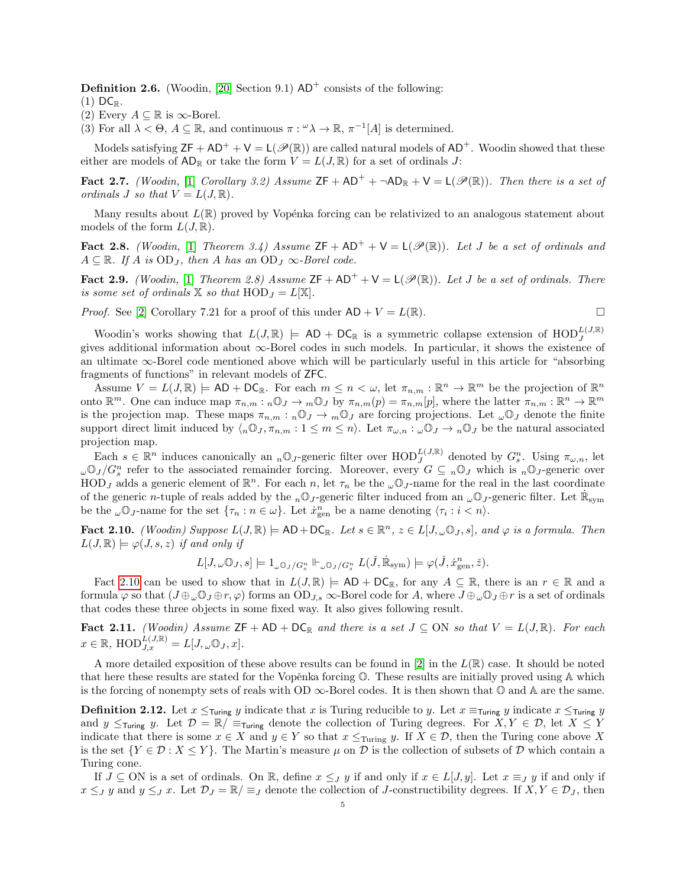**Definition 2.6.** (Woodin, [20] Section 9.1) $\mathsf{AD}^+$ consists of the following:
(1) $\mathsf{DC}_\mathbb{R}$.
(2) Every $A \subseteq \mathbb{R}$ is $\infty$-Borel.
(3) For all $\lambda < \Theta$, $A \subseteq \mathbb{R}$, and continuous $\pi : {}^\omega\lambda \to \mathbb{R}$, $\pi^{-1}[A]$ is determined.

Models satisfying $\mathsf{ZF} + \mathsf{AD}^+ + \mathsf{V} = \mathsf{L}(\mathscr{P}(\mathbb{R}))$ are called natural models of $\mathsf{AD}^+$. Woodin showed that these either are models of $\mathsf{AD}_\mathbb{R}$ or take the form $V = L(J, \mathbb{R})$ for a set of ordinals $J$:

**Fact 2.7.** *(Woodin, [1] Corollary 3.2) Assume $\mathsf{ZF} + \mathsf{AD}^+ + \neg\mathsf{AD}_\mathbb{R} + \mathsf{V} = \mathsf{L}(\mathscr{P}(\mathbb{R}))$. Then there is a set of ordinals $J$ so that $V = L(J, \mathbb{R})$.*

Many results about $L(\mathbb{R})$ proved by Vopěnka forcing can be relativized to an analogous statement about models of the form $L(J, \mathbb{R})$.

**Fact 2.8.** *(Woodin, [1] Theorem 3.4) Assume $\mathsf{ZF} + \mathsf{AD}^+ + \mathsf{V} = \mathsf{L}(\mathscr{P}(\mathbb{R}))$. Let $J$ be a set of ordinals and $A \subseteq \mathbb{R}$. If $A$ is $\mathrm{OD}_J$, then $A$ has an $\mathrm{OD}_J$ $\infty$-Borel code.*

**Fact 2.9.** *(Woodin, [1] Theorem 2.8) Assume $\mathsf{ZF} + \mathsf{AD}^+ + \mathsf{V} = \mathsf{L}(\mathscr{P}(\mathbb{R}))$. Let $J$ be a set of ordinals. There is some set of ordinals $\mathbb{X}$ so that $\mathrm{HOD}_J = L[\mathbb{X}]$.*

*Proof.* See [2] Corollary 7.21 for a proof of this under $\mathsf{AD} + V = L(\mathbb{R})$. □

Woodin's works showing that $L(J, \mathbb{R}) \models \mathsf{AD} + \mathsf{DC}_\mathbb{R}$ is a symmetric collapse extension of $\mathrm{HOD}_J^{L(J,\mathbb{R})}$ gives additional information about $\infty$-Borel codes in such models. In particular, it shows the existence of an ultimate $\infty$-Borel code mentioned above which will be particularly useful in this article for "absorbing fragments of functions" in relevant models of $\mathsf{ZFC}$.

Assume $V = L(J, \mathbb{R}) \models \mathsf{AD} + \mathsf{DC}_\mathbb{R}$. For each $m \leq n < \omega$, let $\pi_{n,m} : \mathbb{R}^n \to \mathbb{R}^m$ be the projection of $\mathbb{R}^n$ onto $\mathbb{R}^m$. One can induce map $\pi_{n,m} : {}_n\mathbb{O}_J \to {}_m\mathbb{O}_J$ by $\pi_{n,m}(p) = \pi_{n,m}[p]$, where the latter $\pi_{n,m} : \mathbb{R}^n \to \mathbb{R}^m$ is the projection map. These maps $\pi_{n,m} : {}_n\mathbb{O}_J \to {}_m\mathbb{O}_J$ are forcing projections. Let ${}_\omega\mathbb{O}_J$ denote the finite support direct limit induced by $\langle {}_n\mathbb{O}_J, \pi_{n,m} : 1 \leq m \leq n \rangle$. Let $\pi_{\omega,n} : {}_\omega\mathbb{O}_J \to {}_n\mathbb{O}_J$ be the natural associated projection map.

Each $s \in \mathbb{R}^n$ induces canonically an ${}_n\mathbb{O}_J$-generic filter over $\mathrm{HOD}_J^{L(J,\mathbb{R})}$ denoted by $G^n_s$. Using $\pi_{\omega,n}$, let ${}_\omega\mathbb{O}_J/G^n_s$ refer to the associated remainder forcing. Moreover, every $G \subseteq {}_n\mathbb{O}_J$ which is ${}_n\mathbb{O}_J$-generic over $\mathrm{HOD}_J$ adds a generic element of $\mathbb{R}^n$. For each $n$, let $\tau_n$ be the ${}_\omega\mathbb{O}_J$-name for the real in the last coordinate of the generic $n$-tuple of reals added by the ${}_n\mathbb{O}_J$-generic filter induced from an ${}_\omega\mathbb{O}_J$-generic filter. Let $\dot{\mathbb{R}}_{\mathrm{sym}}$ be the ${}_\omega\mathbb{O}_J$-name for the set $\{\tau_n : n \in \omega\}$. Let $\dot{x}^n_{\mathrm{gen}}$ be a name denoting $\langle \tau_i : i < n \rangle$.

**Fact 2.10.** *(Woodin) Suppose $L(J, \mathbb{R}) \models \mathsf{AD} + \mathsf{DC}_\mathbb{R}$. Let $s \in \mathbb{R}^n$, $z \in L[J, {}_\omega\mathbb{O}_J, s]$, and $\varphi$ is a formula. Then $L(J, \mathbb{R}) \models \varphi(J, s, z)$ if and only if*

$$L[J, {}_\omega\mathbb{O}_J, s] \models 1_{{}_\omega\mathbb{O}_J/G^n_s} \Vdash_{{}_\omega\mathbb{O}_J/G^n_s} L(\check{J}, \dot{\mathbb{R}}_{\mathrm{sym}}) \models \varphi(\check{J}, \dot{x}^n_{\mathrm{gen}}, \check{z}).$$

Fact 2.10 can be used to show that in $L(J, \mathbb{R}) \models \mathsf{AD} + \mathsf{DC}_\mathbb{R}$, for any $A \subseteq \mathbb{R}$, there is an $r \in \mathbb{R}$ and a formula $\varphi$ so that $(J \oplus {}_\omega\mathbb{O}_J \oplus r, \varphi)$ forms an $\mathrm{OD}_{J,s}$ $\infty$-Borel code for $A$, where $J \oplus {}_\omega\mathbb{O}_J \oplus r$ is a set of ordinals that codes these three objects in some fixed way. It also gives following result.

**Fact 2.11.** *(Woodin) Assume $\mathsf{ZF} + \mathsf{AD} + \mathsf{DC}_\mathbb{R}$ and there is a set $J \subseteq \mathrm{ON}$ so that $V = L(J, \mathbb{R})$. For each $x \in \mathbb{R}$, $\mathrm{HOD}_{J,x}^{L(J,\mathbb{R})} = L[J, {}_\omega\mathbb{O}_J, x]$.*

A more detailed exposition of these above results can be found in [2] in the $L(\mathbb{R})$ case. It should be noted that here these results are stated for the Vopěnka forcing $\mathbb{O}$. These results are initially proved using $\mathbb{A}$ which is the forcing of nonempty sets of reals with OD $\infty$-Borel codes. It is then shown that $\mathbb{O}$ and $\mathbb{A}$ are the same.

**Definition 2.12.** Let $x \leq_{\mathsf{Turing}} y$ indicate that $x$ is Turing reducible to $y$. Let $x \equiv_{\mathsf{Turing}} y$ indicate $x \leq_{\mathsf{Turing}} y$ and $y \leq_{\mathsf{Turing}} x$. Let $\mathcal{D} = \mathbb{R}/\equiv_{\mathsf{Turing}}$ denote the collection of Turing degrees. For $X, Y \in \mathcal{D}$, let $X \leq Y$ indicate that there is some $x \in X$ and $y \in Y$ so that $x \leq_{\mathsf{Turing}} y$. If $X \in \mathcal{D}$, then the Turing cone above $X$ is the set $\{Y \in \mathcal{D} : X \leq Y\}$. The Martin's measure $\mu$ on $\mathcal{D}$ is the collection of subsets of $\mathcal{D}$ which contain a Turing cone.

If $J \subseteq \mathrm{ON}$ is a set of ordinals. On $\mathbb{R}$, define $x \leq_J y$ if and only if $x \in L[J, y]$. Let $x \equiv_J y$ if and only if $x \leq_J y$ and $y \leq_J x$. Let $\mathcal{D}_J = \mathbb{R}/\equiv_J$ denote the collection of $J$-constructibility degrees. If $X, Y \in \mathcal{D}_J$, then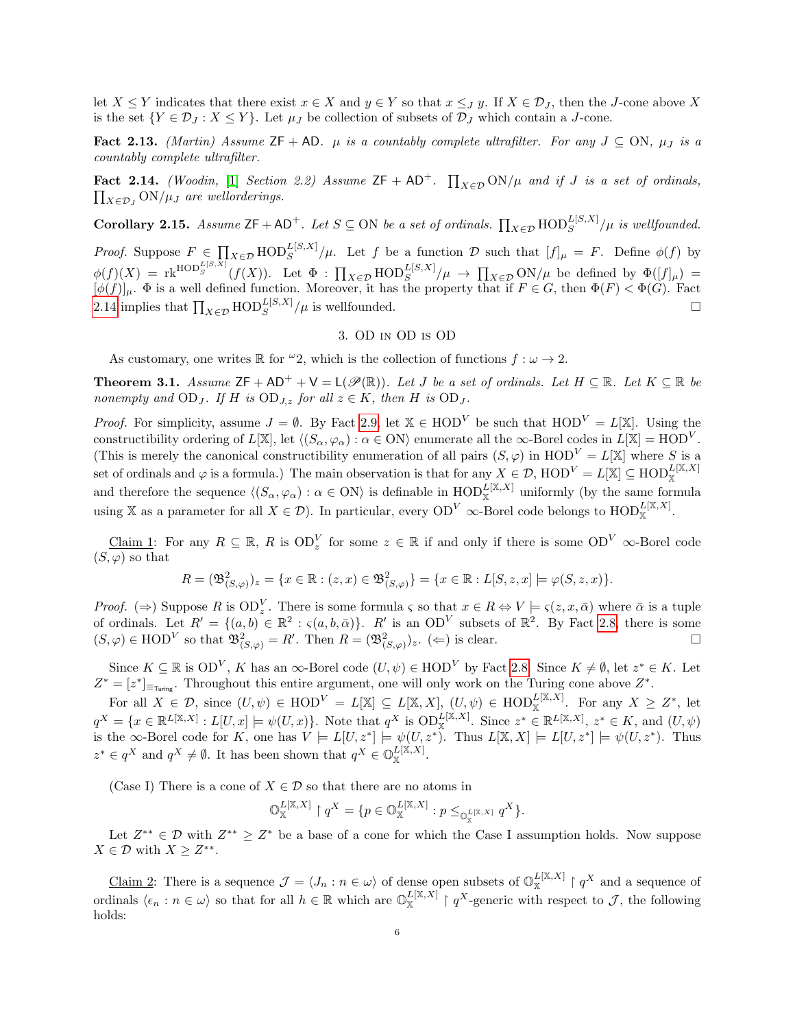let $X \leq Y$ indicates that there exist $x \in X$ and $y \in Y$ so that $x \leq_J y$. If $X \in \mathcal{D}_J$, then the $J$-cone above $X$ is the set $\{Y \in \mathcal{D}_J : X \leq Y\}$. Let $\mu_J$ be collection of subsets of $\mathcal{D}_J$ which contain a $J$-cone.

**Fact 2.13.** *(Martin) Assume $\mathsf{ZF} + \mathsf{AD}$. $\mu$ is a countably complete ultrafilter. For any $J \subseteq \mathrm{ON}$, $\mu_J$ is a countably complete ultrafilter.*

**Fact 2.14.** *(Woodin, [1] Section 2.2) Assume $\mathsf{ZF} + \mathsf{AD}^+$. $\prod_{X \in \mathcal{D}} \mathrm{ON}/\mu$ and if $J$ is a set of ordinals, $\prod_{X \in \mathcal{D}_J} \mathrm{ON}/\mu_J$ are wellorderings.*

**Corollary 2.15.** *Assume $\mathsf{ZF} + \mathsf{AD}^+$. Let $S \subseteq \mathrm{ON}$ be a set of ordinals. $\prod_{X \in \mathcal{D}} \mathrm{HOD}_S^{L[S,X]}/\mu$ is wellfounded.*

*Proof.* Suppose $F \in \prod_{X \in \mathcal{D}} \mathrm{HOD}_S^{L[S,X]}/\mu$. Let $f$ be a function $\mathcal{D}$ such that $[f]_\mu = F$. Define $\phi(f)$ by $\phi(f)(X) = \mathrm{rk}^{\mathrm{HOD}_S^{L[S,X]}}(f(X))$. Let $\Phi : \prod_{X \in \mathcal{D}} \mathrm{HOD}_S^{L[S,X]}/\mu \to \prod_{X \in \mathcal{D}} \mathrm{ON}/\mu$ be defined by $\Phi([f]_\mu) = [\phi(f)]_\mu$. $\Phi$ is a well defined function. Moreover, it has the property that if $F \in G$, then $\Phi(F) < \Phi(G)$. Fact 2.14 implies that $\prod_{X \in \mathcal{D}} \mathrm{HOD}_S^{L[S,X]}/\mu$ is wellfounded. □

## 3. OD in OD is OD

As customary, one writes $\mathbb{R}$ for ${}^\omega 2$, which is the collection of functions $f : \omega \to 2$.

**Theorem 3.1.** *Assume $\mathsf{ZF} + \mathsf{AD}^+ + \mathsf{V} = \mathsf{L}(\mathscr{P}(\mathbb{R}))$. Let $J$ be a set of ordinals. Let $H \subseteq \mathbb{R}$. Let $K \subseteq \mathbb{R}$ be nonempty and $\mathrm{OD}_J$. If $H$ is $\mathrm{OD}_{J,z}$ for all $z \in K$, then $H$ is $\mathrm{OD}_J$.*

*Proof.* For simplicity, assume $J = \emptyset$. By Fact 2.9, let $\mathbb{X} \in \mathrm{HOD}^V$ be such that $\mathrm{HOD}^V = L[\mathbb{X}]$. Using the constructibility ordering of $L[\mathbb{X}]$, let $\langle (S_\alpha, \varphi_\alpha) : \alpha \in \mathrm{ON}\rangle$ enumerate all the $\infty$-Borel codes in $L[\mathbb{X}] = \mathrm{HOD}^V$. (This is merely the canonical constructibility enumeration of all pairs $(S, \varphi)$ in $\mathrm{HOD}^V = L[\mathbb{X}]$ where $S$ is a set of ordinals and $\varphi$ is a formula.) The main observation is that for any $X \in \mathcal{D}$, $\mathrm{HOD}^V = L[\mathbb{X}] \subseteq \mathrm{HOD}_{\mathbb{X}}^{L[\mathbb{X},X]}$ and therefore the sequence $\langle (S_\alpha, \varphi_\alpha) : \alpha \in \mathrm{ON}\rangle$ is definable in $\mathrm{HOD}_{\mathbb{X}}^{L[\mathbb{X},X]}$ uniformly (by the same formula using $\mathbb{X}$ as a parameter for all $X \in \mathcal{D}$). In particular, every $\mathrm{OD}^V$ $\infty$-Borel code belongs to $\mathrm{HOD}_{\mathbb{X}}^{L[\mathbb{X},X]}$.

Claim 1: For any $R \subseteq \mathbb{R}$, $R$ is $\mathrm{OD}_z^V$ for some $z \in \mathbb{R}$ if and only if there is some $\mathrm{OD}^V$ $\infty$-Borel code $(S, \varphi)$ so that

$$R = (\mathfrak{B}^2_{(S,\varphi)})_z = \{x \in \mathbb{R} : (z, x) \in \mathfrak{B}^2_{(S,\varphi)}\} = \{x \in \mathbb{R} : L[S, z, x] \models \varphi(S, z, x)\}.$$

*Proof.* ($\Rightarrow$) Suppose $R$ is $\mathrm{OD}_z^V$. There is some formula $\varsigma$ so that $x \in R \Leftrightarrow V \models \varsigma(z, x, \bar{\alpha})$ where $\bar{\alpha}$ is a tuple of ordinals. Let $R' = \{(a, b) \in \mathbb{R}^2 : \varsigma(a, b, \bar{\alpha})\}$. $R'$ is an $\mathrm{OD}^V$ subsets of $\mathbb{R}^2$. By Fact 2.8, there is some $(S, \varphi) \in \mathrm{HOD}^V$ so that $\mathfrak{B}^2_{(S,\varphi)} = R'$. Then $R = (\mathfrak{B}^2_{(S,\varphi)})_z$. ($\Leftarrow$) is clear. □

Since $K \subseteq \mathbb{R}$ is $\mathrm{OD}^V$, $K$ has an $\infty$-Borel code $(U, \psi) \in \mathrm{HOD}^V$ by Fact 2.8. Since $K \neq \emptyset$, let $z^* \in K$. Let $Z^* = [z^*]_{\equiv_{\mathsf{Turing}}}$. Throughout this entire argument, one will only work on the Turing cone above $Z^*$.

For all $X \in \mathcal{D}$, since $(U, \psi) \in \mathrm{HOD}^V = L[\mathbb{X}] \subseteq L[\mathbb{X}, X]$, $(U, \psi) \in \mathrm{HOD}_{\mathbb{X}}^{L[\mathbb{X},X]}$. For any $X \geq Z^*$, let $q^X = \{x \in \mathbb{R}^{L[\mathbb{X},X]} : L[U, x] \models \psi(U, x)\}$. Note that $q^X$ is $\mathrm{OD}_{\mathbb{X}}^{L[\mathbb{X},X]}$. Since $z^* \in \mathbb{R}^{L[\mathbb{X},X]}$, $z^* \in K$, and $(U, \psi)$ is the $\infty$-Borel code for $K$, one has $V \models L[U, z^*] \models \psi(U, z^*)$. Thus $L[\mathbb{X}, X] \models L[U, z^*] \models \psi(U, z^*)$. Thus $z^* \in q^X$ and $q^X \neq \emptyset$. It has been shown that $q^X \in \mathbb{O}_{\mathbb{X}}^{L[\mathbb{X},X]}$.

(Case I) There is a cone of $X \in \mathcal{D}$ so that there are no atoms in

$$\mathbb{O}_{\mathbb{X}}^{L[\mathbb{X},X]} \restriction q^X = \{p \in \mathbb{O}_{\mathbb{X}}^{L[\mathbb{X},X]} : p \leq_{\mathbb{O}_{\mathbb{X}}^{L[\mathbb{X},X]}} q^X\}.$$

Let $Z^{**} \in \mathcal{D}$ with $Z^{**} \geq Z^*$ be a base of a cone for which the Case I assumption holds. Now suppose $X \in \mathcal{D}$ with $X \geq Z^{**}$.

Claim 2: There is a sequence $\mathcal{J} = \langle J_n : n \in \omega\rangle$ of dense open subsets of $\mathbb{O}_{\mathbb{X}}^{L[\mathbb{X},X]} \restriction q^X$ and a sequence of ordinals $\langle \epsilon_n : n \in \omega\rangle$ so that for all $h \in \mathbb{R}$ which are $\mathbb{O}_{\mathbb{X}}^{L[\mathbb{X},X]} \restriction q^X$-generic with respect to $\mathcal{J}$, the following holds: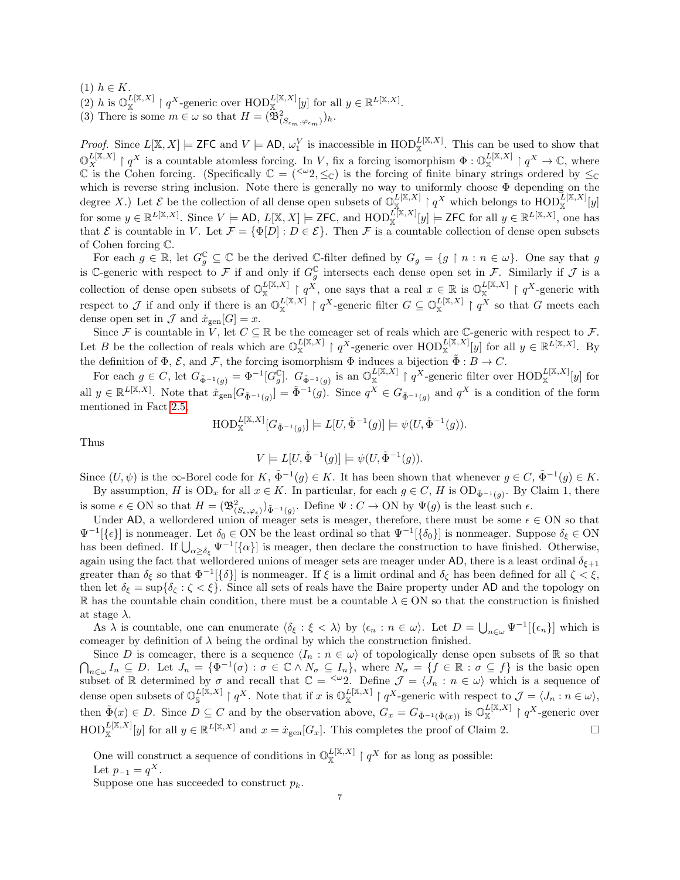(1) $h \in K$.
(2) $h$ is $\mathbb{O}_{\mathbb{X}}^{L[\mathbb{X},X]} \restriction q^X$-generic over $\mathrm{HOD}_{\mathbb{X}}^{L[\mathbb{X},X]}[y]$ for all $y \in \mathbb{R}^{L[\mathbb{X},X]}$.
(3) There is some $m \in \omega$ so that $H = (\mathfrak{B}^2_{(S_{\epsilon_m},\varphi_{\epsilon_m})})_h$.

*Proof.* Since $L[\mathbb{X}, X] \models \mathsf{ZFC}$ and $V \models \mathsf{AD}$, $\omega_1^V$ is inaccessible in $\mathrm{HOD}_{\mathbb{X}}^{L[\mathbb{X},X]}$. This can be used to show that $\mathbb{O}_X^{L[\mathbb{X},X]} \restriction q^X$ is a countable atomless forcing. In $V$, fix a forcing isomorphism $\Phi : \mathbb{O}_{\mathbb{X}}^{L[\mathbb{X},X]} \restriction q^X \to \mathbb{C}$, where $\mathbb{C}$ is the Cohen forcing. (Specifically $\mathbb{C} = ({}^{<\omega}2, \leq_{\mathbb{C}})$ is the forcing of finite binary strings ordered by $\leq_{\mathbb{C}}$ which is reverse string inclusion. Note there is generally no way to uniformly choose $\Phi$ depending on the degree $X$.) Let $\mathcal{E}$ be the collection of all dense open subsets of $\mathbb{O}_{\mathbb{X}}^{L[\mathbb{X},X]} \restriction q^X$ which belongs to $\mathrm{HOD}_{\mathbb{X}}^{L[\mathbb{X},X]}[y]$ for some $y \in \mathbb{R}^{L[\mathbb{X},X]}$. Since $V \models \mathsf{AD}$, $L[\mathbb{X}, X] \models \mathsf{ZFC}$, and $\mathrm{HOD}_{\mathbb{X}}^{L[\mathbb{X},X]}[y] \models \mathsf{ZFC}$ for all $y \in \mathbb{R}^{L[\mathbb{X},X]}$, one has that $\mathcal{E}$ is countable in $V$. Let $\mathcal{F} = \{\Phi[D] : D \in \mathcal{E}\}$. Then $\mathcal{F}$ is a countable collection of dense open subsets of Cohen forcing $\mathbb{C}$.

For each $g \in \mathbb{R}$, let $G_g^{\mathbb{C}} \subseteq \mathbb{C}$ be the derived $\mathbb{C}$-filter defined by $G_g = \{g \restriction n : n \in \omega\}$. One say that $g$ is $\mathbb{C}$-generic with respect to $\mathcal{F}$ if and only if $G_g^{\mathbb{C}}$ intersects each dense open set in $\mathcal{F}$. Similarly if $\mathcal{J}$ is a collection of dense open subsets of $\mathbb{O}_{\mathbb{X}}^{L[\mathbb{X},X]} \restriction q^X$, one says that a real $x \in \mathbb{R}$ is $\mathbb{O}_{\mathbb{X}}^{L[\mathbb{X},X]} \restriction q^X$-generic with respect to $\mathcal{J}$ if and only if there is an $\mathbb{O}_{\mathbb{X}}^{L[\mathbb{X},X]} \restriction q^X$-generic filter $G \subseteq \mathbb{O}_{\mathbb{X}}^{L[\mathbb{X},X]} \restriction q^X$ so that $G$ meets each dense open set in $\mathcal{J}$ and $\dot{x}_{\mathrm{gen}}[G] = x$.

Since $\mathcal{F}$ is countable in $V$, let $C \subseteq \mathbb{R}$ be the comeager set of reals which are $\mathbb{C}$-generic with respect to $\mathcal{F}$. Let $B$ be the collection of reals which are $\mathbb{O}_{\mathbb{X}}^{L[\mathbb{X},X]} \restriction q^X$-generic over $\mathrm{HOD}_{\mathbb{X}}^{L[\mathbb{X},X]}[y]$ for all $y \in \mathbb{R}^{L[\mathbb{X},X]}$. By the definition of $\Phi$, $\mathcal{E}$, and $\mathcal{F}$, the forcing isomorphism $\Phi$ induces a bijection $\tilde{\Phi} : B \to C$.

For each $g \in C$, let $G_{\tilde{\Phi}^{-1}(g)} = \Phi^{-1}[G_g^{\mathbb{C}}]$. $G_{\tilde{\Phi}^{-1}(g)}$ is an $\mathbb{O}_{\mathbb{X}}^{L[\mathbb{X},X]} \restriction q^X$-generic filter over $\mathrm{HOD}_{\mathbb{X}}^{L[\mathbb{X},X]}[y]$ for all $y \in \mathbb{R}^{L[\mathbb{X},X]}$. Note that $\dot{x}_{\mathrm{gen}}[G_{\tilde{\Phi}^{-1}(g)}] = \tilde{\Phi}^{-1}(g)$. Since $q^X \in G_{\tilde{\Phi}^{-1}(g)}$ and $q^X$ is a condition of the form mentioned in Fact 2.5,

$$\mathrm{HOD}_{\mathbb{X}}^{L[\mathbb{X},X]}[G_{\tilde{\Phi}^{-1}(g)}] \models L[U, \tilde{\Phi}^{-1}(g)] \models \psi(U, \tilde{\Phi}^{-1}(g)).$$

Thus

$$V \models L[U, \tilde{\Phi}^{-1}(g)] \models \psi(U, \tilde{\Phi}^{-1}(g)).$$

Since $(U, \psi)$ is the $\infty$-Borel code for $K$, $\tilde{\Phi}^{-1}(g) \in K$. It has been shown that whenever $g \in C$, $\tilde{\Phi}^{-1}(g) \in K$.

By assumption, $H$ is $\mathrm{OD}_x$ for all $x \in K$. In particular, for each $g \in C$, $H$ is $\mathrm{OD}_{\tilde{\Phi}^{-1}(g)}$. By Claim 1, there is some $\epsilon \in \mathrm{ON}$ so that $H = (\mathfrak{B}^2_{(S_\epsilon,\varphi_\epsilon)})_{\tilde{\Phi}^{-1}(g)}$. Define $\Psi : C \to \mathrm{ON}$ by $\Psi(g)$ is the least such $\epsilon$.

Under $\mathsf{AD}$, a wellordered union of meager sets is meager, therefore, there must be some $\epsilon \in \mathrm{ON}$ so that $\Psi^{-1}[\{\epsilon\}]$ is nonmeager. Let $\delta_0 \in \mathrm{ON}$ be the least ordinal so that $\Psi^{-1}[\{\delta_0\}]$ is nonmeager. Suppose $\delta_\xi \in \mathrm{ON}$ has been defined. If $\bigcup_{\alpha \geq \delta_\xi} \Psi^{-1}[\{\alpha\}]$ is meager, then declare the construction to have finished. Otherwise, again using the fact that wellordered unions of meager sets are meager under $\mathsf{AD}$, there is a least ordinal $\delta_{\xi+1}$ greater than $\delta_\xi$ so that $\Phi^{-1}[\{\delta\}]$ is nonmeager. If $\xi$ is a limit ordinal and $\delta_\zeta$ has been defined for all $\zeta < \xi$, then let $\delta_\xi = \sup\{\delta_\zeta : \zeta < \xi\}$. Since all sets of reals have the Baire property under $\mathsf{AD}$ and the topology on $\mathbb{R}$ has the countable chain condition, there must be a countable $\lambda \in \mathrm{ON}$ so that the construction is finished at stage $\lambda$.

As $\lambda$ is countable, one can enumerate $\langle \delta_\xi : \xi < \lambda \rangle$ by $\langle \epsilon_n : n \in \omega \rangle$. Let $D = \bigcup_{n \in \omega} \Psi^{-1}[\{\epsilon_n\}]$ which is comeager by definition of $\lambda$ being the ordinal by which the construction finished.

Since $D$ is comeager, there is a sequence $\langle I_n : n \in \omega \rangle$ of topologically dense open subsets of $\mathbb{R}$ so that $\bigcap_{n \in \omega} I_n \subseteq D$. Let $J_n = \{\Phi^{-1}(\sigma) : \sigma \in \mathbb{C} \wedge N_\sigma \subseteq I_n\}$, where $N_\sigma = \{f \in \mathbb{R} : \sigma \subseteq f\}$ is the basic open subset of $\mathbb{R}$ determined by $\sigma$ and recall that $\mathbb{C} = {}^{<\omega}2$. Define $\mathcal{J} = \langle J_n : n \in \omega \rangle$ which is a sequence of dense open subsets of $\mathbb{O}_{\mathbb{S}}^{L[\mathbb{X},X]} \restriction q^X$. Note that if $x$ is $\mathbb{O}_{\mathbb{X}}^{L[\mathbb{X},X]} \restriction q^X$-generic with respect to $\mathcal{J} = \langle J_n : n \in \omega \rangle$, then $\tilde{\Phi}(x) \in D$. Since $D \subseteq C$ and by the observation above, $G_x = G_{\tilde{\Phi}^{-1}(\tilde{\Phi}(x))}$ is $\mathbb{O}_{\mathbb{X}}^{L[\mathbb{X},X]} \restriction q^X$-generic over $\mathrm{HOD}_{\mathbb{X}}^{L[\mathbb{X},X]}[y]$ for all $y \in \mathbb{R}^{L[\mathbb{X},X]}$ and $x = \dot{x}_{\mathrm{gen}}[G_x]$. This completes the proof of Claim 2. $\square$

One will construct a sequence of conditions in $\mathbb{O}_{\mathbb{X}}^{L[\mathbb{X},X]} \restriction q^X$ for as long as possible:
Let $p_{-1} = q^X$.
Suppose one has succeeded to construct $p_k$.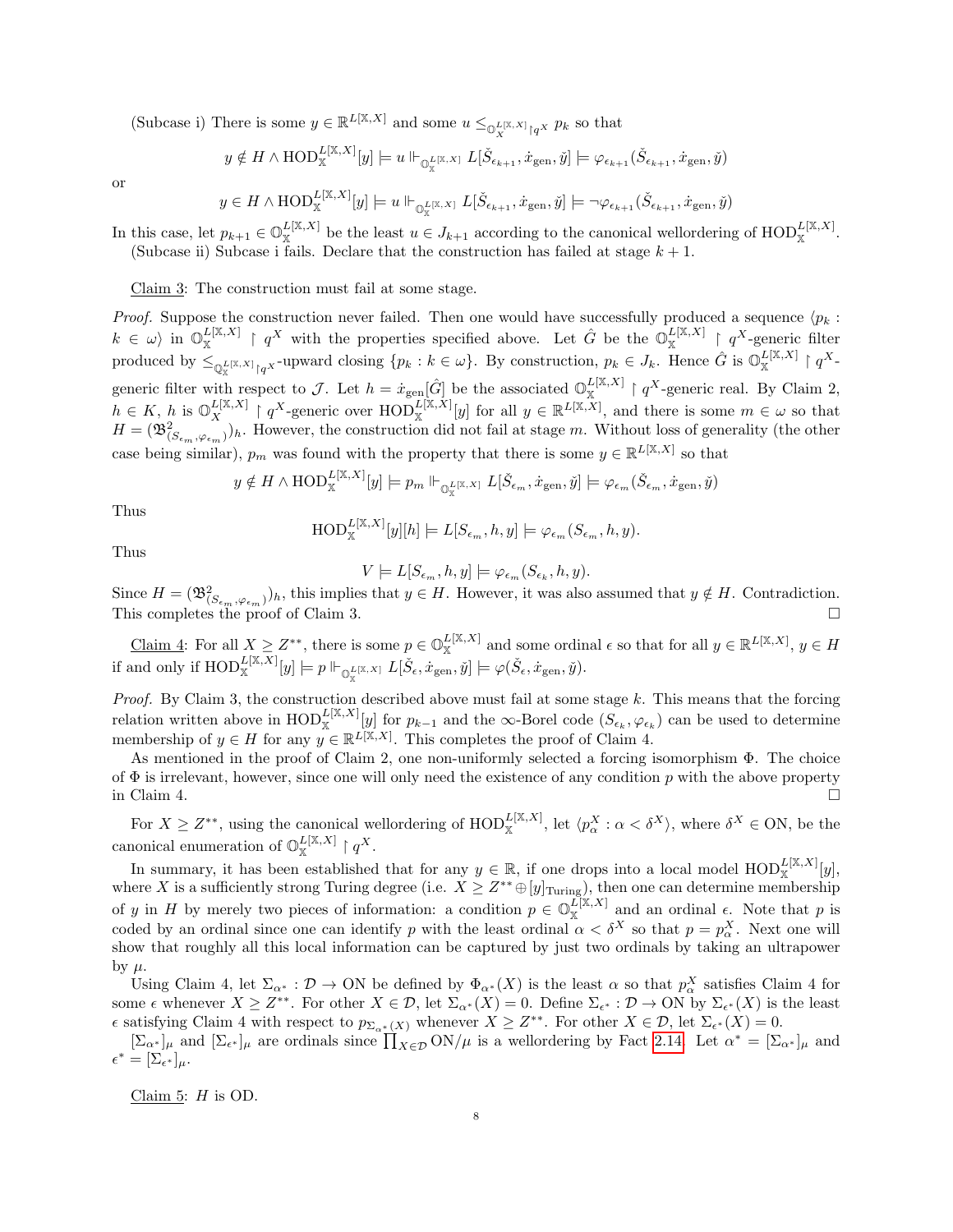(Subcase i) There is some $y \in \mathbb{R}^{L[\mathbb{X},X]}$ and some $u \leq_{\mathbb{O}_X^{L[\mathbb{X},X]} \restriction q^X} p_k$ so that

$$y \notin H \wedge \mathrm{HOD}_{\mathbb{X}}^{L[\mathbb{X},X]}[y] \models u \Vdash_{\mathbb{O}_{\mathbb{X}}^{L[\mathbb{X},X]}} L[\check{S}_{\epsilon_{k+1}}, \dot{x}_{\mathrm{gen}}, \check{y}] \models \varphi_{\epsilon_{k+1}}(\check{S}_{\epsilon_{k+1}}, \dot{x}_{\mathrm{gen}}, \check{y})$$

or

$$y \in H \wedge \mathrm{HOD}_{\mathbb{X}}^{L[\mathbb{X},X]}[y] \models u \Vdash_{\mathbb{O}_{\mathbb{X}}^{L[\mathbb{X},X]}} L[\check{S}_{\epsilon_{k+1}}, \dot{x}_{\mathrm{gen}}, \check{y}] \models \neg\varphi_{\epsilon_{k+1}}(\check{S}_{\epsilon_{k+1}}, \dot{x}_{\mathrm{gen}}, \check{y})$$

In this case, let $p_{k+1} \in \mathbb{O}_{\mathbb{X}}^{L[\mathbb{X},X]}$ be the least $u \in J_{k+1}$ according to the canonical wellordering of $\mathrm{HOD}_{\mathbb{X}}^{L[\mathbb{X},X]}$.

(Subcase ii) Subcase i fails. Declare that the construction has failed at stage $k+1$.

Claim 3: The construction must fail at some stage.

*Proof.* Suppose the construction never failed. Then one would have successfully produced a sequence $\langle p_k : k \in \omega\rangle$ in $\mathbb{O}_{\mathbb{X}}^{L[\mathbb{X},X]} \restriction q^X$ with the properties specified above. Let $\hat{G}$ be the $\mathbb{O}_{\mathbb{X}}^{L[\mathbb{X},X]} \restriction q^X$-generic filter produced by $\leq_{\mathbb{O}_{\mathbb{X}}^{L[\mathbb{X},X]} \restriction q^X}$-upward closing $\{p_k : k \in \omega\}$. By construction, $p_k \in J_k$. Hence $\hat{G}$ is $\mathbb{O}_{\mathbb{X}}^{L[\mathbb{X},X]} \restriction q^X$-generic filter with respect to $\mathcal{J}$. Let $h = \dot{x}_{\mathrm{gen}}[\hat{G}]$ be the associated $\mathbb{O}_{\mathbb{X}}^{L[\mathbb{X},X]} \restriction q^X$-generic real. By Claim 2, $h \in K$, $h$ is $\mathbb{O}_X^{L[\mathbb{X},X]} \restriction q^X$-generic over $\mathrm{HOD}_{\mathbb{X}}^{L[\mathbb{X},X]}[y]$ for all $y \in \mathbb{R}^{L[\mathbb{X},X]}$, and there is some $m \in \omega$ so that $H = (\mathfrak{B}^2_{(S_{\epsilon_m}, \varphi_{\epsilon_m})})_h$. However, the construction did not fail at stage $m$. Without loss of generality (the other case being similar), $p_m$ was found with the property that there is some $y \in \mathbb{R}^{L[\mathbb{X},X]}$ so that

$$y \notin H \wedge \mathrm{HOD}_{\mathbb{X}}^{L[\mathbb{X},X]}[y] \models p_m \Vdash_{\mathbb{O}_{\mathbb{X}}^{L[\mathbb{X},X]}} L[\check{S}_{\epsilon_m}, \dot{x}_{\mathrm{gen}}, \check{y}] \models \varphi_{\epsilon_m}(\check{S}_{\epsilon_m}, \dot{x}_{\mathrm{gen}}, \check{y})$$

Thus

$$\mathrm{HOD}_{\mathbb{X}}^{L[\mathbb{X},X]}[y][h] \models L[S_{\epsilon_m}, h, y] \models \varphi_{\epsilon_m}(S_{\epsilon_m}, h, y).$$

Thus

$$V \models L[S_{\epsilon_m}, h, y] \models \varphi_{\epsilon_m}(S_{\epsilon_k}, h, y).$$

Since $H = (\mathfrak{B}^2_{(S_{\epsilon_m}, \varphi_{\epsilon_m})})_h$, this implies that $y \in H$. However, it was also assumed that $y \notin H$. Contradiction. This completes the proof of Claim 3. □

Claim 4: For all $X \geq Z^{**}$, there is some $p \in \mathbb{O}_{\mathbb{X}}^{L[\mathbb{X},X]}$ and some ordinal $\epsilon$ so that for all $y \in \mathbb{R}^{L[\mathbb{X},X]}$, $y \in H$ if and only if $\mathrm{HOD}_{\mathbb{X}}^{L[\mathbb{X},X]}[y] \models p \Vdash_{\mathbb{O}_{\mathbb{X}}^{L[\mathbb{X},X]}} L[\check{S}_\epsilon, \dot{x}_{\mathrm{gen}}, \check{y}] \models \varphi(\check{S}_\epsilon, \dot{x}_{\mathrm{gen}}, \check{y})$.

*Proof.* By Claim 3, the construction described above must fail at some stage $k$. This means that the forcing relation written above in $\mathrm{HOD}_{\mathbb{X}}^{L[\mathbb{X},X]}[y]$ for $p_{k-1}$ and the $\infty$-Borel code $(S_{\epsilon_k}, \varphi_{\epsilon_k})$ can be used to determine membership of $y \in H$ for any $y \in \mathbb{R}^{L[\mathbb{X},X]}$. This completes the proof of Claim 4.

As mentioned in the proof of Claim 2, one non-uniformly selected a forcing isomorphism $\Phi$. The choice of $\Phi$ is irrelevant, however, since one will only need the existence of any condition $p$ with the above property in Claim 4. □

For $X \geq Z^{**}$, using the canonical wellordering of $\mathrm{HOD}_{\mathbb{X}}^{L[\mathbb{X},X]}$, let $\langle p^X_\alpha : \alpha < \delta^X\rangle$, where $\delta^X \in \mathrm{ON}$, be the canonical enumeration of $\mathbb{O}_{\mathbb{X}}^{L[\mathbb{X},X]} \restriction q^X$.

In summary, it has been established that for any $y \in \mathbb{R}$, if one drops into a local model $\mathrm{HOD}_{\mathbb{X}}^{L[\mathbb{X},X]}[y]$, where $X$ is a sufficiently strong Turing degree (i.e. $X \geq Z^{**} \oplus [y]_{\mathrm{Turing}}$), then one can determine membership of $y$ in $H$ by merely two pieces of information: a condition $p \in \mathbb{O}_{\mathbb{X}}^{L[\mathbb{X},X]}$ and an ordinal $\epsilon$. Note that $p$ is coded by an ordinal since one can identify $p$ with the least ordinal $\alpha < \delta^X$ so that $p = p^X_\alpha$. Next one will show that roughly all this local information can be captured by just two ordinals by taking an ultrapower by $\mu$.

Using Claim 4, let $\Sigma_{\alpha^*} : \mathcal{D} \to \mathrm{ON}$ be defined by $\Phi_{\alpha^*}(X)$ is the least $\alpha$ so that $p^X_\alpha$ satisfies Claim 4 for some $\epsilon$ whenever $X \geq Z^{**}$. For other $X \in \mathcal{D}$, let $\Sigma_{\alpha^*}(X) = 0$. Define $\Sigma_{\epsilon^*} : \mathcal{D} \to \mathrm{ON}$ by $\Sigma_{\epsilon^*}(X)$ is the least $\epsilon$ satisfying Claim 4 with respect to $p_{\Sigma_{\alpha^*}(X)}$ whenever $X \geq Z^{**}$. For other $X \in \mathcal{D}$, let $\Sigma_{\epsilon^*}(X) = 0$.

$[\Sigma_{\alpha^*}]_\mu$ and $[\Sigma_{\epsilon^*}]_\mu$ are ordinals since $\prod_{X \in \mathcal{D}} \mathrm{ON}/\mu$ is a wellordering by Fact 2.14. Let $\alpha^* = [\Sigma_{\alpha^*}]_\mu$ and $\epsilon^* = [\Sigma_{\epsilon^*}]_\mu$.

Claim 5: $H$ is OD.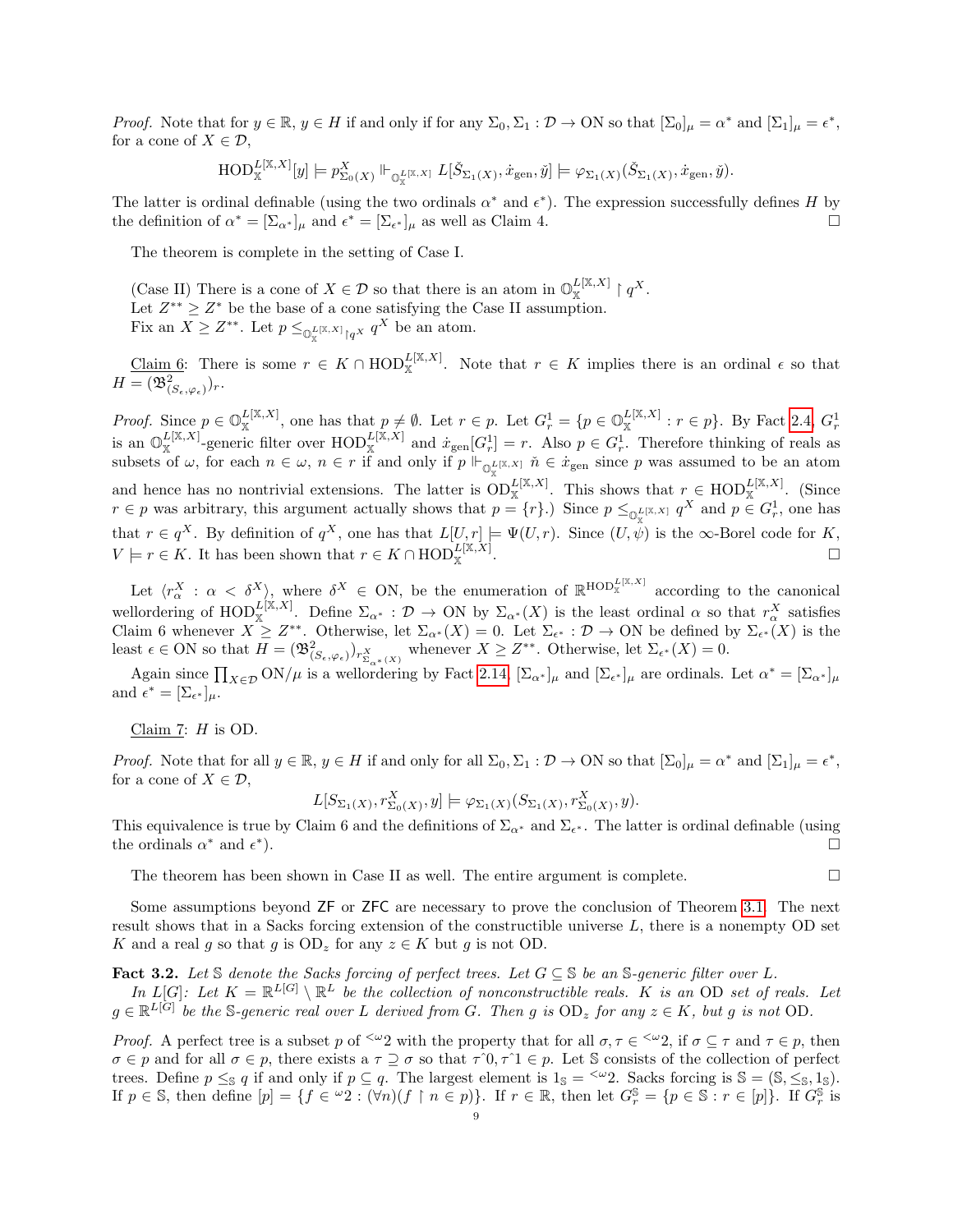*Proof.* Note that for $y \in \mathbb{R}$, $y \in H$ if and only if for any $\Sigma_0, \Sigma_1 : \mathcal{D} \to \mathrm{ON}$ so that $[\Sigma_0]_\mu = \alpha^*$ and $[\Sigma_1]_\mu = \epsilon^*$, for a cone of $X \in \mathcal{D}$,

$$\mathrm{HOD}_{\mathbb{X}}^{L[\mathbb{X},X]}[y] \models p^X_{\Sigma_0(X)} \Vdash_{\mathbb{O}_{\mathbb{X}}^{L[\mathbb{X},X]}} L[\check{S}_{\Sigma_1(X)}, \dot{x}_{\mathrm{gen}}, \check{y}] \models \varphi_{\Sigma_1(X)}(\check{S}_{\Sigma_1(X)}, \dot{x}_{\mathrm{gen}}, \check{y}).$$

The latter is ordinal definable (using the two ordinals $\alpha^*$ and $\epsilon^*$). The expression successfully defines $H$ by the definition of $\alpha^* = [\Sigma_{\alpha^*}]_\mu$ and $\epsilon^* = [\Sigma_{\epsilon^*}]_\mu$ as well as Claim 4. □

The theorem is complete in the setting of Case I.

(Case II) There is a cone of $X \in \mathcal{D}$ so that there is an atom in $\mathbb{O}_{\mathbb{X}}^{L[\mathbb{X},X]} \upharpoonright q^X$.
Let $Z^{**} \geq Z^*$ be the base of a cone satisfying the Case II assumption.
Fix an $X \geq Z^{**}$. Let $p \leq_{\mathbb{O}_{\mathbb{X}}^{L[\mathbb{X},X]} \upharpoonright q^X} q^X$ be an atom.

Claim 6: There is some $r \in K \cap \mathrm{HOD}_{\mathbb{X}}^{L[\mathbb{X},X]}$. Note that $r \in K$ implies there is an ordinal $\epsilon$ so that $H = (\mathfrak{B}^2_{(S_\epsilon,\varphi_\epsilon)})_r$.

*Proof.* Since $p \in \mathbb{O}_{\mathbb{X}}^{L[\mathbb{X},X]}$, one has that $p \neq \emptyset$. Let $r \in p$. Let $G^1_r = \{p \in \mathbb{O}_{\mathbb{X}}^{L[\mathbb{X},X]} : r \in p\}$. By Fact 2.4, $G^1_r$ is an $\mathbb{O}_{\mathbb{X}}^{L[\mathbb{X},X]}$-generic filter over $\mathrm{HOD}_{\mathbb{X}}^{L[\mathbb{X},X]}$ and $\dot{x}_{\mathrm{gen}}[G^1_r] = r$. Also $p \in G^1_r$. Therefore thinking of reals as subsets of $\omega$, for each $n \in \omega$, $n \in r$ if and only if $p \Vdash_{\mathbb{O}_{\mathbb{X}}^{L[\mathbb{X},X]}} \check{n} \in \dot{x}_{\mathrm{gen}}$ since $p$ was assumed to be an atom and hence has no nontrivial extensions. The latter is $\mathrm{OD}_{\mathbb{X}}^{L[\mathbb{X},X]}$. This shows that $r \in \mathrm{HOD}_{\mathbb{X}}^{L[\mathbb{X},X]}$. (Since $r \in p$ was arbitrary, this argument actually shows that $p = \{r\}$.) Since $p \leq_{\mathbb{O}_{\mathbb{X}}^{L[\mathbb{X},X]}} q^X$ and $p \in G^1_r$, one has that $r \in q^X$. By definition of $q^X$, one has that $L[U,r] \models \Psi(U,r)$. Since $(U,\psi)$ is the $\infty$-Borel code for $K$, $V \models r \in K$. It has been shown that $r \in K \cap \mathrm{HOD}_{\mathbb{X}}^{L[\mathbb{X},X]}$. □

Let $\langle r^X_\alpha : \alpha < \delta^X \rangle$, where $\delta^X \in \mathrm{ON}$, be the enumeration of $\mathbb{R}^{\mathrm{HOD}_{\mathbb{X}}^{L[\mathbb{X},X]}}$ according to the canonical wellordering of $\mathrm{HOD}_{\mathbb{X}}^{L[\mathbb{X},X]}$. Define $\Sigma_{\alpha^*} : \mathcal{D} \to \mathrm{ON}$ by $\Sigma_{\alpha^*}(X)$ is the least ordinal $\alpha$ so that $r^X_\alpha$ satisfies Claim 6 whenever $X \geq Z^{**}$. Otherwise, let $\Sigma_{\alpha^*}(X) = 0$. Let $\Sigma_{\epsilon^*} : \mathcal{D} \to \mathrm{ON}$ be defined by $\Sigma_{\epsilon^*}(X)$ is the least $\epsilon \in \mathrm{ON}$ so that $H = (\mathfrak{B}^2_{(S_\epsilon,\varphi_\epsilon)})_{r^X_{\Sigma_{\alpha^*}(X)}}$ whenever $X \geq Z^{**}$. Otherwise, let $\Sigma_{\epsilon^*}(X) = 0$.

Again since $\prod_{X \in \mathcal{D}} \mathrm{ON}/\mu$ is a wellordering by Fact 2.14, $[\Sigma_{\alpha^*}]_\mu$ and $[\Sigma_{\epsilon^*}]_\mu$ are ordinals. Let $\alpha^* = [\Sigma_{\alpha^*}]_\mu$ and $\epsilon^* = [\Sigma_{\epsilon^*}]_\mu$.

Claim 7: $H$ is OD.

*Proof.* Note that for all $y \in \mathbb{R}$, $y \in H$ if and only if for all $\Sigma_0, \Sigma_1 : \mathcal{D} \to \mathrm{ON}$ so that $[\Sigma_0]_\mu = \alpha^*$ and $[\Sigma_1]_\mu = \epsilon^*$, for a cone of $X \in \mathcal{D}$,

$$L[S_{\Sigma_1(X)}, r^X_{\Sigma_0(X)}, y] \models \varphi_{\Sigma_1(X)}(S_{\Sigma_1(X)}, r^X_{\Sigma_0(X)}, y).$$

This equivalence is true by Claim 6 and the definitions of $\Sigma_{\alpha^*}$ and $\Sigma_{\epsilon^*}$. The latter is ordinal definable (using the ordinals $\alpha^*$ and $\epsilon^*$). □

The theorem has been shown in Case II as well. The entire argument is complete. □

Some assumptions beyond $\mathsf{ZF}$ or $\mathsf{ZFC}$ are necessary to prove the conclusion of Theorem 3.1. The next result shows that in a Sacks forcing extension of the constructible universe $L$, there is a nonempty OD set $K$ and a real $g$ so that $g$ is $\mathrm{OD}_z$ for any $z \in K$ but $g$ is not OD.

**Fact 3.2.** *Let $\mathbb{S}$ denote the Sacks forcing of perfect trees. Let $G \subseteq \mathbb{S}$ be an $\mathbb{S}$-generic filter over $L$.*

*In $L[G]$: Let $K = \mathbb{R}^{L[G]} \setminus \mathbb{R}^L$ be the collection of nonconstructible reals. $K$ is an OD set of reals. Let $g \in \mathbb{R}^{L[G]}$ be the $\mathbb{S}$-generic real over $L$ derived from $G$. Then $g$ is $\mathrm{OD}_z$ for any $z \in K$, but $g$ is not OD.*

*Proof.* A perfect tree is a subset $p$ of ${}^{<\omega}2$ with the property that for all $\sigma, \tau \in {}^{<\omega}2$, if $\sigma \subseteq \tau$ and $\tau \in p$, then $\sigma \in p$ and for all $\sigma \in p$, there exists a $\tau \supseteq \sigma$ so that $\tau\hat{\ }0, \tau\hat{\ }1 \in p$. Let $\mathbb{S}$ consists of the collection of perfect trees. Define $p \leq_{\mathbb{S}} q$ if and only if $p \subseteq q$. The largest element is $1_{\mathbb{S}} = {}^{<\omega}2$. Sacks forcing is $\mathbb{S} = (\mathbb{S}, \leq_{\mathbb{S}}, 1_{\mathbb{S}})$. If $p \in \mathbb{S}$, then define $[p] = \{f \in {}^{\omega}2 : (\forall n)(f \upharpoonright n \in p)\}$. If $r \in \mathbb{R}$, then let $G^{\mathbb{S}}_r = \{p \in \mathbb{S} : r \in [p]\}$. If $G^{\mathbb{S}}_r$ is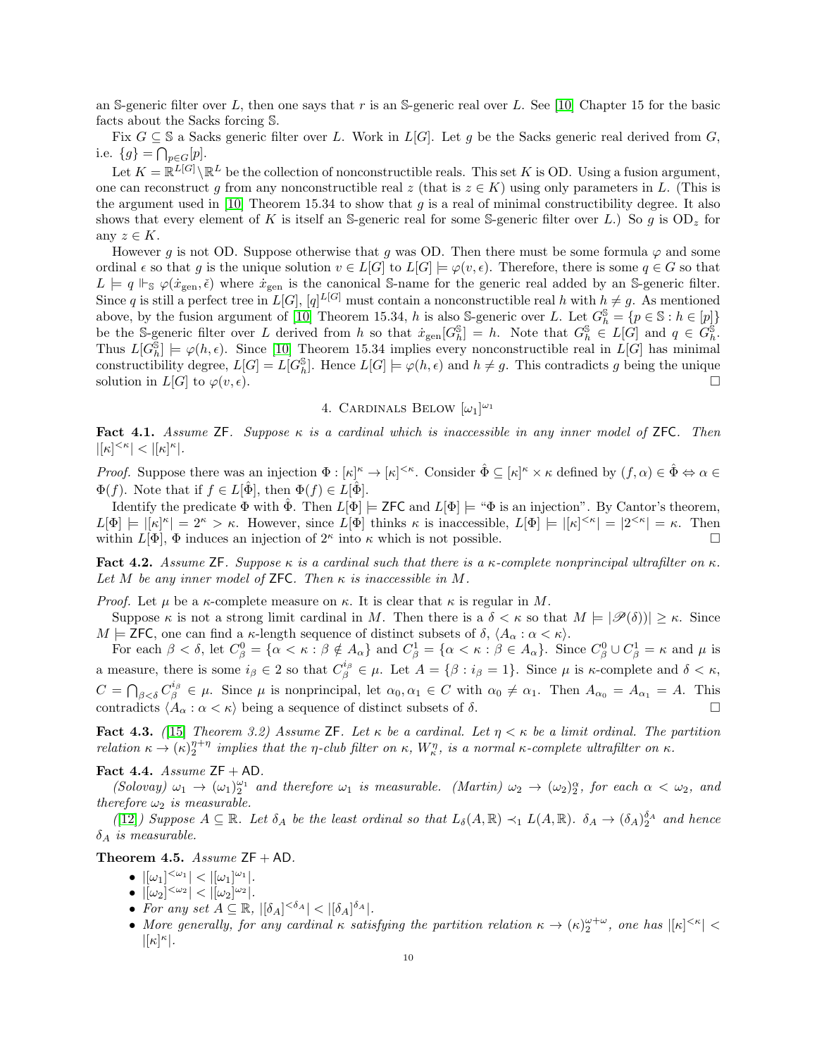an $\mathbb{S}$-generic filter over $L$, then one says that $r$ is an $\mathbb{S}$-generic real over $L$. See [10] Chapter 15 for the basic facts about the Sacks forcing $\mathbb{S}$.

Fix $G \subseteq \mathbb{S}$ a Sacks generic filter over $L$. Work in $L[G]$. Let $g$ be the Sacks generic real derived from $G$, i.e. $\{g\} = \bigcap_{p \in G}[p]$.

Let $K = \mathbb{R}^{L[G]} \setminus \mathbb{R}^L$ be the collection of nonconstructible reals. This set $K$ is OD. Using a fusion argument, one can reconstruct $g$ from any nonconstructible real $z$ (that is $z \in K$) using only parameters in $L$. (This is the argument used in [10] Theorem 15.34 to show that $g$ is a real of minimal constructibility degree. It also shows that every element of $K$ is itself an $\mathbb{S}$-generic real for some $\mathbb{S}$-generic filter over $L$.) So $g$ is $\text{OD}_z$ for any $z \in K$.

However $g$ is not OD. Suppose otherwise that $g$ was OD. Then there must be some formula $\varphi$ and some ordinal $\epsilon$ so that $g$ is the unique solution $v \in L[G]$ to $L[G] \models \varphi(v, \epsilon)$. Therefore, there is some $q \in G$ so that $L \models q \Vdash_{\mathbb{S}} \varphi(\dot{x}_{\text{gen}}, \check{\epsilon})$ where $\dot{x}_{\text{gen}}$ is the canonical $\mathbb{S}$-name for the generic real added by an $\mathbb{S}$-generic filter. Since $q$ is still a perfect tree in $L[G]$, $[q]^{L[G]}$ must contain a nonconstructible real $h$ with $h \neq g$. As mentioned above, by the fusion argument of [10] Theorem 15.34, $h$ is also $\mathbb{S}$-generic over $L$. Let $G_h^{\mathbb{S}} = \{p \in \mathbb{S} : h \in [p]\}$ be the $\mathbb{S}$-generic filter over $L$ derived from $h$ so that $\dot{x}_{\text{gen}}[G_h^{\mathbb{S}}] = h$. Note that $G_h^{\mathbb{S}} \in L[G]$ and $q \in G_h^{\mathbb{S}}$. Thus $L[G_h^{\mathbb{S}}] \models \varphi(h, \epsilon)$. Since [10] Theorem 15.34 implies every nonconstructible real in $L[G]$ has minimal constructibility degree, $L[G] = L[G_h^{\mathbb{S}}]$. Hence $L[G] \models \varphi(h, \epsilon)$ and $h \neq g$. This contradicts $g$ being the unique solution in $L[G]$ to $\varphi(v, \epsilon)$. $\square$

## 4. Cardinals Below $[\omega_1]^{\omega_1}$

**Fact 4.1.** *Assume* ZF. *Suppose $\kappa$ is a cardinal which is inaccessible in any inner model of* ZFC. *Then* $|[\kappa]^{<\kappa}| < |[\kappa]^\kappa|$.

*Proof.* Suppose there was an injection $\Phi : [\kappa]^\kappa \to [\kappa]^{<\kappa}$. Consider $\hat{\Phi} \subseteq [\kappa]^\kappa \times \kappa$ defined by $(f, \alpha) \in \hat{\Phi} \Leftrightarrow \alpha \in \Phi(f)$. Note that if $f \in L[\hat{\Phi}]$, then $\Phi(f) \in L[\hat{\Phi}]$.

Identify the predicate $\Phi$ with $\hat{\Phi}$. Then $L[\Phi] \models \mathsf{ZFC}$ and $L[\Phi] \models$ "$\Phi$ is an injection". By Cantor's theorem, $L[\Phi] \models |[\kappa]^\kappa| = 2^\kappa > \kappa$. However, since $L[\Phi]$ thinks $\kappa$ is inaccessible, $L[\Phi] \models |[\kappa]^{<\kappa}| = |2^{<\kappa}| = \kappa$. Then within $L[\Phi]$, $\Phi$ induces an injection of $2^\kappa$ into $\kappa$ which is not possible. $\square$

**Fact 4.2.** *Assume* ZF. *Suppose $\kappa$ is a cardinal such that there is a $\kappa$-complete nonprincipal ultrafilter on $\kappa$. Let $M$ be any inner model of* ZFC. *Then $\kappa$ is inaccessible in $M$.*

*Proof.* Let $\mu$ be a $\kappa$-complete measure on $\kappa$. It is clear that $\kappa$ is regular in $M$.

Suppose $\kappa$ is not a strong limit cardinal in $M$. Then there is a $\delta < \kappa$ so that $M \models |\mathscr{P}(\delta)| \geq \kappa$. Since $M \models \mathsf{ZFC}$, one can find a $\kappa$-length sequence of distinct subsets of $\delta$, $\langle A_\alpha : \alpha < \kappa \rangle$.

For each $\beta < \delta$, let $C_\beta^0 = \{\alpha < \kappa : \beta \notin A_\alpha\}$ and $C_\beta^1 = \{\alpha < \kappa : \beta \in A_\alpha\}$. Since $C_\beta^0 \cup C_\beta^1 = \kappa$ and $\mu$ is a measure, there is some $i_\beta \in 2$ so that $C_\beta^{i_\beta} \in \mu$. Let $A = \{\beta : i_\beta = 1\}$. Since $\mu$ is $\kappa$-complete and $\delta < \kappa$, $C = \bigcap_{\beta < \delta} C_\beta^{i_\beta} \in \mu$. Since $\mu$ is nonprincipal, let $\alpha_0, \alpha_1 \in C$ with $\alpha_0 \neq \alpha_1$. Then $A_{\alpha_0} = A_{\alpha_1} = A$. This contradicts $\langle A_\alpha : \alpha < \kappa \rangle$ being a sequence of distinct subsets of $\delta$. $\square$

**Fact 4.3.** *([15] Theorem 3.2) Assume* ZF. *Let $\kappa$ be a cardinal. Let $\eta < \kappa$ be a limit ordinal. The partition relation $\kappa \to (\kappa)_2^{\eta+\eta}$ implies that the $\eta$-club filter on $\kappa$, $W_\kappa^\eta$, is a normal $\kappa$-complete ultrafilter on $\kappa$.*

**Fact 4.4.** *Assume* ZF + AD.

*(Solovay) $\omega_1 \to (\omega_1)_2^{\omega_1}$ and therefore $\omega_1$ is measurable. (Martin) $\omega_2 \to (\omega_2)_2^\alpha$, for each $\alpha < \omega_2$, and therefore $\omega_2$ is measurable.*

*([12]) Suppose $A \subseteq \mathbb{R}$. Let $\delta_A$ be the least ordinal so that $L_\delta(A, \mathbb{R}) \prec_1 L(A, \mathbb{R})$. $\delta_A \to (\delta_A)_2^{\delta_A}$ and hence $\delta_A$ is measurable.*

**Theorem 4.5.** *Assume* ZF + AD.

- $|[\omega_1]^{<\omega_1}| < |[\omega_1]^{\omega_1}|$.
- $|[\omega_2]^{<\omega_2}| < |[\omega_2]^{\omega_2}|$.
- *For any set $A \subseteq \mathbb{R}$, $|[\delta_A]^{<\delta_A}| < |[\delta_A]^{\delta_A}|$.*
- *More generally, for any cardinal $\kappa$ satisfying the partition relation $\kappa \to (\kappa)_2^{\omega+\omega}$, one has $|[\kappa]^{<\kappa}| < |[\kappa]^\kappa|$.*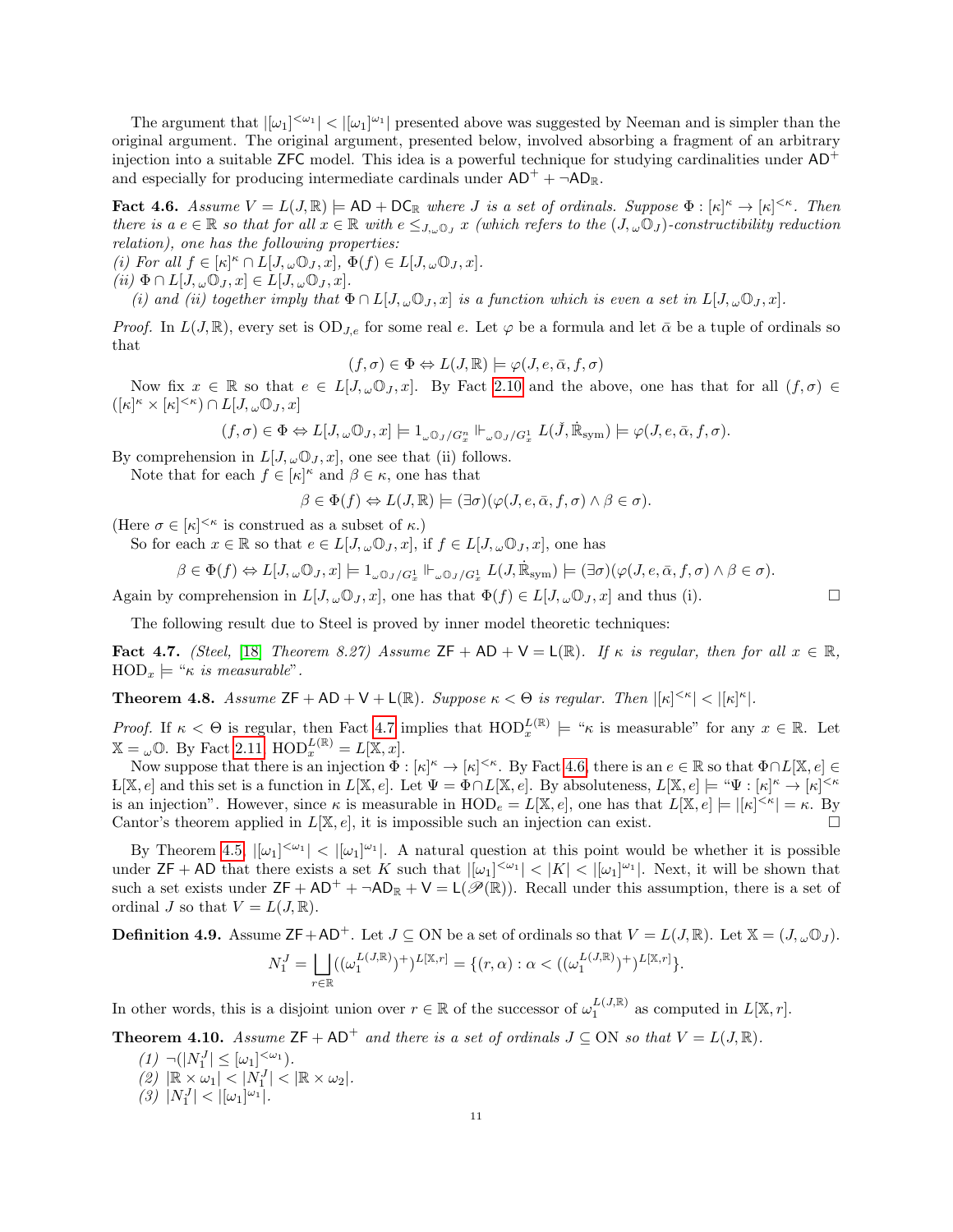The argument that $|[\omega_1]^{<\omega_1}| < |[\omega_1]^{\omega_1}|$ presented above was suggested by Neeman and is simpler than the original argument. The original argument, presented below, involved absorbing a fragment of an arbitrary injection into a suitable $\mathsf{ZFC}$ model. This idea is a powerful technique for studying cardinalities under $\mathsf{AD}^+$ and especially for producing intermediate cardinals under $\mathsf{AD}^+ + \neg\mathsf{AD}_{\mathbb{R}}$.

**Fact 4.6.** *Assume $V = L(J,\mathbb{R}) \models \mathsf{AD} + \mathsf{DC}_{\mathbb{R}}$ where $J$ is a set of ordinals. Suppose $\Phi : [\kappa]^\kappa \to [\kappa]^{<\kappa}$. Then there is a $e \in \mathbb{R}$ so that for all $x \in \mathbb{R}$ with $e \leq_{J,{}_\omega\mathbb{O}_J} x$ (which refers to the $(J, {}_\omega\mathbb{O}_J)$-constructibility reduction relation), one has the following properties:*
*(i) For all $f \in [\kappa]^\kappa \cap L[J, {}_\omega\mathbb{O}_J, x]$, $\Phi(f) \in L[J, {}_\omega\mathbb{O}_J, x]$.*
*(ii) $\Phi \cap L[J, {}_\omega\mathbb{O}_J, x] \in L[J, {}_\omega\mathbb{O}_J, x]$.*

*(i) and (ii) together imply that $\Phi \cap L[J, {}_\omega\mathbb{O}_J, x]$ is a function which is even a set in $L[J, {}_\omega\mathbb{O}_J, x]$.*

*Proof.* In $L(J,\mathbb{R})$, every set is $\mathrm{OD}_{J,e}$ for some real $e$. Let $\varphi$ be a formula and let $\bar{\alpha}$ be a tuple of ordinals so that

$$(f,\sigma) \in \Phi \Leftrightarrow L(J,\mathbb{R}) \models \varphi(J, e, \bar{\alpha}, f, \sigma)$$

Now fix $x \in \mathbb{R}$ so that $e \in L[J, {}_\omega\mathbb{O}_J, x]$. By Fact 2.10 and the above, one has that for all $(f,\sigma) \in ([\kappa]^\kappa \times [\kappa]^{<\kappa}) \cap L[J, {}_\omega\mathbb{O}_J, x]$

$$(f,\sigma) \in \Phi \Leftrightarrow L[J, {}_\omega\mathbb{O}_J, x] \models 1_{{}_\omega\mathbb{O}_J/G^n_x} \Vdash_{{}_\omega\mathbb{O}_J/G^1_x} L(\check{J}, \dot{\mathbb{R}}_{\mathrm{sym}}) \models \varphi(J, e, \bar{\alpha}, f, \sigma).$$

By comprehension in $L[J, {}_\omega\mathbb{O}_J, x]$, one see that (ii) follows.

Note that for each $f \in [\kappa]^\kappa$ and $\beta \in \kappa$, one has that

$$\beta \in \Phi(f) \Leftrightarrow L(J,\mathbb{R}) \models (\exists\sigma)(\varphi(J, e, \bar{\alpha}, f, \sigma) \wedge \beta \in \sigma).$$

(Here $\sigma \in [\kappa]^{<\kappa}$ is construed as a subset of $\kappa$.)

So for each $x \in \mathbb{R}$ so that $e \in L[J, {}_\omega\mathbb{O}_J, x]$, if $f \in L[J, {}_\omega\mathbb{O}_J, x]$, one has

$$\beta \in \Phi(f) \Leftrightarrow L[J, {}_\omega\mathbb{O}_J, x] \models 1_{{}_\omega\mathbb{O}_J/G^1_x} \Vdash_{{}_\omega\mathbb{O}_J/G^1_x} L(J, \dot{\mathbb{R}}_{\mathrm{sym}}) \models (\exists\sigma)(\varphi(J, e, \bar{\alpha}, f, \sigma) \wedge \beta \in \sigma).$$

Again by comprehension in $L[J, {}_\omega\mathbb{O}_J, x]$, one has that $\Phi(f) \in L[J, {}_\omega\mathbb{O}_J, x]$ and thus (i). $\square$

The following result due to Steel is proved by inner model theoretic techniques:

**Fact 4.7.** *(Steel, [18] Theorem 8.27) Assume $\mathsf{ZF} + \mathsf{AD} + \mathsf{V} = \mathsf{L}(\mathbb{R})$. If $\kappa$ is regular, then for all $x \in \mathbb{R}$, $\mathrm{HOD}_x \models$ "$\kappa$ is measurable".*

**Theorem 4.8.** *Assume $\mathsf{ZF} + \mathsf{AD} + \mathsf{V} + \mathsf{L}(\mathbb{R})$. Suppose $\kappa < \Theta$ is regular. Then $|[\kappa]^{<\kappa}| < |[\kappa]^\kappa|$.*

*Proof.* If $\kappa < \Theta$ is regular, then Fact 4.7 implies that $\mathrm{HOD}_x^{L(\mathbb{R})} \models$ "$\kappa$ is measurable" for any $x \in \mathbb{R}$. Let $\mathbb{X} = {}_\omega\mathbb{O}$. By Fact 2.11, $\mathrm{HOD}_x^{L(\mathbb{R})} = L[\mathbb{X}, x]$.

Now suppose that there is an injection $\Phi : [\kappa]^\kappa \to [\kappa]^{<\kappa}$. By Fact 4.6, there is an $e \in \mathbb{R}$ so that $\Phi \cap L[\mathbb{X}, e] \in L[\mathbb{X}, e]$ and this set is a function in $L[\mathbb{X}, e]$. Let $\Psi = \Phi \cap L[\mathbb{X}, e]$. By absoluteness, $L[\mathbb{X}, e] \models$ "$\Psi : [\kappa]^\kappa \to [\kappa]^{<\kappa}$ is an injection". However, since $\kappa$ is measurable in $\mathrm{HOD}_e = L[\mathbb{X}, e]$, one has that $L[\mathbb{X}, e] \models |[\kappa]^{<\kappa}| = \kappa$. By Cantor's theorem applied in $L[\mathbb{X}, e]$, it is impossible such an injection can exist. $\square$

By Theorem 4.5, $|[\omega_1]^{<\omega_1}| < |[\omega_1]^{\omega_1}|$. A natural question at this point would be whether it is possible under $\mathsf{ZF} + \mathsf{AD}$ that there exists a set $K$ such that $|[\omega_1]^{<\omega_1}| < |K| < |[\omega_1]^{\omega_1}|$. Next, it will be shown that such a set exists under $\mathsf{ZF} + \mathsf{AD}^+ + \neg\mathsf{AD}_{\mathbb{R}} + \mathsf{V} = \mathsf{L}(\mathscr{P}(\mathbb{R}))$. Recall under this assumption, there is a set of ordinal $J$ so that $V = L(J,\mathbb{R})$.

**Definition 4.9.** Assume $\mathsf{ZF} + \mathsf{AD}^+$. Let $J \subseteq \mathrm{ON}$ be a set of ordinals so that $V = L(J,\mathbb{R})$. Let $\mathbb{X} = (J, {}_\omega\mathbb{O}_J)$.

$$N_1^J = \bigsqcup_{r \in \mathbb{R}} ((\omega_1^{L(J,\mathbb{R})})^+)^{L[\mathbb{X},r]} = \{(r,\alpha) : \alpha < ((\omega_1^{L(J,\mathbb{R})})^+)^{L[\mathbb{X},r]}\}.$$

In other words, this is a disjoint union over $r \in \mathbb{R}$ of the successor of $\omega_1^{L(J,\mathbb{R})}$ as computed in $L[\mathbb{X}, r]$.

**Theorem 4.10.** *Assume $\mathsf{ZF} + \mathsf{AD}^+$ and there is a set of ordinals $J \subseteq \mathrm{ON}$ so that $V = L(J,\mathbb{R})$.*

*(1) $\neg(|N_1^J| \leq [\omega_1]^{<\omega_1})$.*
*(2) $|\mathbb{R} \times \omega_1| < |N_1^J| < |\mathbb{R} \times \omega_2|$.*
*(3) $|N_1^J| < |[\omega_1]^{\omega_1}|$.*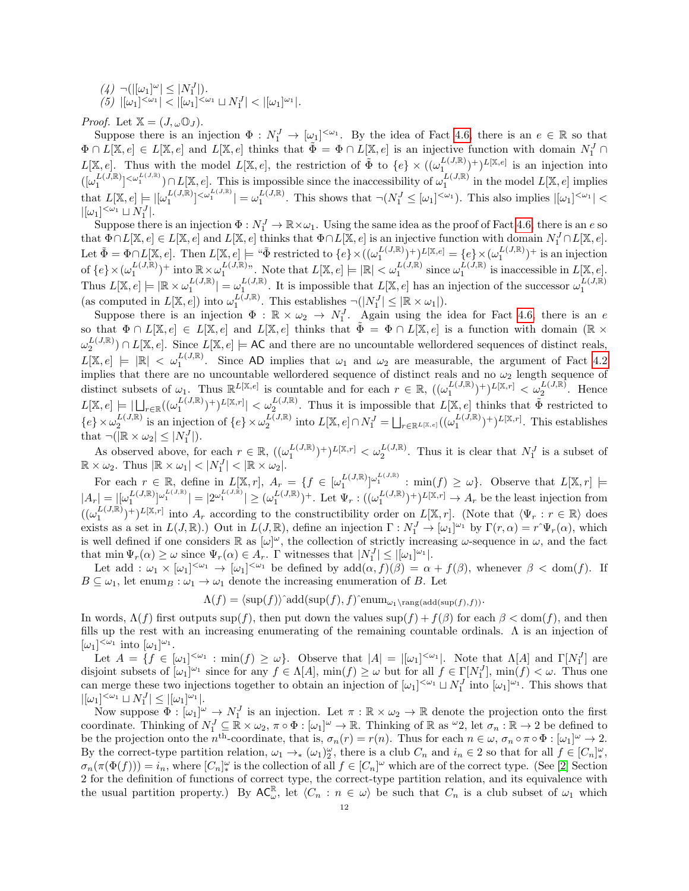(4) $\neg(|[\omega_1]^\omega| \leq |N_1^J|)$.
(5) $|[\omega_1]^{<\omega_1}| < |[\omega_1]^{<\omega_1} \sqcup N_1^J| < |[\omega_1]^{\omega_1}|$.

*Proof.* Let $\mathbb{X} = (J, {}_\omega\mathbb{O}_J)$.

Suppose there is an injection $\Phi : N_1^J \to [\omega_1]^{<\omega_1}$. By the idea of Fact 4.6, there is an $e \in \mathbb{R}$ so that $\Phi \cap L[\mathbb{X}, e] \in L[\mathbb{X}, e]$ and $L[\mathbb{X}, e]$ thinks that $\tilde{\Phi} = \Phi \cap L[\mathbb{X}, e]$ is an injective function with domain $N_1^J \cap L[\mathbb{X}, e]$. Thus with the model $L[\mathbb{X}, e]$, the restriction of $\tilde{\Phi}$ to $\{e\} \times ((\omega_1^{L(J,\mathbb{R})})^+)^{L[\mathbb{X},e]}$ is an injection into $([\omega_1^{L(J,\mathbb{R})}]^{<\omega_1^{L(J,\mathbb{R})}}) \cap L[\mathbb{X}, e]$. This is impossible since the inaccessibility of $\omega_1^{L(J,\mathbb{R})}$ in the model $L[\mathbb{X}, e]$ implies that $L[\mathbb{X}, e] \models |[\omega_1^{L(J,\mathbb{R})}]^{<\omega_1^{L(J,\mathbb{R})}}| = \omega_1^{L(J,\mathbb{R})}$. This shows that $\neg(N_1^J \leq [\omega_1]^{<\omega_1})$. This also implies $|[\omega_1]^{<\omega_1}| < |[\omega_1]^{<\omega_1} \sqcup N_1^J|$.

Suppose there is an injection $\Phi : N_1^J \to \mathbb{R} \times \omega_1$. Using the same idea as the proof of Fact 4.6, there is an $e$ so that $\Phi \cap L[\mathbb{X}, e] \in L[\mathbb{X}, e]$ and $L[\mathbb{X}, e]$ thinks that $\Phi \cap L[\mathbb{X}, e]$ is an injective function with domain $N_1^J \cap L[\mathbb{X}, e]$. Let $\tilde{\Phi} = \Phi \cap L[\mathbb{X}, e]$. Then $L[\mathbb{X}, e] \models$ "$\tilde{\Phi}$ restricted to $\{e\} \times ((\omega_1^{L(J,\mathbb{R})})^+)^{L[\mathbb{X},e]} = \{e\} \times (\omega_1^{L(J,\mathbb{R})})^+$ is an injection of $\{e\} \times (\omega_1^{L(J,\mathbb{R})})^+$ into $\mathbb{R} \times \omega_1^{L(J,\mathbb{R})}$". Note that $L[\mathbb{X}, e] \models |\mathbb{R}| < \omega_1^{L(J,\mathbb{R})}$ since $\omega_1^{L(J,\mathbb{R})}$ is inaccessible in $L[\mathbb{X}, e]$. Thus $L[\mathbb{X}, e] \models |\mathbb{R} \times \omega_1^{L(J,\mathbb{R})}| = \omega_1^{L(J,\mathbb{R})}$. It is impossible that $L[\mathbb{X}, e]$ has an injection of the successor $\omega_1^{L(J,\mathbb{R})}$ (as computed in $L[\mathbb{X}, e]$) into $\omega_1^{L(J,\mathbb{R})}$. This establishes $\neg(|N_1^J| \leq |\mathbb{R} \times \omega_1|)$.

Suppose there is an injection $\Phi : \mathbb{R} \times \omega_2 \to N_1^J$. Again using the idea for Fact 4.6, there is an $e$ so that $\Phi \cap L[\mathbb{X}, e] \in L[\mathbb{X}, e]$ and $L[\mathbb{X}, e]$ thinks that $\tilde{\Phi} = \Phi \cap L[\mathbb{X}, e]$ is a function with domain $(\mathbb{R} \times \omega_2^{L(J,\mathbb{R})}) \cap L[\mathbb{X}, e]$. Since $L[\mathbb{X}, e] \models \mathsf{AC}$ and there are no uncountable wellordered sequences of distinct reals, $L[\mathbb{X}, e] \models |\mathbb{R}| < \omega_1^{L(J,\mathbb{R})}$. Since $\mathsf{AD}$ implies that $\omega_1$ and $\omega_2$ are measurable, the argument of Fact 4.2 implies that there are no uncountable wellordered sequence of distinct reals and no $\omega_2$ length sequence of distinct subsets of $\omega_1$. Thus $\mathbb{R}^{L[\mathbb{X},e]}$ is countable and for each $r \in \mathbb{R}$, $((\omega_1^{L(J,\mathbb{R})})^+)^{L[\mathbb{X},r]} < \omega_2^{L(J,\mathbb{R})}$. Hence $L[\mathbb{X}, e] \models |\bigsqcup_{r \in \mathbb{R}} ((\omega_1^{L(J,\mathbb{R})})^+)^{L[\mathbb{X},r]}| < \omega_2^{L(J,\mathbb{R})}$. Thus it is impossible that $L[\mathbb{X}, e]$ thinks that $\tilde{\Phi}$ restricted to $\{e\} \times \omega_2^{L(J,\mathbb{R})}$ is an injection of $\{e\} \times \omega_2^{L(J,\mathbb{R})}$ into $L[\mathbb{X}, e] \cap N_1^J = \bigsqcup_{r \in \mathbb{R}^{L[\mathbb{X},e]}} ((\omega_1^{L(J,\mathbb{R})})^+)^{L[\mathbb{X},r]}$. This establishes that $\neg(|\mathbb{R} \times \omega_2| \leq |N_1^J|)$.

As observed above, for each $r \in \mathbb{R}$, $((\omega_1^{L(J,\mathbb{R})})^+)^{L[\mathbb{X},r]} < \omega_2^{L(J,\mathbb{R})}$. Thus it is clear that $N_1^J$ is a subset of $\mathbb{R} \times \omega_2$. Thus $|\mathbb{R} \times \omega_1| < |N_1^J| < |\mathbb{R} \times \omega_2|$.

For each $r \in \mathbb{R}$, define in $L[\mathbb{X}, r]$, $A_r = \{f \in [\omega_1^{L(J,\mathbb{R})}]^{\omega_1^{L(J,\mathbb{R})}} : \min(f) \geq \omega\}$. Observe that $L[\mathbb{X}, r] \models |A_r| = |[\omega_1^{L(J,\mathbb{R})}]^{\omega_1^{L(J,\mathbb{R})}}| = |2^{\omega_1^{L(J,\mathbb{R})}}| \geq (\omega_1^{L(J,\mathbb{R})})^+$. Let $\Psi_r : ((\omega_1^{L(J,\mathbb{R})})^+)^{L[\mathbb{X},r]} \to A_r$ be the least injection from $((\omega_1^{L(J,\mathbb{R})})^+)^{L[\mathbb{X},r]}$ into $A_r$ according to the constructibility order on $L[\mathbb{X}, r]$. (Note that $\langle \Psi_r : r \in \mathbb{R} \rangle$ does exists as a set in $L(J, \mathbb{R})$.) Out in $L(J, \mathbb{R})$, define an injection $\Gamma : N_1^J \to [\omega_1]^{\omega_1}$ by $\Gamma(r, \alpha) = r\hat{\ }\Psi_r(\alpha)$, which is well defined if one considers $\mathbb{R}$ as $[\omega]^\omega$, the collection of strictly increasing $\omega$-sequence in $\omega$, and the fact that $\min \Psi_r(\alpha) \geq \omega$ since $\Psi_r(\alpha) \in A_r$. $\Gamma$ witnesses that $|N_1^J| \leq |[\omega_1]^{\omega_1}|$.

Let $\mathrm{add} : \omega_1 \times [\omega_1]^{<\omega_1} \to [\omega_1]^{<\omega_1}$ be defined by $\mathrm{add}(\alpha, f)(\beta) = \alpha + f(\beta)$, whenever $\beta < \mathrm{dom}(f)$. If $B \subseteq \omega_1$, let $\mathrm{enum}_B : \omega_1 \to \omega_1$ denote the increasing enumeration of $B$. Let

$$\Lambda(f) = \langle \sup(f) \rangle\hat{\ }\mathrm{add}(\sup(f), f)\hat{\ }\mathrm{enum}_{\omega_1 \setminus \mathrm{rang}(\mathrm{add}(\sup(f), f))}.$$

In words, $\Lambda(f)$ first outputs $\sup(f)$, then put down the values $\sup(f) + f(\beta)$ for each $\beta < \mathrm{dom}(f)$, and then fills up the rest with an increasing enumerating of the remaining countable ordinals. $\Lambda$ is an injection of $[\omega_1]^{<\omega_1}$ into $[\omega_1]^{\omega_1}$.

Let $A = \{f \in [\omega_1]^{<\omega_1} : \min(f) \geq \omega\}$. Observe that $|A| = |[\omega_1]^{<\omega_1}|$. Note that $\Lambda[A]$ and $\Gamma[N_1^J]$ are disjoint subsets of $[\omega_1]^{\omega_1}$ since for any $f \in \Lambda[A]$, $\min(f) \geq \omega$ but for all $f \in \Gamma[N_1^J]$, $\min(f) < \omega$. Thus one can merge these two injections together to obtain an injection of $[\omega_1]^{<\omega_1} \sqcup N_1^J$ into $[\omega_1]^{\omega_1}$. This shows that $|[\omega_1]^{<\omega_1} \sqcup N_1^J| \leq |[\omega_1]^{\omega_1}|$.

Now suppose $\Phi : [\omega_1]^\omega \to N_1^J$ is an injection. Let $\pi : \mathbb{R} \times \omega_2 \to \mathbb{R}$ denote the projection onto the first coordinate. Thinking of $N_1^J \subseteq \mathbb{R} \times \omega_2$, $\pi \circ \Phi : [\omega_1]^\omega \to \mathbb{R}$. Thinking of $\mathbb{R}$ as ${}^\omega 2$, let $\sigma_n : \mathbb{R} \to 2$ be defined to be the projection onto the $n^{\text{th}}$-coordinate, that is, $\sigma_n(r) = r(n)$. Thus for each $n \in \omega$, $\sigma_n \circ \pi \circ \Phi : [\omega_1]^\omega \to 2$. By the correct-type partition relation, $\omega_1 \to_* (\omega_1)^\omega_2$, there is a club $C_n$ and $i_n \in 2$ so that for all $f \in [C_n]^\omega_*$, $\sigma_n(\pi(\Phi(f))) = i_n$, where $[C_n]^\omega_*$ is the collection of all $f \in [C_n]^\omega$ which are of the correct type. (See [2] Section 2 for the definition of functions of correct type, the correct-type partition relation, and its equivalence with the usual partition property.) By $\mathsf{AC}_\omega^\mathbb{R}$, let $\langle C_n : n \in \omega \rangle$ be such that $C_n$ is a club subset of $\omega_1$ which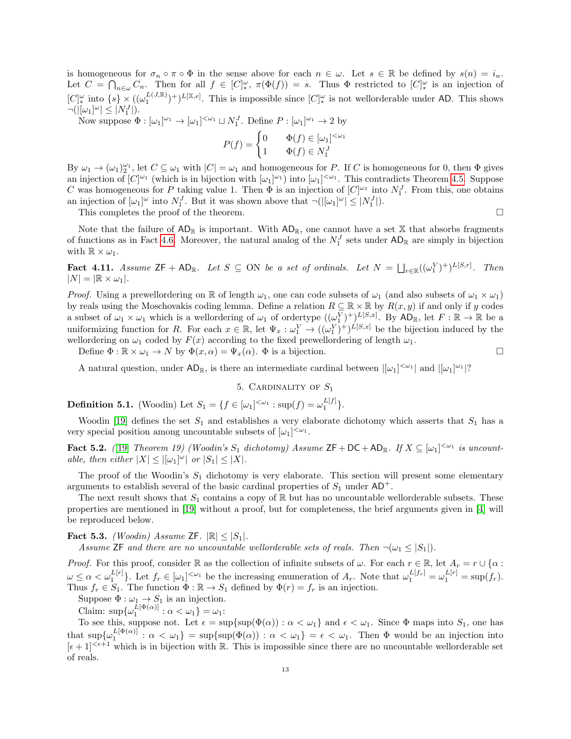is homogeneous for $\sigma_n \circ \pi \circ \Phi$ in the sense above for each $n \in \omega$. Let $s \in \mathbb{R}$ be defined by $s(n) = i_n$. Let $C = \bigcap_{n\in\omega} C_n$. Then for all $f \in [C]^\omega_*$, $\pi(\Phi(f)) = s$. Thus $\Phi$ restricted to $[C]^\omega_*$ is an injection of $[C]^\omega_*$ into $\{s\} \times ((\omega_1^{L(J,\mathbb{R})})^+)^{L[\mathbb{X},e]}$. This is impossible since $[C]^\omega_*$ is not wellorderable under $\mathsf{AD}$. This shows $\neg(|[\omega_1]^\omega| \leq |N_1^J|)$.

Now suppose $\Phi : [\omega_1]^{\omega_1} \to [\omega_1]^{<\omega_1} \sqcup N_1^J$. Define $P : [\omega_1]^{\omega_1} \to 2$ by

$$P(f) = \begin{cases} 0 & \Phi(f) \in [\omega_1]^{<\omega_1} \\ 1 & \Phi(f) \in N_1^J \end{cases}$$

By $\omega_1 \to (\omega_1)^{\omega_1}_2$, let $C \subseteq \omega_1$ with $|C| = \omega_1$ and homogeneous for $P$. If $C$ is homogeneous for 0, then $\Phi$ gives an injection of $[C]^{\omega_1}$ (which is in bijection with $[\omega_1]^{\omega_1}$) into $[\omega_1]^{<\omega_1}$. This contradicts Theorem 4.5. Suppose $C$ was homogeneous for $P$ taking value 1. Then $\Phi$ is an injection of $[C]^{\omega_1}$ into $N_1^J$. From this, one obtains an injection of $[\omega_1]^\omega$ into $N_1^J$. But it was shown above that $\neg(|[\omega_1]^\omega| \leq |N_1^J|)$.

This completes the proof of the theorem. □

Note that the failure of $\mathsf{AD}_\mathbb{R}$ is important. With $\mathsf{AD}_\mathbb{R}$, one cannot have a set $\mathbb{X}$ that absorbs fragments of functions as in Fact 4.6. Moreover, the natural analog of the $N_1^J$ sets under $\mathsf{AD}_\mathbb{R}$ are simply in bijection with $\mathbb{R} \times \omega_1$.

**Fact 4.11.** *Assume $\mathsf{ZF} + \mathsf{AD}_\mathbb{R}$. Let $S \subseteq \mathrm{ON}$ be a set of ordinals. Let $N = \bigsqcup_{r\in\mathbb{R}} ((\omega_1^V)^+)^{L[S,r]}$. Then $|N| = |\mathbb{R} \times \omega_1|$.*

*Proof.* Using a prewellordering on $\mathbb{R}$ of length $\omega_1$, one can code subsets of $\omega_1$ (and also subsets of $\omega_1 \times \omega_1$) by reals using the Moschovakis coding lemma. Define a relation $R \subseteq \mathbb{R} \times \mathbb{R}$ by $R(x, y)$ if and only if $y$ codes a subset of $\omega_1 \times \omega_1$ which is a wellordering of $\omega_1$ of ordertype $((\omega_1^V)^+)^{L[S,x]}$. By $\mathsf{AD}_\mathbb{R}$, let $F : \mathbb{R} \to \mathbb{R}$ be a uniformizing function for $R$. For each $x \in \mathbb{R}$, let $\Psi_x : \omega_1^V \to ((\omega_1^V)^+)^{L[S,x]}$ be the bijection induced by the wellordering on $\omega_1$ coded by $F(x)$ according to the fixed prewellordering of length $\omega_1$.

Define $\Phi : \mathbb{R} \times \omega_1 \to N$ by $\Phi(x, \alpha) = \Psi_x(\alpha)$. $\Phi$ is a bijection. □

A natural question, under $\mathsf{AD}_\mathbb{R}$, is there an intermediate cardinal between $|[\omega_1]^{<\omega_1}|$ and $|[\omega_1]^{\omega_1}|$?

## 5. Cardinality of $S_1$

**Definition 5.1.** (Woodin) Let $S_1 = \{f \in [\omega_1]^{<\omega_1} : \sup(f) = \omega_1^{L[f]}\}$.

Woodin [19] defines the set $S_1$ and establishes a very elaborate dichotomy which asserts that $S_1$ has a very special position among uncountable subsets of $[\omega_1]^{<\omega_1}$.

**Fact 5.2.** *([19] Theorem 19) (Woodin's $S_1$ dichotomy) Assume $\mathsf{ZF} + \mathsf{DC} + \mathsf{AD}_\mathbb{R}$. If $X \subseteq [\omega_1]^{<\omega_1}$ is uncountable, then either $|X| \leq |[\omega_1]^\omega|$ or $|S_1| \leq |X|$.*

The proof of the Woodin's $S_1$ dichotomy is very elaborate. This section will present some elementary arguments to establish several of the basic cardinal properties of $S_1$ under $\mathsf{AD}^+$.

The next result shows that $S_1$ contains a copy of $\mathbb{R}$ but has no uncountable wellorderable subsets. These properties are mentioned in [19] without a proof, but for completeness, the brief arguments given in [4] will be reproduced below.

**Fact 5.3.** *(Woodin) Assume $\mathsf{ZF}$. $|\mathbb{R}| \leq |S_1|$.*

*Assume $\mathsf{ZF}$ and there are no uncountable wellorderable sets of reals. Then $\neg(\omega_1 \leq |S_1|)$.*

*Proof.* For this proof, consider $\mathbb{R}$ as the collection of infinite subsets of $\omega$. For each $r \in \mathbb{R}$, let $A_r = r \cup \{\alpha : \omega \leq \alpha < \omega_1^{L[r]}\}$. Let $f_r \in [\omega_1]^{<\omega_1}$ be the increasing enumeration of $A_r$. Note that $\omega_1^{L[f_r]} = \omega_1^{L[r]} = \sup(f_r)$. Thus $f_r \in S_1$. The function $\Phi : \mathbb{R} \to S_1$ defined by $\Phi(r) = f_r$ is an injection.

Suppose $\Phi : \omega_1 \to S_1$ is an injection.

Claim: $\sup\{\omega_1^{L[\Phi(\alpha)]} : \alpha < \omega_1\} = \omega_1$:

To see this, suppose not. Let $\epsilon = \sup\{\sup(\Phi(\alpha)) : \alpha < \omega_1\}$ and $\epsilon < \omega_1$. Since $\Phi$ maps into $S_1$, one has that $\sup\{\omega_1^{L[\Phi(\alpha)]} : \alpha < \omega_1\} = \sup\{\sup(\Phi(\alpha)) : \alpha < \omega_1\} = \epsilon < \omega_1$. Then $\Phi$ would be an injection into $[\epsilon + 1]^{<\epsilon+1}$ which is in bijection with $\mathbb{R}$. This is impossible since there are no uncountable wellorderable set of reals.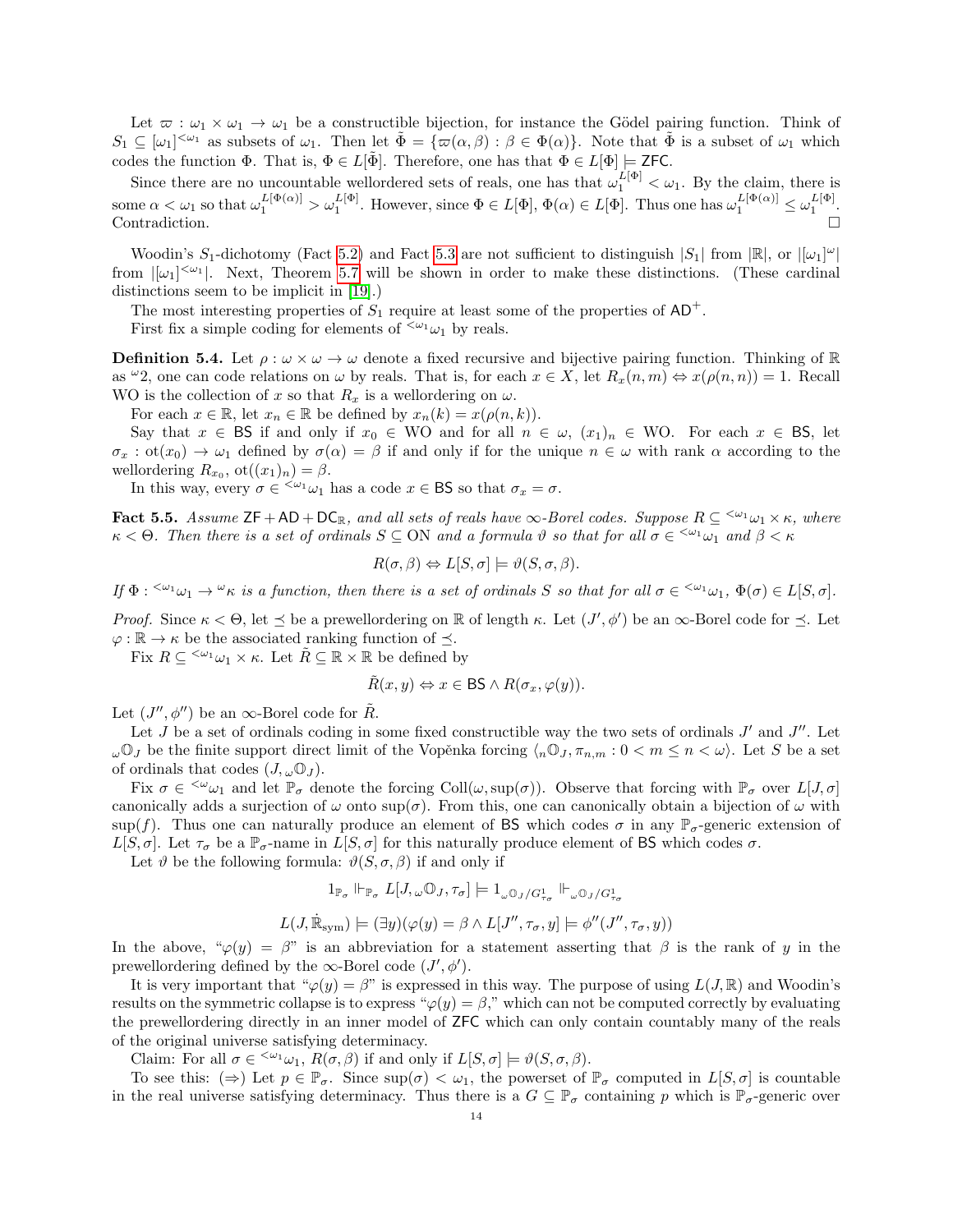Let $\varpi : \omega_1 \times \omega_1 \to \omega_1$ be a constructible bijection, for instance the Gödel pairing function. Think of $S_1 \subseteq [\omega_1]^{<\omega_1}$ as subsets of $\omega_1$. Then let $\tilde{\Phi} = \{\varpi(\alpha, \beta) : \beta \in \Phi(\alpha)\}$. Note that $\tilde{\Phi}$ is a subset of $\omega_1$ which codes the function $\Phi$. That is, $\Phi \in L[\tilde{\Phi}]$. Therefore, one has that $\Phi \in L[\Phi] \models \mathsf{ZFC}$.

Since there are no uncountable wellordered sets of reals, one has that $\omega_1^{L[\Phi]} < \omega_1$. By the claim, there is some $\alpha < \omega_1$ so that $\omega_1^{L[\Phi(\alpha)]} > \omega_1^{L[\Phi]}$. However, since $\Phi \in L[\Phi]$, $\Phi(\alpha) \in L[\Phi]$. Thus one has $\omega_1^{L[\Phi(\alpha)]} \leq \omega_1^{L[\Phi]}$. Contradiction. $\square$

Woodin's $S_1$-dichotomy (Fact 5.2) and Fact 5.3 are not sufficient to distinguish $|S_1|$ from $|\mathbb{R}|$, or $|[\omega_1]^\omega|$ from $|[\omega_1]^{<\omega_1}|$. Next, Theorem 5.7 will be shown in order to make these distinctions. (These cardinal distinctions seem to be implicit in [19].)

The most interesting properties of $S_1$ require at least some of the properties of $\mathsf{AD}^+$.

First fix a simple coding for elements of ${}^{<\omega_1}\omega_1$ by reals.

**Definition 5.4.** Let $\rho : \omega \times \omega \to \omega$ denote a fixed recursive and bijective pairing function. Thinking of $\mathbb{R}$ as ${}^\omega 2$, one can code relations on $\omega$ by reals. That is, for each $x \in X$, let $R_x(n, m) \Leftrightarrow x(\rho(n, n)) = 1$. Recall WO is the collection of $x$ so that $R_x$ is a wellordering on $\omega$.

For each $x \in \mathbb{R}$, let $x_n \in \mathbb{R}$ be defined by $x_n(k) = x(\rho(n, k))$.

Say that $x \in \mathsf{BS}$ if and only if $x_0 \in$ WO and for all $n \in \omega$, $(x_1)_n \in$ WO. For each $x \in \mathsf{BS}$, let $\sigma_x : \text{ot}(x_0) \to \omega_1$ defined by $\sigma(\alpha) = \beta$ if and only if for the unique $n \in \omega$ with rank $\alpha$ according to the wellordering $R_{x_0}$, $\text{ot}((x_1)_n) = \beta$.

In this way, every $\sigma \in {}^{<\omega_1}\omega_1$ has a code $x \in \mathsf{BS}$ so that $\sigma_x = \sigma$.

**Fact 5.5.** *Assume $\mathsf{ZF} + \mathsf{AD} + \mathsf{DC}_\mathbb{R}$, and all sets of reals have $\infty$-Borel codes. Suppose $R \subseteq {}^{<\omega_1}\omega_1 \times \kappa$, where $\kappa < \Theta$. Then there is a set of ordinals $S \subseteq \text{ON}$ and a formula $\vartheta$ so that for all $\sigma \in {}^{<\omega_1}\omega_1$ and $\beta < \kappa$*

$$R(\sigma, \beta) \Leftrightarrow L[S, \sigma] \models \vartheta(S, \sigma, \beta).$$

*If $\Phi : {}^{<\omega_1}\omega_1 \to {}^\omega\kappa$ is a function, then there is a set of ordinals $S$ so that for all $\sigma \in {}^{<\omega_1}\omega_1$, $\Phi(\sigma) \in L[S, \sigma]$.*

*Proof.* Since $\kappa < \Theta$, let $\preceq$ be a prewellordering on $\mathbb{R}$ of length $\kappa$. Let $(J', \phi')$ be an $\infty$-Borel code for $\preceq$. Let $\varphi : \mathbb{R} \to \kappa$ be the associated ranking function of $\preceq$.

Fix $R \subseteq {}^{<\omega_1}\omega_1 \times \kappa$. Let $\tilde{R} \subseteq \mathbb{R} \times \mathbb{R}$ be defined by

$$\tilde{R}(x, y) \Leftrightarrow x \in \mathsf{BS} \wedge R(\sigma_x, \varphi(y)).$$

Let $(J'', \phi'')$ be an $\infty$-Borel code for $\tilde{R}$.

Let $J$ be a set of ordinals coding in some fixed constructible way the two sets of ordinals $J'$ and $J''$. Let ${}_\omega\mathbb{O}_J$ be the finite support direct limit of the Vopěnka forcing $\langle {}_n\mathbb{O}_J, \pi_{n,m} : 0 < m \leq n < \omega \rangle$. Let $S$ be a set of ordinals that codes $(J, {}_\omega\mathbb{O}_J)$.

Fix $\sigma \in {}^{<\omega}\omega_1$ and let $\mathbb{P}_\sigma$ denote the forcing $\text{Coll}(\omega, \sup(\sigma))$. Observe that forcing with $\mathbb{P}_\sigma$ over $L[J, \sigma]$ canonically adds a surjection of $\omega$ onto $\sup(\sigma)$. From this, one can canonically obtain a bijection of $\omega$ with $\sup(f)$. Thus one can naturally produce an element of $\mathsf{BS}$ which codes $\sigma$ in any $\mathbb{P}_\sigma$-generic extension of $L[S, \sigma]$. Let $\tau_\sigma$ be a $\mathbb{P}_\sigma$-name in $L[S, \sigma]$ for this naturally produce element of $\mathsf{BS}$ which codes $\sigma$.

Let $\vartheta$ be the following formula: $\vartheta(S, \sigma, \beta)$ if and only if

$$1_{\mathbb{P}_\sigma} \Vdash_{\mathbb{P}_\sigma} L[J, {}_\omega\mathbb{O}_J, \tau_\sigma] \models 1_{{}_\omega\mathbb{O}_J / G^1_{\tau_\sigma}} \Vdash_{{}_\omega\mathbb{O}_J / G^1_{\tau_\sigma}}$$

$$L(J, \dot{\mathbb{R}}_{\text{sym}}) \models (\exists y)(\varphi(y) = \beta \wedge L[J'', \tau_\sigma, y] \models \phi''(J'', \tau_\sigma, y))$$

In the above, "$\varphi(y) = \beta$" is an abbreviation for a statement asserting that $\beta$ is the rank of $y$ in the prewellordering defined by the $\infty$-Borel code $(J', \phi')$.

It is very important that "$\varphi(y) = \beta$" is expressed in this way. The purpose of using $L(J, \mathbb{R})$ and Woodin's results on the symmetric collapse is to express "$\varphi(y) = \beta$," which can not be computed correctly by evaluating the prewellordering directly in an inner model of $\mathsf{ZFC}$ which can only contain countably many of the reals of the original universe satisfying determinacy.

Claim: For all $\sigma \in {}^{<\omega_1}\omega_1$, $R(\sigma, \beta)$ if and only if $L[S, \sigma] \models \vartheta(S, \sigma, \beta)$.

To see this: $(\Rightarrow)$ Let $p \in \mathbb{P}_\sigma$. Since $\sup(\sigma) < \omega_1$, the powerset of $\mathbb{P}_\sigma$ computed in $L[S, \sigma]$ is countable in the real universe satisfying determinacy. Thus there is a $G \subseteq \mathbb{P}_\sigma$ containing $p$ which is $\mathbb{P}_\sigma$-generic over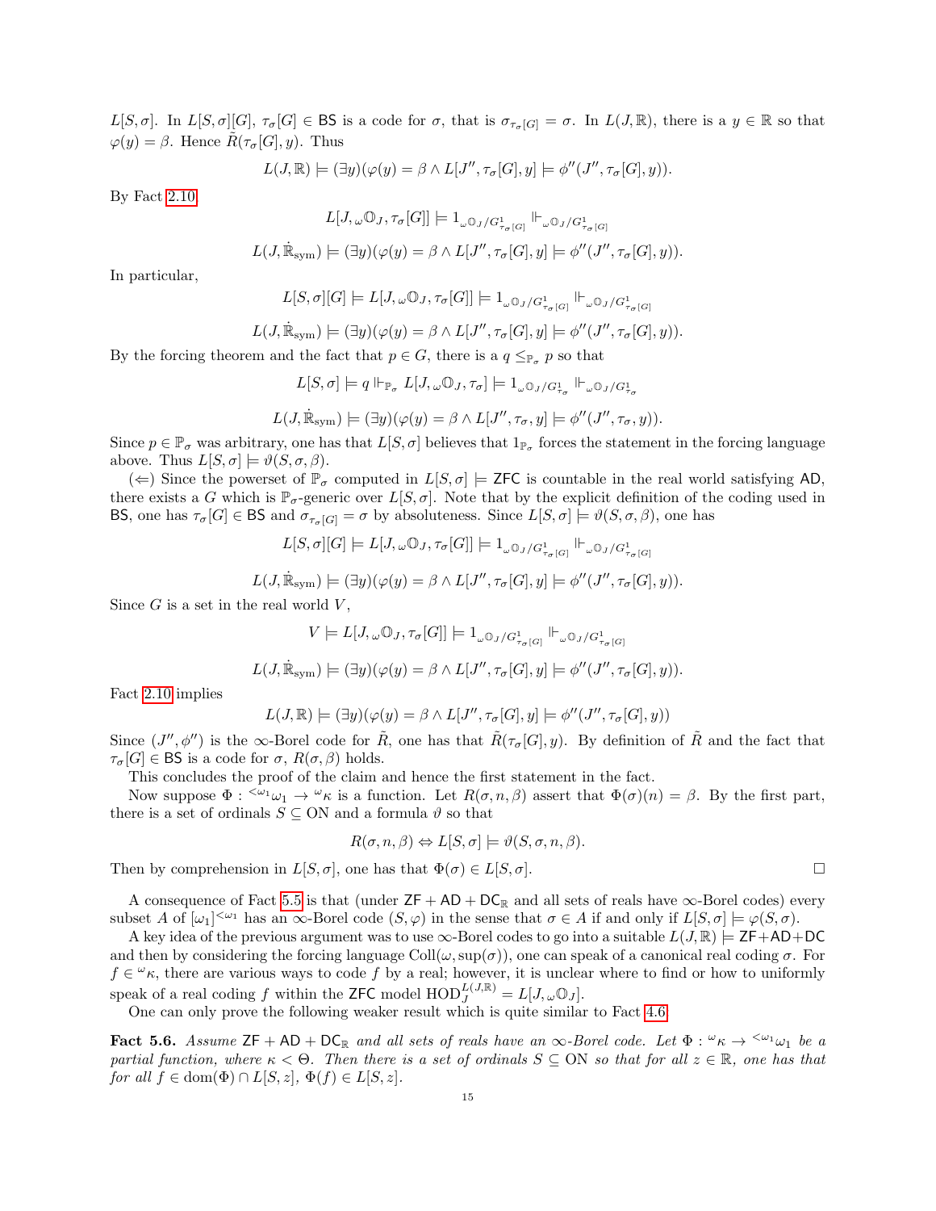$L[S,\sigma]$. In $L[S,\sigma][G]$, $\tau_\sigma[G] \in \mathsf{BS}$ is a code for $\sigma$, that is $\sigma_{\tau_\sigma[G]} = \sigma$. In $L(J,\mathbb{R})$, there is a $y \in \mathbb{R}$ so that $\varphi(y) = \beta$. Hence $\tilde{R}(\tau_\sigma[G], y)$. Thus

$$L(J,\mathbb{R}) \models (\exists y)(\varphi(y) = \beta \wedge L[J'', \tau_\sigma[G], y] \models \phi''(J'', \tau_\sigma[G], y)).$$

By Fact 2.10

$$L[J, {}_\omega\mathbb{O}_J, \tau_\sigma[G]] \models 1_{{}_\omega\mathbb{O}_J/G^1_{\tau_\sigma[G]}} \Vdash_{{}_\omega\mathbb{O}_J/G^1_{\tau_\sigma[G]}}$$

$$L(J, \dot{\mathbb{R}}_{\text{sym}}) \models (\exists y)(\varphi(y) = \beta \wedge L[J'', \tau_\sigma[G], y] \models \phi''(J'', \tau_\sigma[G], y)).$$

In particular,

$$L[S,\sigma][G] \models L[J, {}_\omega\mathbb{O}_J, \tau_\sigma[G]] \models 1_{{}_\omega\mathbb{O}_J/G^1_{\tau_\sigma[G]}} \Vdash_{{}_\omega\mathbb{O}_J/G^1_{\tau_\sigma[G]}}$$

$$L(J, \dot{\mathbb{R}}_{\text{sym}}) \models (\exists y)(\varphi(y) = \beta \wedge L[J'', \tau_\sigma[G], y] \models \phi''(J'', \tau_\sigma[G], y)).$$

By the forcing theorem and the fact that $p \in G$, there is a $q \leq_{\mathbb{P}_\sigma} p$ so that

$$L[S,\sigma] \models q \Vdash_{\mathbb{P}_\sigma} L[J, {}_\omega\mathbb{O}_J, \tau_\sigma] \models 1_{{}_\omega\mathbb{O}_J/G^1_{\tau_\sigma}} \Vdash_{{}_\omega\mathbb{O}_J/G^1_{\tau_\sigma}}$$

$$L(J, \dot{\mathbb{R}}_{\text{sym}}) \models (\exists y)(\varphi(y) = \beta \wedge L[J'', \tau_\sigma, y] \models \phi''(J'', \tau_\sigma, y)).$$

Since $p \in \mathbb{P}_\sigma$ was arbitrary, one has that $L[S,\sigma]$ believes that $1_{\mathbb{P}_\sigma}$ forces the statement in the forcing language above. Thus $L[S,\sigma] \models \vartheta(S,\sigma,\beta)$.

($\Leftarrow$) Since the powerset of $\mathbb{P}_\sigma$ computed in $L[S,\sigma] \models \mathsf{ZFC}$ is countable in the real world satisfying $\mathsf{AD}$, there exists a $G$ which is $\mathbb{P}_\sigma$-generic over $L[S,\sigma]$. Note that by the explicit definition of the coding used in $\mathsf{BS}$, one has $\tau_\sigma[G] \in \mathsf{BS}$ and $\sigma_{\tau_\sigma[G]} = \sigma$ by absoluteness. Since $L[S,\sigma] \models \vartheta(S,\sigma,\beta)$, one has

$$L[S,\sigma][G] \models L[J, {}_\omega\mathbb{O}_J, \tau_\sigma[G]] \models 1_{{}_\omega\mathbb{O}_J/G^1_{\tau_\sigma[G]}} \Vdash_{{}_\omega\mathbb{O}_J/G^1_{\tau_\sigma[G]}}$$

$$L(J, \dot{\mathbb{R}}_{\text{sym}}) \models (\exists y)(\varphi(y) = \beta \wedge L[J'', \tau_\sigma[G], y] \models \phi''(J'', \tau_\sigma[G], y)).$$

Since $G$ is a set in the real world $V$,

$$V \models L[J, {}_\omega\mathbb{O}_J, \tau_\sigma[G]] \models 1_{{}_\omega\mathbb{O}_J/G^1_{\tau_\sigma[G]}} \Vdash_{{}_\omega\mathbb{O}_J/G^1_{\tau_\sigma[G]}}$$

$$L(J, \dot{\mathbb{R}}_{\text{sym}}) \models (\exists y)(\varphi(y) = \beta \wedge L[J'', \tau_\sigma[G], y] \models \phi''(J'', \tau_\sigma[G], y)).$$

Fact 2.10 implies

$$L(J,\mathbb{R}) \models (\exists y)(\varphi(y) = \beta \wedge L[J'', \tau_\sigma[G], y] \models \phi''(J'', \tau_\sigma[G], y))$$

Since $(J'', \phi'')$ is the $\infty$-Borel code for $\tilde{R}$, one has that $\tilde{R}(\tau_\sigma[G], y)$. By definition of $\tilde{R}$ and the fact that $\tau_\sigma[G] \in \mathsf{BS}$ is a code for $\sigma$, $R(\sigma, \beta)$ holds.

This concludes the proof of the claim and hence the first statement in the fact.

Now suppose $\Phi : {}^{<\omega_1}\omega_1 \to {}^\omega\kappa$ is a function. Let $R(\sigma, n, \beta)$ assert that $\Phi(\sigma)(n) = \beta$. By the first part, there is a set of ordinals $S \subseteq \text{ON}$ and a formula $\vartheta$ so that

$$R(\sigma, n, \beta) \Leftrightarrow L[S,\sigma] \models \vartheta(S, \sigma, n, \beta).$$

Then by comprehension in $L[S,\sigma]$, one has that $\Phi(\sigma) \in L[S,\sigma]$. $\square$

A consequence of Fact 5.5 is that (under $\mathsf{ZF} + \mathsf{AD} + \mathsf{DC}_\mathbb{R}$ and all sets of reals have $\infty$-Borel codes) every subset $A$ of $[\omega_1]^{<\omega_1}$ has an $\infty$-Borel code $(S,\varphi)$ in the sense that $\sigma \in A$ if and only if $L[S,\sigma] \models \varphi(S,\sigma)$.

A key idea of the previous argument was to use $\infty$-Borel codes to go into a suitable $L(J,\mathbb{R}) \models \mathsf{ZF}+\mathsf{AD}+\mathsf{DC}$ and then by considering the forcing language $\text{Coll}(\omega, \sup(\sigma))$, one can speak of a canonical real coding $\sigma$. For $f \in {}^\omega\kappa$, there are various ways to code $f$ by a real; however, it is unclear where to find or how to uniformly speak of a real coding $f$ within the $\mathsf{ZFC}$ model $\text{HOD}_J^{L(J,\mathbb{R})} = L[J, {}_\omega\mathbb{O}_J]$.

One can only prove the following weaker result which is quite similar to Fact 4.6.

**Fact 5.6.** *Assume $\mathsf{ZF} + \mathsf{AD} + \mathsf{DC}_\mathbb{R}$ and all sets of reals have an $\infty$-Borel code. Let $\Phi : {}^\omega\kappa \to {}^{<\omega_1}\omega_1$ be a partial function, where $\kappa < \Theta$. Then there is a set of ordinals $S \subseteq \text{ON}$ so that for all $z \in \mathbb{R}$, one has that for all $f \in \text{dom}(\Phi) \cap L[S,z]$, $\Phi(f) \in L[S,z]$.*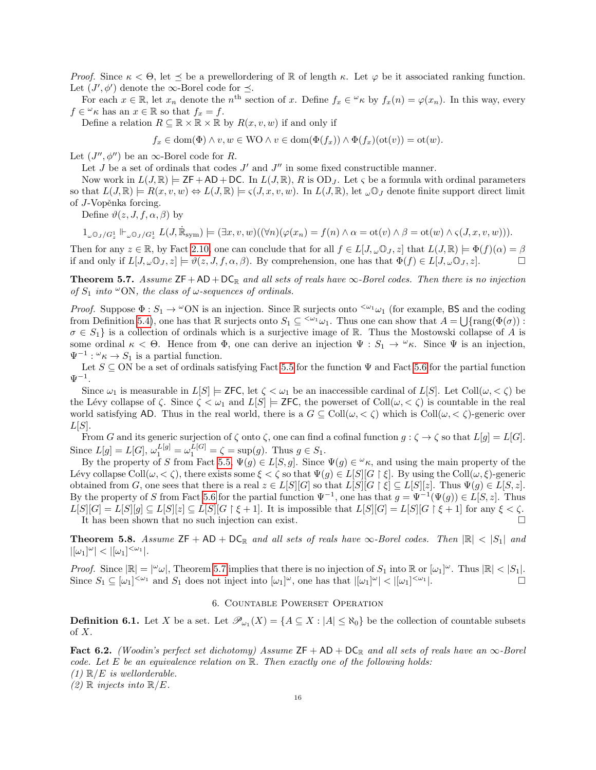*Proof.* Since $\kappa < \Theta$, let $\preceq$ be a prewellordering of $\mathbb{R}$ of length $\kappa$. Let $\varphi$ be it associated ranking function. Let $(J', \phi')$ denote the $\infty$-Borel code for $\preceq$.

For each $x \in \mathbb{R}$, let $x_n$ denote the $n^{\text{th}}$ section of $x$. Define $f_x \in {}^\omega\kappa$ by $f_x(n) = \varphi(x_n)$. In this way, every $f \in {}^\omega\kappa$ has an $x \in \mathbb{R}$ so that $f_x = f$.

Define a relation $R \subseteq \mathbb{R} \times \mathbb{R} \times \mathbb{R}$ by $R(x, v, w)$ if and only if

$$f_x \in \text{dom}(\Phi) \wedge v, w \in \text{WO} \wedge v \in \text{dom}(\Phi(f_x)) \wedge \Phi(f_x)(\text{ot}(v)) = \text{ot}(w).$$

Let $(J'', \phi'')$ be an $\infty$-Borel code for $R$.

Let $J$ be a set of ordinals that codes $J'$ and $J''$ in some fixed constructible manner.

Now work in $L(J, \mathbb{R}) \models \mathsf{ZF} + \mathsf{AD} + \mathsf{DC}$. In $L(J, \mathbb{R})$, $R$ is $\text{OD}_J$. Let $\varsigma$ be a formula with ordinal parameters so that $L(J, \mathbb{R}) \models R(x, v, w) \Leftrightarrow L(J, \mathbb{R}) \models \varsigma(J, x, v, w)$. In $L(J, \mathbb{R})$, let ${}_\omega\mathbb{O}_J$ denote finite support direct limit of $J$-Vopěnka forcing.

Define $\vartheta(z, J, f, \alpha, \beta)$ by

$$1_{{}_\omega\mathbb{O}_J/G^1_z} \Vdash_{{}_\omega\mathbb{O}_J/G^1_z} L(J, \dot{\mathbb{R}}_{\text{sym}}) \models (\exists x, v, w)((\forall n)(\varphi(x_n) = f(n) \wedge \alpha = \text{ot}(v) \wedge \beta = \text{ot}(w) \wedge \varsigma(J, x, v, w))).$$

Then for any $z \in \mathbb{R}$, by Fact 2.10, one can conclude that for all $f \in L[J, {}_\omega\mathbb{O}_J, z]$ that $L(J, \mathbb{R}) \models \Phi(f)(\alpha) = \beta$ if and only if $L[J, {}_\omega\mathbb{O}_J, z] \models \vartheta(z, J, f, \alpha, \beta)$. By comprehension, one has that $\Phi(f) \in L[J, {}_\omega\mathbb{O}_J, z]$. $\square$

**Theorem 5.7.** *Assume $\mathsf{ZF} + \mathsf{AD} + \mathsf{DC}_\mathbb{R}$ and all sets of reals have $\infty$-Borel codes. Then there is no injection of $S_1$ into ${}^\omega\text{ON}$, the class of $\omega$-sequences of ordinals.*

*Proof.* Suppose $\Phi : S_1 \to {}^\omega\text{ON}$ is an injection. Since $\mathbb{R}$ surjects onto ${}^{<\omega_1}\omega_1$ (for example, $\mathsf{BS}$ and the coding from Definition 5.4), one has that $\mathbb{R}$ surjects onto $S_1 \subseteq {}^{<\omega_1}\omega_1$. Thus one can show that $A = \bigcup\{\text{rang}(\Phi(\sigma)) : \sigma \in S_1\}$ is a collection of ordinals which is a surjective image of $\mathbb{R}$. Thus the Mostowski collapse of $A$ is some ordinal $\kappa < \Theta$. Hence from $\Phi$, one can derive an injection $\Psi : S_1 \to {}^\omega\kappa$. Since $\Psi$ is an injection, $\Psi^{-1} : {}^\omega\kappa \to S_1$ is a partial function.

Let $S \subseteq \text{ON}$ be a set of ordinals satisfying Fact 5.5 for the function $\Psi$ and Fact 5.6 for the partial function $\Psi^{-1}$.

Since $\omega_1$ is measurable in $L[S] \models \mathsf{ZFC}$, let $\zeta < \omega_1$ be an inaccessible cardinal of $L[S]$. Let $\text{Coll}(\omega, <\zeta)$ be the Lévy collapse of $\zeta$. Since $\zeta < \omega_1$ and $L[S] \models \mathsf{ZFC}$, the powerset of $\text{Coll}(\omega, <\zeta)$ is countable in the real world satisfying $\mathsf{AD}$. Thus in the real world, there is a $G \subseteq \text{Coll}(\omega, <\zeta)$ which is $\text{Coll}(\omega, <\zeta)$-generic over $L[S]$.

From $G$ and its generic surjection of $\zeta$ onto $\zeta$, one can find a cofinal function $g : \zeta \to \zeta$ so that $L[g] = L[G]$. Since $L[g] = L[G]$, $\omega_1^{L[g]} = \omega_1^{L[G]} = \zeta = \sup(g)$. Thus $g \in S_1$.

By the property of $S$ from Fact 5.5, $\Psi(g) \in L[S, g]$. Since $\Psi(g) \in {}^\omega\kappa$, and using the main property of the Lévy collapse $\text{Coll}(\omega, <\zeta)$, there exists some $\xi < \zeta$ so that $\Psi(g) \in L[S][G \restriction \xi]$. By using the $\text{Coll}(\omega, \xi)$-generic obtained from $G$, one sees that there is a real $z \in L[S][G]$ so that $L[S][G \restriction \xi] \subseteq L[S][z]$. Thus $\Psi(g) \in L[S, z]$. By the property of $S$ from Fact 5.6 for the partial function $\Psi^{-1}$, one has that $g = \Psi^{-1}(\Psi(g)) \in L[S, z]$. Thus $L[S][G] = L[S][g] \subseteq L[S][z] \subseteq L[S][G \restriction \xi + 1]$. It is impossible that $L[S][G] = L[S][G \restriction \xi + 1]$ for any $\xi < \zeta$.

It has been shown that no such injection can exist. $\square$

**Theorem 5.8.** *Assume $\mathsf{ZF} + \mathsf{AD} + \mathsf{DC}_\mathbb{R}$ and all sets of reals have $\infty$-Borel codes. Then $|\mathbb{R}| < |S_1|$ and $|[\omega_1]^\omega| < |[\omega_1]^{<\omega_1}|$.*

*Proof.* Since $|\mathbb{R}| = |{}^\omega\omega|$, Theorem 5.7 implies that there is no injection of $S_1$ into $\mathbb{R}$ or $[\omega_1]^\omega$. Thus $|\mathbb{R}| < |S_1|$. Since $S_1 \subseteq [\omega_1]^{<\omega_1}$ and $S_1$ does not inject into $[\omega_1]^\omega$, one has that $|[\omega_1]^\omega| < |[\omega_1]^{<\omega_1}|$. $\square$

## 6. Countable Powerset Operation

**Definition 6.1.** Let $X$ be a set. Let $\mathscr{P}_{\omega_1}(X) = \{A \subseteq X : |A| \leq \aleph_0\}$ be the collection of countable subsets of $X$.

**Fact 6.2.** *(Woodin's perfect set dichotomy) Assume $\mathsf{ZF} + \mathsf{AD} + \mathsf{DC}_\mathbb{R}$ and all sets of reals have an $\infty$-Borel code. Let $E$ be an equivalence relation on $\mathbb{R}$. Then exactly one of the following holds:*
*(1) $\mathbb{R}/E$ is wellorderable.*
*(2) $\mathbb{R}$ injects into $\mathbb{R}/E$.*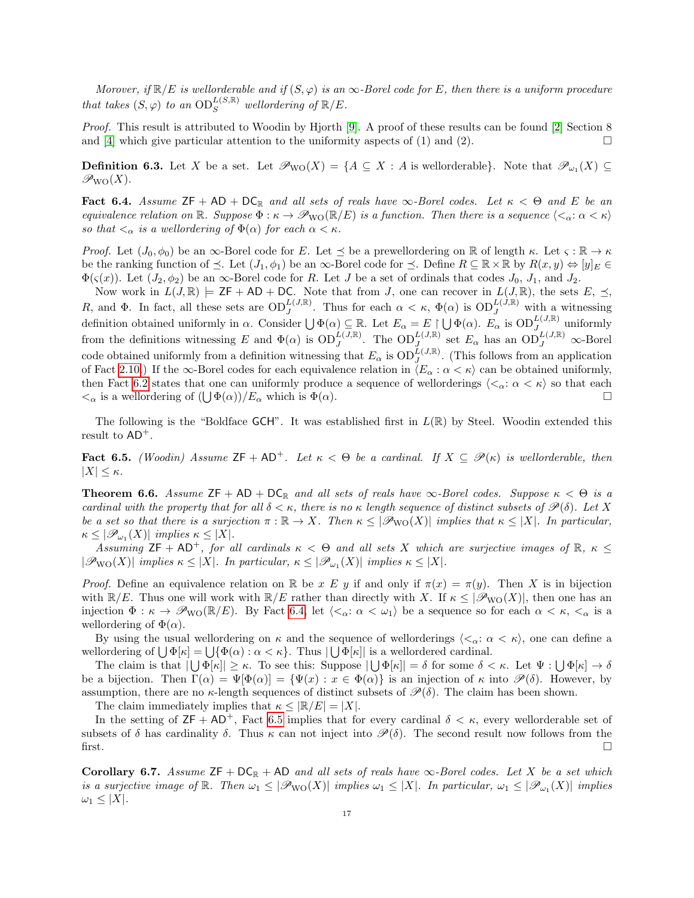*Morover, if $\mathbb{R}/E$ is wellorderable and if $(S, \varphi)$ is an $\infty$-Borel code for $E$, then there is a uniform procedure that takes $(S, \varphi)$ to an $\mathrm{OD}_S^{L(S,\mathbb{R})}$ wellordering of $\mathbb{R}/E$.*

*Proof.* This result is attributed to Woodin by Hjorth [9]. A proof of these results can be found [2] Section 8 and [4] which give particular attention to the uniformity aspects of (1) and (2). $\square$

**Definition 6.3.** Let $X$ be a set. Let $\mathscr{P}_{\mathrm{WO}}(X) = \{A \subseteq X : A \text{ is wellorderable}\}$. Note that $\mathscr{P}_{\omega_1}(X) \subseteq \mathscr{P}_{\mathrm{WO}}(X)$.

**Fact 6.4.** *Assume $\mathsf{ZF} + \mathsf{AD} + \mathsf{DC}_{\mathbb{R}}$ and all sets of reals have $\infty$-Borel codes. Let $\kappa < \Theta$ and $E$ be an equivalence relation on $\mathbb{R}$. Suppose $\Phi : \kappa \to \mathscr{P}_{\mathrm{WO}}(\mathbb{R}/E)$ is a function. Then there is a sequence $\langle <_\alpha : \alpha < \kappa \rangle$ so that $<_\alpha$ is a wellordering of $\Phi(\alpha)$ for each $\alpha < \kappa$.*

*Proof.* Let $(J_0, \phi_0)$ be an $\infty$-Borel code for $E$. Let $\preceq$ be a prewellordering on $\mathbb{R}$ of length $\kappa$. Let $\varsigma : \mathbb{R} \to \kappa$ be the ranking function of $\preceq$. Let $(J_1, \phi_1)$ be an $\infty$-Borel code for $\preceq$. Define $R \subseteq \mathbb{R} \times \mathbb{R}$ by $R(x, y) \Leftrightarrow [y]_E \in \Phi(\varsigma(x))$. Let $(J_2, \phi_2)$ be an $\infty$-Borel code for $R$. Let $J$ be a set of ordinals that codes $J_0$, $J_1$, and $J_2$.

Now work in $L(J, \mathbb{R}) \models \mathsf{ZF} + \mathsf{AD} + \mathsf{DC}$. Note that from $J$, one can recover in $L(J, \mathbb{R})$, the sets $E$, $\preceq$, $R$, and $\Phi$. In fact, all these sets are $\mathrm{OD}_J^{L(J,\mathbb{R})}$. Thus for each $\alpha < \kappa$, $\Phi(\alpha)$ is $\mathrm{OD}_J^{L(J,\mathbb{R})}$ with a witnessing definition obtained uniformly in $\alpha$. Consider $\bigcup \Phi(\alpha) \subseteq \mathbb{R}$. Let $E_\alpha = E \restriction \bigcup \Phi(\alpha)$. $E_\alpha$ is $\mathrm{OD}_J^{L(J,\mathbb{R})}$ uniformly from the definitions witnessing $E$ and $\Phi(\alpha)$ is $\mathrm{OD}_J^{L(J,\mathbb{R})}$. The $\mathrm{OD}_J^{L(J,\mathbb{R})}$ set $E_\alpha$ has an $\mathrm{OD}_J^{L(J,\mathbb{R})}$ $\infty$-Borel code obtained uniformly from a definition witnessing that $E_\alpha$ is $\mathrm{OD}_J^{L(J,\mathbb{R})}$. (This follows from an application of Fact 2.10.) If the $\infty$-Borel codes for each equivalence relation in $\langle E_\alpha : \alpha < \kappa \rangle$ can be obtained uniformly, then Fact 6.2 states that one can uniformly produce a sequence of wellorderings $\langle <_\alpha : \alpha < \kappa \rangle$ so that each $<_\alpha$ is a wellordering of $(\bigcup \Phi(\alpha))/E_\alpha$ which is $\Phi(\alpha)$. $\square$

The following is the "Boldface $\mathsf{GCH}$". It was established first in $L(\mathbb{R})$ by Steel. Woodin extended this result to $\mathsf{AD}^+$.

**Fact 6.5.** *(Woodin) Assume $\mathsf{ZF} + \mathsf{AD}^+$. Let $\kappa < \Theta$ be a cardinal. If $X \subseteq \mathscr{P}(\kappa)$ is wellorderable, then $|X| \leq \kappa$.*

**Theorem 6.6.** *Assume $\mathsf{ZF} + \mathsf{AD} + \mathsf{DC}_{\mathbb{R}}$ and all sets of reals have $\infty$-Borel codes. Suppose $\kappa < \Theta$ is a cardinal with the property that for all $\delta < \kappa$, there is no $\kappa$ length sequence of distinct subsets of $\mathscr{P}(\delta)$. Let $X$ be a set so that there is a surjection $\pi : \mathbb{R} \to X$. Then $\kappa \leq |\mathscr{P}_{\mathrm{WO}}(X)|$ implies that $\kappa \leq |X|$. In particular, $\kappa \leq |\mathscr{P}_{\omega_1}(X)|$ implies $\kappa \leq |X|$.*

*Assuming $\mathsf{ZF} + \mathsf{AD}^+$, for all cardinals $\kappa < \Theta$ and all sets $X$ which are surjective images of $\mathbb{R}$, $\kappa \leq |\mathscr{P}_{\mathrm{WO}}(X)|$ implies $\kappa \leq |X|$. In particular, $\kappa \leq |\mathscr{P}_{\omega_1}(X)|$ implies $\kappa \leq |X|$.*

*Proof.* Define an equivalence relation on $\mathbb{R}$ be $x \mathrel{E} y$ if and only if $\pi(x) = \pi(y)$. Then $X$ is in bijection with $\mathbb{R}/E$. Thus one will work with $\mathbb{R}/E$ rather than directly with $X$. If $\kappa \leq |\mathscr{P}_{\mathrm{WO}}(X)|$, then one has an injection $\Phi : \kappa \to \mathscr{P}_{\mathrm{WO}}(\mathbb{R}/E)$. By Fact 6.4, let $\langle <_\alpha : \alpha < \omega_1 \rangle$ be a sequence so for each $\alpha < \kappa$, $<_\alpha$ is a wellordering of $\Phi(\alpha)$.

By using the usual wellordering on $\kappa$ and the sequence of wellorderings $\langle <_\alpha : \alpha < \kappa \rangle$, one can define a wellordering of $\bigcup \Phi[\kappa] = \bigcup\{\Phi(\alpha) : \alpha < \kappa\}$. Thus $|\bigcup \Phi[\kappa]|$ is a wellordered cardinal.

The claim is that $|\bigcup \Phi[\kappa]| \geq \kappa$. To see this: Suppose $|\bigcup \Phi[\kappa]| = \delta$ for some $\delta < \kappa$. Let $\Psi : \bigcup \Phi[\kappa] \to \delta$ be a bijection. Then $\Gamma(\alpha) = \Psi[\Phi(\alpha)] = \{\Psi(x) : x \in \Phi(\alpha)\}$ is an injection of $\kappa$ into $\mathscr{P}(\delta)$. However, by assumption, there are no $\kappa$-length sequences of distinct subsets of $\mathscr{P}(\delta)$. The claim has been shown.

The claim immediately implies that $\kappa \leq |\mathbb{R}/E| = |X|$.

In the setting of $\mathsf{ZF} + \mathsf{AD}^+$, Fact 6.5 implies that for every cardinal $\delta < \kappa$, every wellorderable set of subsets of $\delta$ has cardinality $\delta$. Thus $\kappa$ can not inject into $\mathscr{P}(\delta)$. The second result now follows from the first. $\square$

**Corollary 6.7.** *Assume $\mathsf{ZF} + \mathsf{DC}_{\mathbb{R}} + \mathsf{AD}$ and all sets of reals have $\infty$-Borel codes. Let $X$ be a set which is a surjective image of $\mathbb{R}$. Then $\omega_1 \leq |\mathscr{P}_{\mathrm{WO}}(X)|$ implies $\omega_1 \leq |X|$. In particular, $\omega_1 \leq |\mathscr{P}_{\omega_1}(X)|$ implies $\omega_1 \leq |X|$.*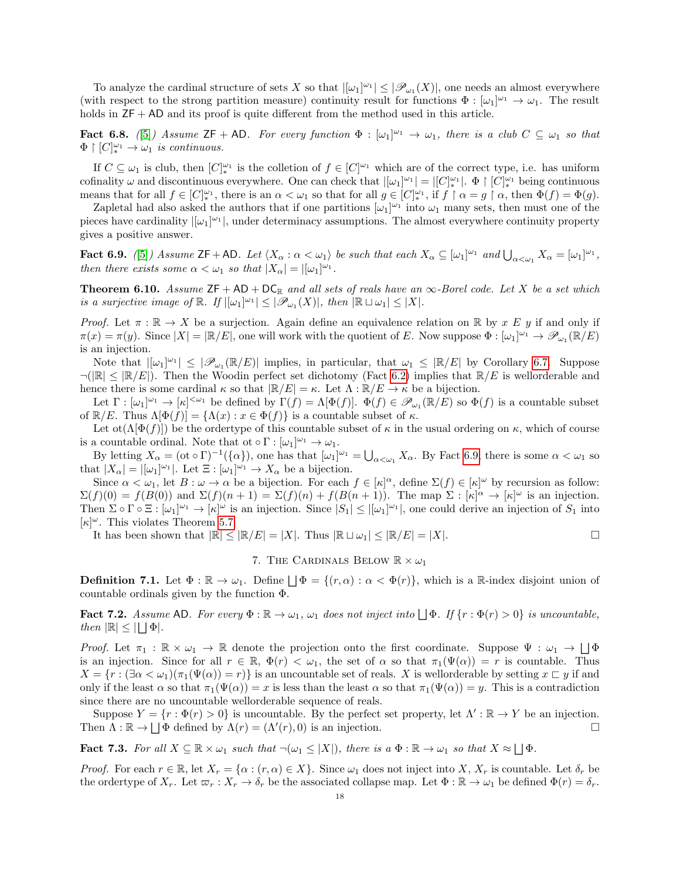To analyze the cardinal structure of sets $X$ so that $|[\omega_1]^{\omega_1}| \leq |\mathscr{P}_{\omega_1}(X)|$, one needs an almost everywhere (with respect to the strong partition measure) continuity result for functions $\Phi : [\omega_1]^{\omega_1} \to \omega_1$. The result holds in $\mathsf{ZF} + \mathsf{AD}$ and its proof is quite different from the method used in this article.

**Fact 6.8.** *([5]) Assume $\mathsf{ZF} + \mathsf{AD}$. For every function $\Phi : [\omega_1]^{\omega_1} \to \omega_1$, there is a club $C \subseteq \omega_1$ so that $\Phi \restriction [C]^{\omega_1}_* \to \omega_1$ is continuous.*

If $C \subseteq \omega_1$ is club, then $[C]^{\omega_1}_*$ is the colletion of $f \in [C]^{\omega_1}$ which are of the correct type, i.e. has uniform cofinality $\omega$ and discontinuous everywhere. One can check that $|[\omega_1]^{\omega_1}| = |[C]^{\omega_1}_*|$. $\Phi \restriction [C]^{\omega_1}_*$ being continuous means that for all $f \in [C]^{\omega_1}_*$, there is an $\alpha < \omega_1$ so that for all $g \in [C]^{\omega_1}_*$, if $f \restriction \alpha = g \restriction \alpha$, then $\Phi(f) = \Phi(g)$.

Zapletal had also asked the authors that if one partitions $[\omega_1]^{\omega_1}$ into $\omega_1$ many sets, then must one of the pieces have cardinality $|[\omega_1]^{\omega_1}|$, under determinacy assumptions. The almost everywhere continuity property gives a positive answer.

**Fact 6.9.** *([5]) Assume $\mathsf{ZF} + \mathsf{AD}$. Let $\langle X_\alpha : \alpha < \omega_1 \rangle$ be such that each $X_\alpha \subseteq [\omega_1]^{\omega_1}$ and $\bigcup_{\alpha < \omega_1} X_\alpha = [\omega_1]^{\omega_1}$, then there exists some $\alpha < \omega_1$ so that $|X_\alpha| = |[\omega_1]^{\omega_1}|$.*

**Theorem 6.10.** *Assume $\mathsf{ZF} + \mathsf{AD} + \mathsf{DC}_\mathbb{R}$ and all sets of reals have an $\infty$-Borel code. Let $X$ be a set which is a surjective image of $\mathbb{R}$. If $|[\omega_1]^{\omega_1}| \leq |\mathscr{P}_{\omega_1}(X)|$, then $|\mathbb{R} \sqcup \omega_1| \leq |X|$.*

*Proof.* Let $\pi : \mathbb{R} \to X$ be a surjection. Again define an equivalence relation on $\mathbb{R}$ by $x \, E \, y$ if and only if $\pi(x) = \pi(y)$. Since $|X| = |\mathbb{R}/E|$, one will work with the quotient of $E$. Now suppose $\Phi : [\omega_1]^{\omega_1} \to \mathscr{P}_{\omega_1}(\mathbb{R}/E)$ is an injection.

Note that $|[\omega_1]^{\omega_1}| \leq |\mathscr{P}_{\omega_1}(\mathbb{R}/E)|$ implies, in particular, that $\omega_1 \leq |\mathbb{R}/E|$ by Corollary 6.7. Suppose $\neg(|\mathbb{R}| \leq |\mathbb{R}/E|)$. Then the Woodin perfect set dichotomy (Fact 6.2) implies that $\mathbb{R}/E$ is wellorderable and hence there is some cardinal $\kappa$ so that $|\mathbb{R}/E| = \kappa$. Let $\Lambda : \mathbb{R}/E \to \kappa$ be a bijection.

Let $\Gamma : [\omega_1]^{\omega_1} \to [\kappa]^{<\omega_1}$ be defined by $\Gamma(f) = \Lambda[\Phi(f)]$. $\Phi(f) \in \mathscr{P}_{\omega_1}(\mathbb{R}/E)$ so $\Phi(f)$ is a countable subset of $\mathbb{R}/E$. Thus $\Lambda[\Phi(f)] = \{\Lambda(x) : x \in \Phi(f)\}$ is a countable subset of $\kappa$.

Let $\mathrm{ot}(\Lambda[\Phi(f)])$ be the ordertype of this countable subset of $\kappa$ in the usual ordering on $\kappa$, which of course is a countable ordinal. Note that $\mathrm{ot} \circ \Gamma : [\omega_1]^{\omega_1} \to \omega_1$.

By letting $X_\alpha = (\mathrm{ot} \circ \Gamma)^{-1}(\{\alpha\})$, one has that $[\omega_1]^{\omega_1} = \bigcup_{\alpha < \omega_1} X_\alpha$. By Fact 6.9, there is some $\alpha < \omega_1$ so that $|X_\alpha| = |[\omega_1]^{\omega_1}|$. Let $\Xi : [\omega_1]^{\omega_1} \to X_\alpha$ be a bijection.

Since $\alpha < \omega_1$, let $B : \omega \to \alpha$ be a bijection. For each $f \in [\kappa]^\alpha$, define $\Sigma(f) \in [\kappa]^\omega$ by recursion as follow: $\Sigma(f)(0) = f(B(0))$ and $\Sigma(f)(n+1) = \Sigma(f)(n) + f(B(n+1))$. The map $\Sigma : [\kappa]^\alpha \to [\kappa]^\omega$ is an injection. Then $\Sigma \circ \Gamma \circ \Xi : [\omega_1]^{\omega_1} \to [\kappa]^\omega$ is an injection. Since $|S_1| \leq |[\omega_1]^{\omega_1}|$, one could derive an injection of $S_1$ into $[\kappa]^\omega$. This violates Theorem 5.7.

It has been shown that $|\mathbb{R}| \leq |\mathbb{R}/E| = |X|$. Thus $|\mathbb{R} \sqcup \omega_1| \leq |\mathbb{R}/E| = |X|$. $\square$

## 7. The Cardinals Below $\mathbb{R} \times \omega_1$

**Definition 7.1.** Let $\Phi : \mathbb{R} \to \omega_1$. Define $\bigsqcup \Phi = \{(r, \alpha) : \alpha < \Phi(r)\}$, which is a $\mathbb{R}$-index disjoint union of countable ordinals given by the function $\Phi$.

**Fact 7.2.** *Assume $\mathsf{AD}$. For every $\Phi : \mathbb{R} \to \omega_1$, $\omega_1$ does not inject into $\bigsqcup \Phi$. If $\{r : \Phi(r) > 0\}$ is uncountable, then $|\mathbb{R}| \leq |\bigsqcup \Phi|$.*

*Proof.* Let $\pi_1 : \mathbb{R} \times \omega_1 \to \mathbb{R}$ denote the projection onto the first coordinate. Suppose $\Psi : \omega_1 \to \bigsqcup \Phi$ is an injection. Since for all $r \in \mathbb{R}$, $\Phi(r) < \omega_1$, the set of $\alpha$ so that $\pi_1(\Psi(\alpha)) = r$ is countable. Thus $X = \{r : (\exists \alpha < \omega_1)(\pi_1(\Psi(\alpha)) = r)\}$ is an uncountable set of reals. $X$ is wellorderable by setting $x \sqsubset y$ if and only if the least $\alpha$ so that $\pi_1(\Psi(\alpha)) = x$ is less than the least $\alpha$ so that $\pi_1(\Psi(\alpha)) = y$. This is a contradiction since there are no uncountable wellorderable sequence of reals.

Suppose $Y = \{r : \Phi(r) > 0\}$ is uncountable. By the perfect set property, let $\Lambda' : \mathbb{R} \to Y$ be an injection. Then $\Lambda : \mathbb{R} \to \bigsqcup \Phi$ defined by $\Lambda(r) = (\Lambda'(r), 0)$ is an injection. $\square$

**Fact 7.3.** *For all $X \subseteq \mathbb{R} \times \omega_1$ such that $\neg(\omega_1 \leq |X|)$, there is a $\Phi : \mathbb{R} \to \omega_1$ so that $X \approx \bigsqcup \Phi$.*

*Proof.* For each $r \in \mathbb{R}$, let $X_r = \{\alpha : (r, \alpha) \in X\}$. Since $\omega_1$ does not inject into $X$, $X_r$ is countable. Let $\delta_r$ be the ordertype of $X_r$. Let $\varpi_r : X_r \to \delta_r$ be the associated collapse map. Let $\Phi : \mathbb{R} \to \omega_1$ be defined $\Phi(r) = \delta_r$.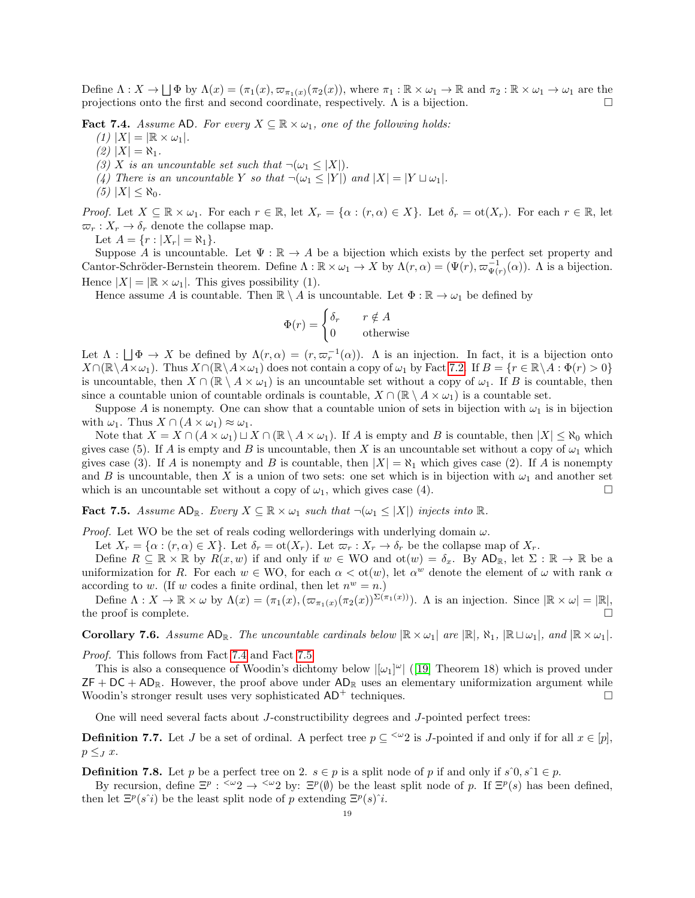Define $\Lambda : X \to \bigsqcup \Phi$ by $\Lambda(x) = (\pi_1(x), \varpi_{\pi_1(x)}(\pi_2(x)))$, where $\pi_1 : \mathbb{R} \times \omega_1 \to \mathbb{R}$ and $\pi_2 : \mathbb{R} \times \omega_1 \to \omega_1$ are the projections onto the first and second coordinate, respectively. $\Lambda$ is a bijection. □

**Fact 7.4.** *Assume* AD. *For every $X \subseteq \mathbb{R} \times \omega_1$, one of the following holds:*

*(1) $|X| = |\mathbb{R} \times \omega_1|$.*
*(2) $|X| = \aleph_1$.*
*(3) $X$ is an uncountable set such that $\neg(\omega_1 \leq |X|)$.*
*(4) There is an uncountable $Y$ so that $\neg(\omega_1 \leq |Y|)$ and $|X| = |Y \sqcup \omega_1|$.*
*(5) $|X| \leq \aleph_0$.*

*Proof.* Let $X \subseteq \mathbb{R} \times \omega_1$. For each $r \in \mathbb{R}$, let $X_r = \{\alpha : (r, \alpha) \in X\}$. Let $\delta_r = \text{ot}(X_r)$. For each $r \in \mathbb{R}$, let $\varpi_r : X_r \to \delta_r$ denote the collapse map.

Let $A = \{r : |X_r| = \aleph_1\}$.

Suppose $A$ is uncountable. Let $\Psi : \mathbb{R} \to A$ be a bijection which exists by the perfect set property and Cantor-Schröder-Bernstein theorem. Define $\Lambda : \mathbb{R} \times \omega_1 \to X$ by $\Lambda(r, \alpha) = (\Psi(r), \varpi^{-1}_{\Psi(r)}(\alpha))$. $\Lambda$ is a bijection. Hence $|X| = |\mathbb{R} \times \omega_1|$. This gives possibility (1).

Hence assume $A$ is countable. Then $\mathbb{R} \setminus A$ is uncountable. Let $\Phi : \mathbb{R} \to \omega_1$ be defined by

$$\Phi(r) = \begin{cases} \delta_r & r \notin A \\ 0 & \text{otherwise} \end{cases}$$

Let $\Lambda : \bigsqcup \Phi \to X$ be defined by $\Lambda(r, \alpha) = (r, \varpi_r^{-1}(\alpha))$. $\Lambda$ is an injection. In fact, it is a bijection onto $X \cap (\mathbb{R} \setminus A \times \omega_1)$. Thus $X \cap (\mathbb{R} \setminus A \times \omega_1)$ does not contain a copy of $\omega_1$ by Fact 7.2. If $B = \{r \in \mathbb{R} \setminus A : \Phi(r) > 0\}$ is uncountable, then $X \cap (\mathbb{R} \setminus A \times \omega_1)$ is an uncountable set without a copy of $\omega_1$. If $B$ is countable, then since a countable union of countable ordinals is countable, $X \cap (\mathbb{R} \setminus A \times \omega_1)$ is a countable set.

Suppose $A$ is nonempty. One can show that a countable union of sets in bijection with $\omega_1$ is in bijection with $\omega_1$. Thus $X \cap (A \times \omega_1) \approx \omega_1$.

Note that $X = X \cap (A \times \omega_1) \sqcup X \cap (\mathbb{R} \setminus A \times \omega_1)$. If $A$ is empty and $B$ is countable, then $|X| \leq \aleph_0$ which gives case (5). If $A$ is empty and $B$ is uncountable, then $X$ is an uncountable set without a copy of $\omega_1$ which gives case (3). If $A$ is nonempty and $B$ is countable, then $|X| = \aleph_1$ which gives case (2). If $A$ is nonempty and $B$ is uncountable, then $X$ is a union of two sets: one set which is in bijection with $\omega_1$ and another set which is an uncountable set without a copy of $\omega_1$, which gives case (4). □

**Fact 7.5.** *Assume* $\mathsf{AD}_\mathbb{R}$. *Every $X \subseteq \mathbb{R} \times \omega_1$ such that $\neg(\omega_1 \leq |X|)$ injects into $\mathbb{R}$.*

*Proof.* Let WO be the set of reals coding wellorderings with underlying domain $\omega$.

Let $X_r = \{\alpha : (r, \alpha) \in X\}$. Let $\delta_r = \text{ot}(X_r)$. Let $\varpi_r : X_r \to \delta_r$ be the collapse map of $X_r$.

Define $R \subseteq \mathbb{R} \times \mathbb{R}$ by $R(x, w)$ if and only if $w \in \text{WO}$ and $\text{ot}(w) = \delta_x$. By $\mathsf{AD}_\mathbb{R}$, let $\Sigma : \mathbb{R} \to \mathbb{R}$ be a uniformization for $R$. For each $w \in \text{WO}$, for each $\alpha < \text{ot}(w)$, let $\alpha^w$ denote the element of $\omega$ with rank $\alpha$ according to $w$. (If $w$ codes a finite ordinal, then let $n^w = n$.)

Define $\Lambda : X \to \mathbb{R} \times \omega$ by $\Lambda(x) = (\pi_1(x), (\varpi_{\pi_1(x)}(\pi_2(x))^{\Sigma(\pi_1(x))})$. $\Lambda$ is an injection. Since $|\mathbb{R} \times \omega| = |\mathbb{R}|$, the proof is complete. □

**Corollary 7.6.** *Assume* $\mathsf{AD}_\mathbb{R}$. *The uncountable cardinals below $|\mathbb{R} \times \omega_1|$ are $|\mathbb{R}|$, $\aleph_1$, $|\mathbb{R} \sqcup \omega_1|$, and $|\mathbb{R} \times \omega_1|$.*

*Proof.* This follows from Fact 7.4 and Fact 7.5.

This is also a consequence of Woodin's dichotomy below $|[\omega_1]^\omega|$ ([19] Theorem 18) which is proved under $\mathsf{ZF} + \mathsf{DC} + \mathsf{AD}_\mathbb{R}$. However, the proof above under $\mathsf{AD}_\mathbb{R}$ uses an elementary uniformization argument while Woodin's stronger result uses very sophisticated $\mathsf{AD}^+$ techniques. □

One will need several facts about $J$-constructibility degrees and $J$-pointed perfect trees:

**Definition 7.7.** Let $J$ be a set of ordinal. A perfect tree $p \subseteq {}^{<\omega}2$ is $J$-pointed if and only if for all $x \in [p]$, $p \leq_J x$.

**Definition 7.8.** Let $p$ be a perfect tree on 2. $s \in p$ is a split node of $p$ if and only if $s\hat{}0, s\hat{}1 \in p$.

By recursion, define $\Xi^p : {}^{<\omega}2 \to {}^{<\omega}2$ by: $\Xi^p(\emptyset)$ be the least split node of $p$. If $\Xi^p(s)$ has been defined, then let $\Xi^p(s\hat{}i)$ be the least split node of $p$ extending $\Xi^p(s)\hat{}i$.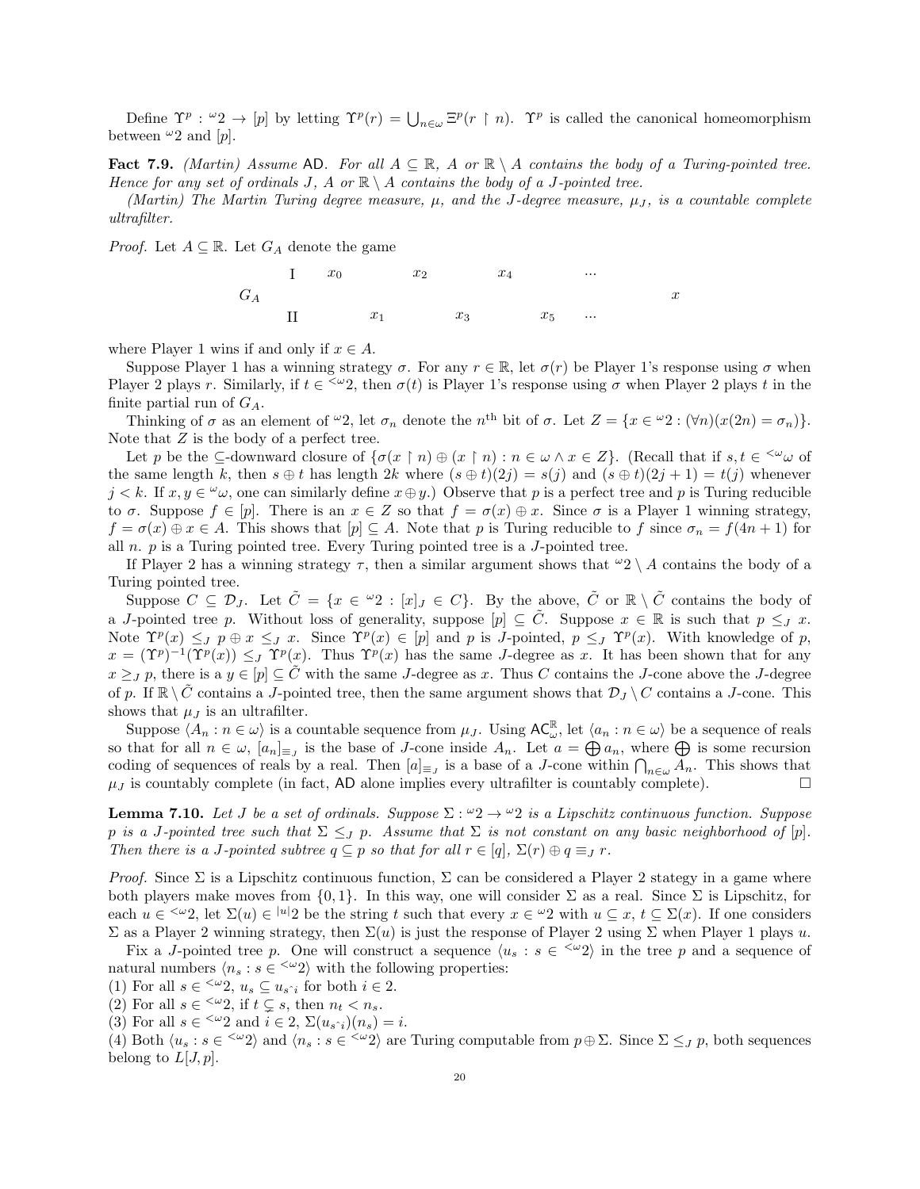Define $\Upsilon^p : {}^\omega 2 \to [p]$ by letting $\Upsilon^p(r) = \bigcup_{n \in \omega} \Xi^p(r \upharpoonright n)$. $\Upsilon^p$ is called the canonical homeomorphism between ${}^\omega 2$ and $[p]$.

**Fact 7.9.** *(Martin) Assume* $\mathsf{AD}$*. For all* $A \subseteq \mathbb{R}$*,* $A$ *or* $\mathbb{R} \setminus A$ *contains the body of a Turing-pointed tree. Hence for any set of ordinals* $J$*,* $A$ *or* $\mathbb{R} \setminus A$ *contains the body of a* $J$*-pointed tree.*

*(Martin) The Martin Turing degree measure,* $\mu$*, and the* $J$*-degree measure,* $\mu_J$*, is a countable complete ultrafilter.*

*Proof.* Let $A \subseteq \mathbb{R}$. Let $G_A$ denote the game

$$\begin{array}{llllllll} & \mathrm{I} & x_0 & & x_2 & & x_4 & & \cdots & \\ G_A & & & & & & & & & x \\ & \mathrm{II} & & x_1 & & x_3 & & x_5 & \cdots & \end{array}$$

where Player 1 wins if and only if $x \in A$.

Suppose Player 1 has a winning strategy $\sigma$. For any $r \in \mathbb{R}$, let $\sigma(r)$ be Player 1's response using $\sigma$ when Player 2 plays $r$. Similarly, if $t \in {}^{<\omega}2$, then $\sigma(t)$ is Player 1's response using $\sigma$ when Player 2 plays $t$ in the finite partial run of $G_A$.

Thinking of $\sigma$ as an element of ${}^\omega 2$, let $\sigma_n$ denote the $n^{\text{th}}$ bit of $\sigma$. Let $Z = \{x \in {}^\omega 2 : (\forall n)(x(2n) = \sigma_n)\}$. Note that $Z$ is the body of a perfect tree.

Let $p$ be the $\subseteq$-downward closure of $\{\sigma(x \upharpoonright n) \oplus (x \upharpoonright n) : n \in \omega \wedge x \in Z\}$. (Recall that if $s, t \in {}^{<\omega}\omega$ of the same length $k$, then $s \oplus t$ has length $2k$ where $(s \oplus t)(2j) = s(j)$ and $(s \oplus t)(2j+1) = t(j)$ whenever $j < k$. If $x, y \in {}^\omega\omega$, one can similarly define $x \oplus y$.) Observe that $p$ is a perfect tree and $p$ is Turing reducible to $\sigma$. Suppose $f \in [p]$. There is an $x \in Z$ so that $f = \sigma(x) \oplus x$. Since $\sigma$ is a Player 1 winning strategy, $f = \sigma(x) \oplus x \in A$. This shows that $[p] \subseteq A$. Note that $p$ is Turing reducible to $f$ since $\sigma_n = f(4n+1)$ for all $n$. $p$ is a Turing pointed tree. Every Turing pointed tree is a $J$-pointed tree.

If Player 2 has a winning strategy $\tau$, then a similar argument shows that ${}^\omega 2 \setminus A$ contains the body of a Turing pointed tree.

Suppose $C \subseteq \mathcal{D}_J$. Let $\tilde{C} = \{x \in {}^\omega 2 : [x]_J \in C\}$. By the above, $\tilde{C}$ or $\mathbb{R} \setminus \tilde{C}$ contains the body of a $J$-pointed tree $p$. Without loss of generality, suppose $[p] \subseteq \tilde{C}$. Suppose $x \in \mathbb{R}$ is such that $p \leq_J x$. Note $\Upsilon^p(x) \leq_J p \oplus x \leq_J x$. Since $\Upsilon^p(x) \in [p]$ and $p$ is $J$-pointed, $p \leq_J \Upsilon^p(x)$. With knowledge of $p$, $x = (\Upsilon^p)^{-1}(\Upsilon^p(x)) \leq_J \Upsilon^p(x)$. Thus $\Upsilon^p(x)$ has the same $J$-degree as $x$. It has been shown that for any $x \geq_J p$, there is a $y \in [p] \subseteq \tilde{C}$ with the same $J$-degree as $x$. Thus $C$ contains the $J$-cone above the $J$-degree of $p$. If $\mathbb{R} \setminus \tilde{C}$ contains a $J$-pointed tree, then the same argument shows that $\mathcal{D}_J \setminus C$ contains a $J$-cone. This shows that $\mu_J$ is an ultrafilter.

Suppose $\langle A_n : n \in \omega \rangle$ is a countable sequence from $\mu_J$. Using $\mathsf{AC}_\omega^\mathbb{R}$, let $\langle a_n : n \in \omega \rangle$ be a sequence of reals so that for all $n \in \omega$, $[a_n]_{\equiv_J}$ is the base of $J$-cone inside $A_n$. Let $a = \bigoplus a_n$, where $\bigoplus$ is some recursion coding of sequences of reals by a real. Then $[a]_{\equiv_J}$ is a base of a $J$-cone within $\bigcap_{n \in \omega} A_n$. This shows that $\mu_J$ is countably complete (in fact, $\mathsf{AD}$ alone implies every ultrafilter is countably complete). $\square$

**Lemma 7.10.** *Let* $J$ *be a set of ordinals. Suppose* $\Sigma : {}^\omega 2 \to {}^\omega 2$ *is a Lipschitz continuous function. Suppose* $p$ *is a* $J$*-pointed tree such that* $\Sigma \leq_J p$*. Assume that* $\Sigma$ *is not constant on any basic neighborhood of* $[p]$*. Then there is a* $J$*-pointed subtree* $q \subseteq p$ *so that for all* $r \in [q]$*,* $\Sigma(r) \oplus q \equiv_J r$*.*

*Proof.* Since $\Sigma$ is a Lipschitz continuous function, $\Sigma$ can be considered a Player 2 stategy in a game where both players make moves from $\{0, 1\}$. In this way, one will consider $\Sigma$ as a real. Since $\Sigma$ is Lipschitz, for each $u \in {}^{<\omega}2$, let $\Sigma(u) \in {}^{|u|}2$ be the string $t$ such that every $x \in {}^\omega 2$ with $u \subseteq x$, $t \subseteq \Sigma(x)$. If one considers $\Sigma$ as a Player 2 winning strategy, then $\Sigma(u)$ is just the response of Player 2 using $\Sigma$ when Player 1 plays $u$.

Fix a $J$-pointed tree $p$. One will construct a sequence $\langle u_s : s \in {}^{<\omega}2 \rangle$ in the tree $p$ and a sequence of natural numbers $\langle n_s : s \in {}^{<\omega}2 \rangle$ with the following properties:
(1) For all $s \in {}^{<\omega}2$, $u_s \subseteq u_{s\hat{\ }i}$ for both $i \in 2$.
(2) For all $s \in {}^{<\omega}2$, if $t \subsetneq s$, then $n_t < n_s$.
(3) For all $s \in {}^{<\omega}2$ and $i \in 2$, $\Sigma(u_{s\hat{\ }i})(n_s) = i$.
(4) Both $\langle u_s : s \in {}^{<\omega}2 \rangle$ and $\langle n_s : s \in {}^{<\omega}2 \rangle$ are Turing computable from $p \oplus \Sigma$. Since $\Sigma \leq_J p$, both sequences belong to $L[J, p]$.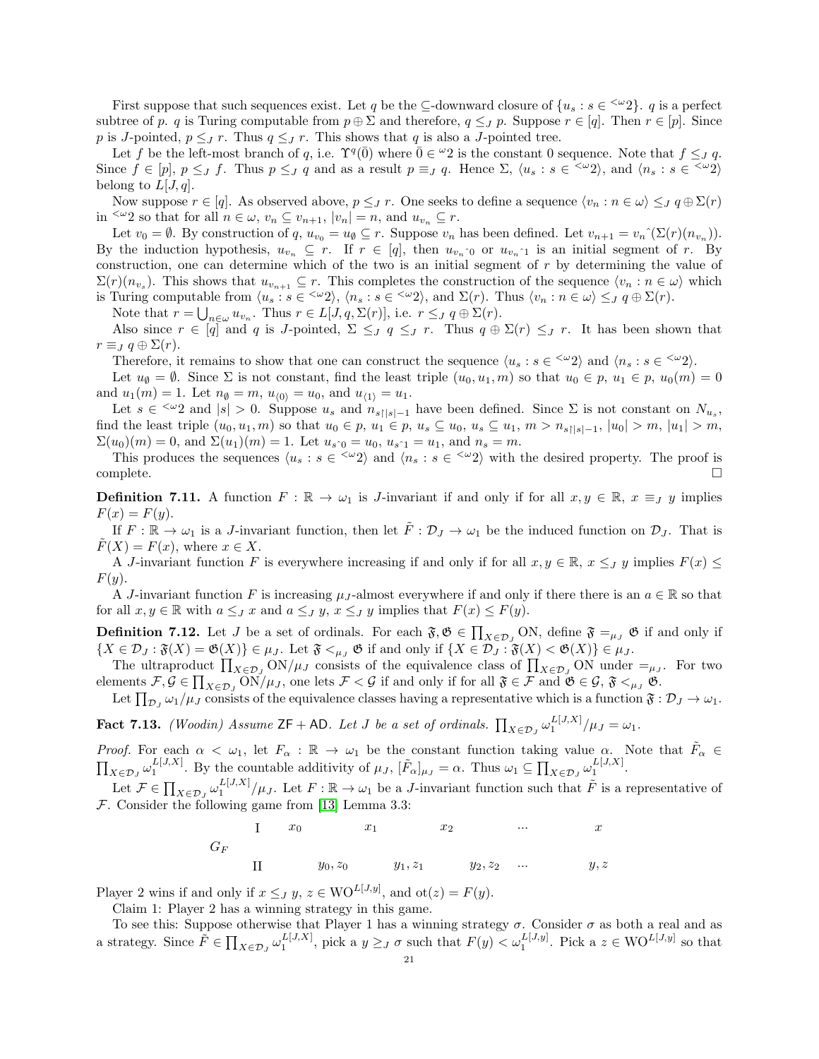First suppose that such sequences exist. Let $q$ be the $\subseteq$-downward closure of $\{u_s : s \in {}^{<\omega}2\}$. $q$ is a perfect subtree of $p$. $q$ is Turing computable from $p \oplus \Sigma$ and therefore, $q \leq_J p$. Suppose $r \in [q]$. Then $r \in [p]$. Since $p$ is $J$-pointed, $p \leq_J r$. Thus $q \leq_J r$. This shows that $q$ is also a $J$-pointed tree.

Let $f$ be the left-most branch of $q$, i.e. $\Upsilon^q(\bar{0})$ where $\bar{0} \in {}^\omega 2$ is the constant 0 sequence. Note that $f \leq_J q$. Since $f \in [p]$, $p \leq_J f$. Thus $p \leq_J q$ and as a result $p \equiv_J q$. Hence $\Sigma$, $\langle u_s : s \in {}^{<\omega}2\rangle$, and $\langle n_s : s \in {}^{<\omega}2\rangle$ belong to $L[J, q]$.

Now suppose $r \in [q]$. As observed above, $p \leq_J r$. One seeks to define a sequence $\langle v_n : n \in \omega\rangle \leq_J q \oplus \Sigma(r)$ in ${}^{<\omega}2$ so that for all $n \in \omega$, $v_n \subseteq v_{n+1}$, $|v_n| = n$, and $u_{v_n} \subseteq r$.

Let $v_0 = \emptyset$. By construction of $q$, $u_{v_0} = u_\emptyset \subseteq r$. Suppose $v_n$ has been defined. Let $v_{n+1} = v_n\hat{\ }(\Sigma(r)(n_{v_n}))$. By the induction hypothesis, $u_{v_n} \subseteq r$. If $r \in [q]$, then $u_{v_n\hat{\ }0}$ or $u_{v_n\hat{\ }1}$ is an initial segment of $r$. By construction, one can determine which of the two is an initial segment of $r$ by determining the value of $\Sigma(r)(n_{v_s})$. This shows that $u_{v_{n+1}} \subseteq r$. This completes the construction of the sequence $\langle v_n : n \in \omega\rangle$ which is Turing computable from $\langle u_s : s \in {}^{<\omega}2\rangle$, $\langle n_s : s \in {}^{<\omega}2\rangle$, and $\Sigma(r)$. Thus $\langle v_n : n \in \omega\rangle \leq_J q \oplus \Sigma(r)$.

Note that $r = \bigcup_{n\in\omega} u_{v_n}$. Thus $r \in L[J, q, \Sigma(r)]$, i.e. $r \leq_J q \oplus \Sigma(r)$.

Also since $r \in [q]$ and $q$ is $J$-pointed, $\Sigma \leq_J q \leq_J r$. Thus $q \oplus \Sigma(r) \leq_J r$. It has been shown that $r \equiv_J q \oplus \Sigma(r)$.

Therefore, it remains to show that one can construct the sequence $\langle u_s : s \in {}^{<\omega}2\rangle$ and $\langle n_s : s \in {}^{<\omega}2\rangle$.

Let $u_\emptyset = \emptyset$. Since $\Sigma$ is not constant, find the least triple $(u_0, u_1, m)$ so that $u_0 \in p$, $u_1 \in p$, $u_0(m) = 0$ and $u_1(m) = 1$. Let $n_\emptyset = m$, $u_{\langle 0\rangle} = u_0$, and $u_{\langle 1\rangle} = u_1$.

Let $s \in {}^{<\omega}2$ and $|s| > 0$. Suppose $u_s$ and $n_{s\restriction|s|-1}$ have been defined. Since $\Sigma$ is not constant on $N_{u_s}$, find the least triple $(u_0, u_1, m)$ so that $u_0 \in p$, $u_1 \in p$, $u_s \subseteq u_0$, $u_s \subseteq u_1$, $m > n_{s\restriction|s|-1}$, $|u_0| > m$, $|u_1| > m$, $\Sigma(u_0)(m) = 0$, and $\Sigma(u_1)(m) = 1$. Let $u_{s\hat{\ }0} = u_0$, $u_{s\hat{\ }1} = u_1$, and $n_s = m$.

This produces the sequences $\langle u_s : s \in {}^{<\omega}2\rangle$ and $\langle n_s : s \in {}^{<\omega}2\rangle$ with the desired property. The proof is complete. $\square$

**Definition 7.11.** A function $F : \mathbb{R} \to \omega_1$ is $J$-invariant if and only if for all $x, y \in \mathbb{R}$, $x \equiv_J y$ implies $F(x) = F(y)$.

If $F : \mathbb{R} \to \omega_1$ is a $J$-invariant function, then let $\tilde{F} : \mathcal{D}_J \to \omega_1$ be the induced function on $\mathcal{D}_J$. That is $\tilde{F}(X) = F(x)$, where $x \in X$.

A $J$-invariant function $F$ is everywhere increasing if and only if for all $x, y \in \mathbb{R}$, $x \leq_J y$ implies $F(x) \leq F(y)$.

A $J$-invariant function $F$ is increasing $\mu_J$-almost everywhere if and only if there there is an $a \in \mathbb{R}$ so that for all $x, y \in \mathbb{R}$ with $a \leq_J x$ and $a \leq_J y$, $x \leq_J y$ implies that $F(x) \leq F(y)$.

**Definition 7.12.** Let $J$ be a set of ordinals. For each $\mathfrak{F}, \mathfrak{G} \in \prod_{X\in\mathcal{D}_J} \mathrm{ON}$, define $\mathfrak{F} =_{\mu_J} \mathfrak{G}$ if and only if $\{X \in \mathcal{D}_J : \mathfrak{F}(X) = \mathfrak{G}(X)\} \in \mu_J$. Let $\mathfrak{F} <_{\mu_J} \mathfrak{G}$ if and only if $\{X \in \mathcal{D}_J : \mathfrak{F}(X) < \mathfrak{G}(X)\} \in \mu_J$.

The ultraproduct $\prod_{X\in\mathcal{D}_J} \mathrm{ON}/\mu_J$ consists of the equivalence class of $\prod_{X\in\mathcal{D}_J} \mathrm{ON}$ under $=_{\mu_J}$. For two elements $\mathcal{F}, \mathcal{G} \in \prod_{X\in\mathcal{D}_J} \mathrm{ON}/\mu_J$, one lets $\mathcal{F} < \mathcal{G}$ if and only if for all $\mathfrak{F} \in \mathcal{F}$ and $\mathfrak{G} \in \mathcal{G}$, $\mathfrak{F} <_{\mu_J} \mathfrak{G}$.

Let $\prod_{\mathcal{D}_J} \omega_1/\mu_J$ consists of the equivalence classes having a representative which is a function $\mathfrak{F} : \mathcal{D}_J \to \omega_1$.

**Fact 7.13.** *(Woodin) Assume* $\mathsf{ZF} + \mathsf{AD}$. *Let $J$ be a set of ordinals.* $\prod_{X\in\mathcal{D}_J} \omega_1^{L[J,X]}/\mu_J = \omega_1$.

*Proof.* For each $\alpha < \omega_1$, let $F_\alpha : \mathbb{R} \to \omega_1$ be the constant function taking value $\alpha$. Note that $\tilde{F}_\alpha \in \prod_{X\in\mathcal{D}_J} \omega_1^{L[J,X]}$. By the countable additivity of $\mu_J$, $[\tilde{F}_\alpha]_{\mu_J} = \alpha$. Thus $\omega_1 \subseteq \prod_{X\in\mathcal{D}_J} \omega_1^{L[J,X]}$.

Let $\mathcal{F} \in \prod_{X\in\mathcal{D}_J} \omega_1^{L[J,X]}/\mu_J$. Let $F : \mathbb{R} \to \omega_1$ be a $J$-invariant function such that $\tilde{F}$ is a representative of $\mathcal{F}$. Consider the following game from [13] Lemma 3.3:

$$
\begin{array}{c|cccccc}
 & \mathrm{I} & x_0 & x_1 & x_2 & \cdots & x \\
G_F & & & & & & \\
 & \mathrm{II} & y_0, z_0 & y_1, z_1 & y_2, z_2 & \cdots & y, z
\end{array}
$$

Player 2 wins if and only if $x \leq_J y$, $z \in \mathrm{WO}^{L[J,y]}$, and $\mathrm{ot}(z) = F(y)$.

Claim 1: Player 2 has a winning strategy in this game.

To see this: Suppose otherwise that Player 1 has a winning strategy $\sigma$. Consider $\sigma$ as both a real and as a strategy. Since $\tilde{F} \in \prod_{X\in\mathcal{D}_J} \omega_1^{L[J,X]}$, pick a $y \geq_J \sigma$ such that $F(y) < \omega_1^{L[J,y]}$. Pick a $z \in \mathrm{WO}^{L[J,y]}$ so that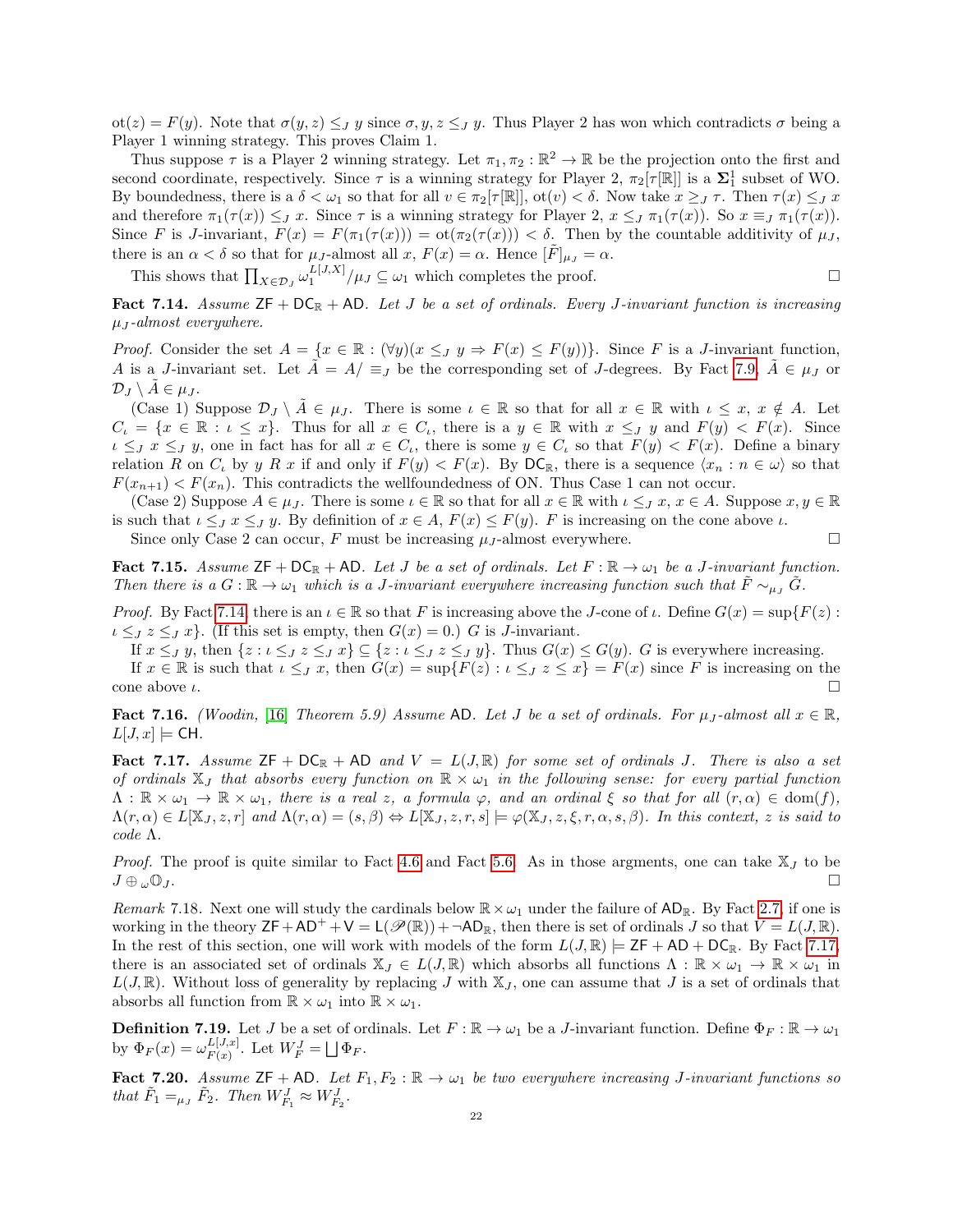$\text{ot}(z) = F(y)$. Note that $\sigma(y,z) \leq_J y$ since $\sigma, y, z \leq_J y$. Thus Player 2 has won which contradicts $\sigma$ being a Player 1 winning strategy. This proves Claim 1.

Thus suppose $\tau$ is a Player 2 winning strategy. Let $\pi_1, \pi_2 : \mathbb{R}^2 \to \mathbb{R}$ be the projection onto the first and second coordinate, respectively. Since $\tau$ is a winning strategy for Player 2, $\pi_2[\tau[\mathbb{R}]]$ is a $\mathbf{\Sigma}^1_1$ subset of WO. By boundedness, there is a $\delta < \omega_1$ so that for all $v \in \pi_2[\tau[\mathbb{R}]]$, $\text{ot}(v) < \delta$. Now take $x \geq_J \tau$. Then $\tau(x) \leq_J x$ and therefore $\pi_1(\tau(x)) \leq_J x$. Since $\tau$ is a winning strategy for Player 2, $x \leq_J \pi_1(\tau(x))$. So $x \equiv_J \pi_1(\tau(x))$. Since $F$ is $J$-invariant, $F(x) = F(\pi_1(\tau(x))) = \text{ot}(\pi_2(\tau(x))) < \delta$. Then by the countable additivity of $\mu_J$, there is an $\alpha < \delta$ so that for $\mu_J$-almost all $x$, $F(x) = \alpha$. Hence $[\tilde{F}]_{\mu_J} = \alpha$.

This shows that $\prod_{X \in \mathcal{D}_J} \omega_1^{L[J,X]}/\mu_J \subseteq \omega_1$ which completes the proof. □

**Fact 7.14.** *Assume* $\mathsf{ZF} + \mathsf{DC}_{\mathbb{R}} + \mathsf{AD}$*. Let $J$ be a set of ordinals. Every $J$-invariant function is increasing $\mu_J$-almost everywhere.*

*Proof.* Consider the set $A = \{x \in \mathbb{R} : (\forall y)(x \leq_J y \Rightarrow F(x) \leq F(y))\}$. Since $F$ is a $J$-invariant function, $A$ is a $J$-invariant set. Let $\tilde{A} = A/\equiv_J$ be the corresponding set of $J$-degrees. By Fact 7.9, $\tilde{A} \in \mu_J$ or $\mathcal{D}_J \setminus \tilde{A} \in \mu_J$.

(Case 1) Suppose $\mathcal{D}_J \setminus \tilde{A} \in \mu_J$. There is some $\iota \in \mathbb{R}$ so that for all $x \in \mathbb{R}$ with $\iota \leq x$, $x \notin A$. Let $C_\iota = \{x \in \mathbb{R} : \iota \leq x\}$. Thus for all $x \in C_\iota$, there is a $y \in \mathbb{R}$ with $x \leq_J y$ and $F(y) < F(x)$. Since $\iota \leq_J x \leq_J y$, one in fact has for all $x \in C_\iota$, there is some $y \in C_\iota$ so that $F(y) < F(x)$. Define a binary relation $R$ on $C_\iota$ by $y \; R \; x$ if and only if $F(y) < F(x)$. By $\mathsf{DC}_{\mathbb{R}}$, there is a sequence $\langle x_n : n \in \omega \rangle$ so that $F(x_{n+1}) < F(x_n)$. This contradicts the wellfoundedness of ON. Thus Case 1 can not occur.

(Case 2) Suppose $A \in \mu_J$. There is some $\iota \in \mathbb{R}$ so that for all $x \in \mathbb{R}$ with $\iota \leq_J x$, $x \in A$. Suppose $x, y \in \mathbb{R}$ is such that $\iota \leq_J x \leq_J y$. By definition of $x \in A$, $F(x) \leq F(y)$. $F$ is increasing on the cone above $\iota$.

Since only Case 2 can occur, $F$ must be increasing $\mu_J$-almost everywhere. □

**Fact 7.15.** *Assume* $\mathsf{ZF} + \mathsf{DC}_{\mathbb{R}} + \mathsf{AD}$*. Let $J$ be a set of ordinals. Let $F : \mathbb{R} \to \omega_1$ be a $J$-invariant function. Then there is a $G : \mathbb{R} \to \omega_1$ which is a $J$-invariant everywhere increasing function such that $\tilde{F} \sim_{\mu_J} \tilde{G}$.*

*Proof.* By Fact 7.14, there is an $\iota \in \mathbb{R}$ so that $F$ is increasing above the $J$-cone of $\iota$. Define $G(x) = \sup\{F(z) : \iota \leq_J z \leq_J x\}$. (If this set is empty, then $G(x) = 0$.) $G$ is $J$-invariant.

If $x \leq_J y$, then $\{z : \iota \leq_J z \leq_J x\} \subseteq \{z : \iota \leq_J z \leq_J y\}$. Thus $G(x) \leq G(y)$. $G$ is everywhere increasing.

If $x \in \mathbb{R}$ is such that $\iota \leq_J x$, then $G(x) = \sup\{F(z) : \iota \leq_J z \leq x\} = F(x)$ since $F$ is increasing on the cone above $\iota$. □

**Fact 7.16.** *(Woodin, [16] Theorem 5.9) Assume* $\mathsf{AD}$*. Let $J$ be a set of ordinals. For $\mu_J$-almost all $x \in \mathbb{R}$, $L[J,x] \models \mathsf{CH}$.*

**Fact 7.17.** *Assume* $\mathsf{ZF} + \mathsf{DC}_{\mathbb{R}} + \mathsf{AD}$ *and $V = L(J,\mathbb{R})$ for some set of ordinals $J$. There is also a set of ordinals $\mathbb{X}_J$ that absorbs every function on $\mathbb{R} \times \omega_1$ in the following sense: for every partial function $\Lambda : \mathbb{R} \times \omega_1 \to \mathbb{R} \times \omega_1$, there is a real $z$, a formula $\varphi$, and an ordinal $\xi$ so that for all $(r,\alpha) \in \text{dom}(f)$, $\Lambda(r,\alpha) \in L[\mathbb{X}_J, z, r]$ and $\Lambda(r,\alpha) = (s,\beta) \Leftrightarrow L[\mathbb{X}_J, z, r, s] \models \varphi(\mathbb{X}_J, z, \xi, r, \alpha, s, \beta)$. In this context, $z$ is said to code $\Lambda$.*

*Proof.* The proof is quite similar to Fact 4.6 and Fact 5.6. As in those argments, one can take $\mathbb{X}_J$ to be $J \oplus_\omega \mathbb{O}_J$. □

*Remark* 7.18. Next one will study the cardinals below $\mathbb{R} \times \omega_1$ under the failure of $\mathsf{AD}_{\mathbb{R}}$. By Fact 2.7, if one is working in the theory $\mathsf{ZF} + \mathsf{AD}^+ + \mathsf{V} = \mathsf{L}(\mathscr{P}(\mathbb{R})) + \neg\mathsf{AD}_{\mathbb{R}}$, then there is set of ordinals $J$ so that $V = L(J,\mathbb{R})$. In the rest of this section, one will work with models of the form $L(J,\mathbb{R}) \models \mathsf{ZF} + \mathsf{AD} + \mathsf{DC}_{\mathbb{R}}$. By Fact 7.17, there is an associated set of ordinals $\mathbb{X}_J \in L(J,\mathbb{R})$ which absorbs all functions $\Lambda : \mathbb{R} \times \omega_1 \to \mathbb{R} \times \omega_1$ in $L(J,\mathbb{R})$. Without loss of generality by replacing $J$ with $\mathbb{X}_J$, one can assume that $J$ is a set of ordinals that absorbs all function from $\mathbb{R} \times \omega_1$ into $\mathbb{R} \times \omega_1$.

**Definition 7.19.** Let $J$ be a set of ordinals. Let $F : \mathbb{R} \to \omega_1$ be a $J$-invariant function. Define $\Phi_F : \mathbb{R} \to \omega_1$ by $\Phi_F(x) = \omega_{F(x)}^{L[J,x]}$. Let $W^J_F = \bigsqcup \Phi_F$.

**Fact 7.20.** *Assume* $\mathsf{ZF} + \mathsf{AD}$*. Let $F_1, F_2 : \mathbb{R} \to \omega_1$ be two everywhere increasing $J$-invariant functions so that $\tilde{F}_1 =_{\mu_J} \tilde{F}_2$. Then $W^J_{F_1} \approx W^J_{F_2}$.*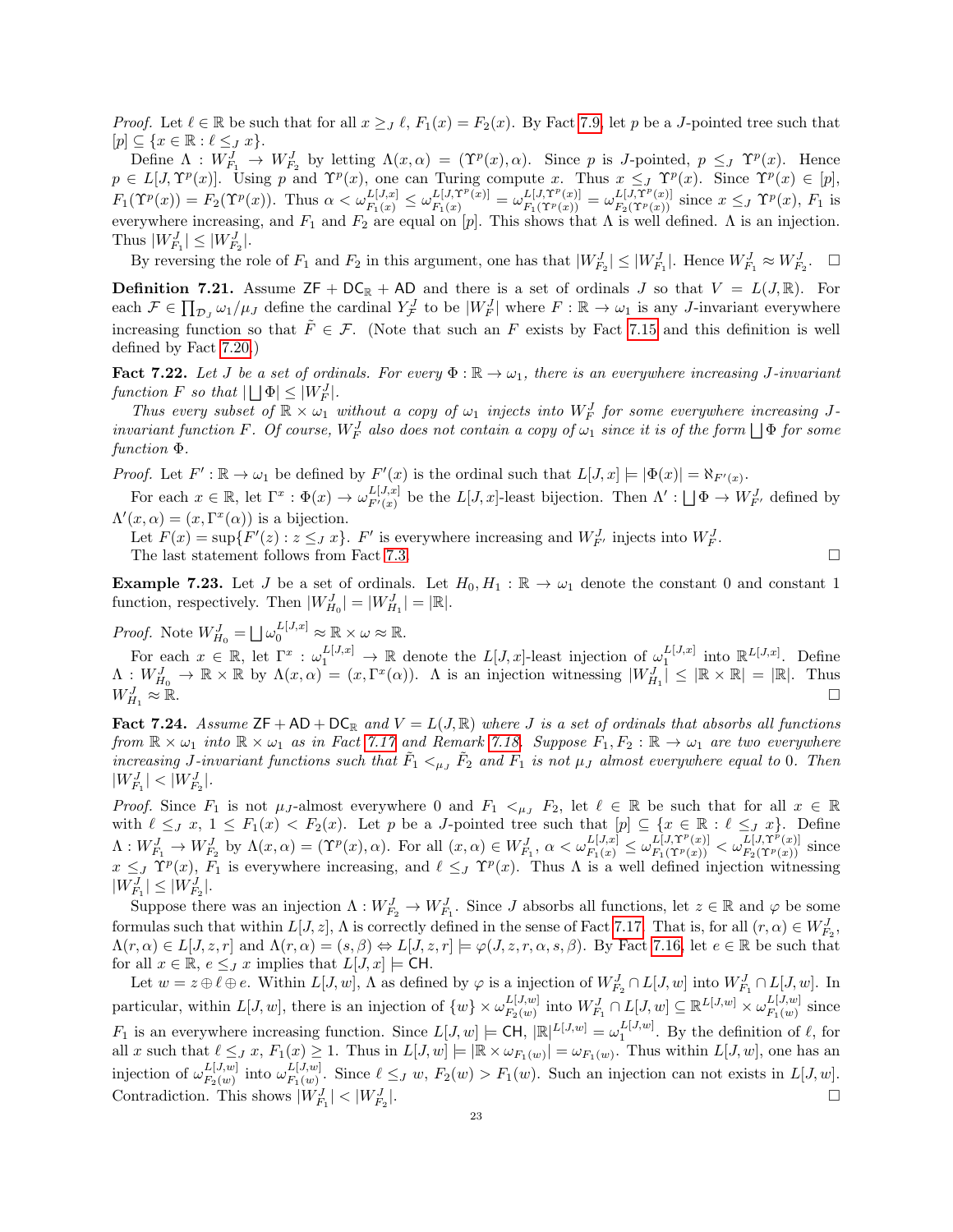*Proof.* Let $\ell \in \mathbb{R}$ be such that for all $x \geq_J \ell$, $F_1(x) = F_2(x)$. By Fact 7.9, let $p$ be a $J$-pointed tree such that $[p] \subseteq \{x \in \mathbb{R} : \ell \leq_J x\}$.

Define $\Lambda : W^J_{F_1} \to W^J_{F_2}$ by letting $\Lambda(x,\alpha) = (\Upsilon^p(x), \alpha)$. Since $p$ is $J$-pointed, $p \leq_J \Upsilon^p(x)$. Hence $p \in L[J, \Upsilon^p(x)]$. Using $p$ and $\Upsilon^p(x)$, one can Turing compute $x$. Thus $x \leq_J \Upsilon^p(x)$. Since $\Upsilon^p(x) \in [p]$, $F_1(\Upsilon^p(x)) = F_2(\Upsilon^p(x))$. Thus $\alpha < \omega^{L[J,x]}_{F_1(x)} \leq \omega^{L[J,\Upsilon^p(x)]}_{F_1(x)} = \omega^{L[J,\Upsilon^p(x)]}_{F_1(\Upsilon^p(x))} = \omega^{L[J,\Upsilon^p(x)]}_{F_2(\Upsilon^p(x))}$ since $x \leq_J \Upsilon^p(x)$, $F_1$ is everywhere increasing, and $F_1$ and $F_2$ are equal on $[p]$. This shows that $\Lambda$ is well defined. $\Lambda$ is an injection. Thus $|W^J_{F_1}| \leq |W^J_{F_2}|$.

By reversing the role of $F_1$ and $F_2$ in this argument, one has that $|W^J_{F_2}| \leq |W^J_{F_1}|$. Hence $W^J_{F_1} \approx W^J_{F_2}$. $\square$

**Definition 7.21.** Assume $\mathsf{ZF} + \mathsf{DC}_{\mathbb{R}} + \mathsf{AD}$ and there is a set of ordinals $J$ so that $V = L(J, \mathbb{R})$. For each $\mathcal{F} \in \prod_{\mathcal{D}_J} \omega_1/\mu_J$ define the cardinal $Y^J_{\mathcal{F}}$ to be $|W^J_F|$ where $F : \mathbb{R} \to \omega_1$ is any $J$-invariant everywhere increasing function so that $\tilde{F} \in \mathcal{F}$. (Note that such an $F$ exists by Fact 7.15 and this definition is well defined by Fact 7.20.)

**Fact 7.22.** *Let $J$ be a set of ordinals. For every $\Phi : \mathbb{R} \to \omega_1$, there is an everywhere increasing $J$-invariant function $F$ so that $|\bigsqcup \Phi| \leq |W^J_F|$.*

*Thus every subset of $\mathbb{R} \times \omega_1$ without a copy of $\omega_1$ injects into $W^J_F$ for some everywhere increasing $J$-invariant function $F$. Of course, $W^J_F$ also does not contain a copy of $\omega_1$ since it is of the form $\bigsqcup \Phi$ for some function $\Phi$.*

*Proof.* Let $F' : \mathbb{R} \to \omega_1$ be defined by $F'(x)$ is the ordinal such that $L[J,x] \models |\Phi(x)| = \aleph_{F'(x)}$.

For each $x \in \mathbb{R}$, let $\Gamma^x : \Phi(x) \to \omega^{L[J,x]}_{F'(x)}$ be the $L[J,x]$-least bijection. Then $\Lambda' : \bigsqcup \Phi \to W^J_{F'}$ defined by $\Lambda'(x,\alpha) = (x, \Gamma^x(\alpha))$ is a bijection.

Let $F(x) = \sup\{F'(z) : z \leq_J x\}$. $F'$ is everywhere increasing and $W^J_{F'}$ injects into $W^J_F$.

The last statement follows from Fact 7.3. $\square$

**Example 7.23.** Let $J$ be a set of ordinals. Let $H_0, H_1 : \mathbb{R} \to \omega_1$ denote the constant 0 and constant 1 function, respectively. Then $|W^J_{H_0}| = |W^J_{H_1}| = |\mathbb{R}|$.

*Proof.* Note $W^J_{H_0} = \bigsqcup \omega^{L[J,x]}_0 \approx \mathbb{R} \times \omega \approx \mathbb{R}$.

For each $x \in \mathbb{R}$, let $\Gamma^x : \omega^{L[J,x]}_1 \to \mathbb{R}$ denote the $L[J,x]$-least injection of $\omega^{L[J,x]}_1$ into $\mathbb{R}^{L[J,x]}$. Define $\Lambda : W^J_{H_0} \to \mathbb{R} \times \mathbb{R}$ by $\Lambda(x,\alpha) = (x, \Gamma^x(\alpha))$. $\Lambda$ is an injection witnessing $|W^J_{H_1}| \leq |\mathbb{R} \times \mathbb{R}| = |\mathbb{R}|$. Thus $W^J_{H_1} \approx \mathbb{R}$. $\square$

**Fact 7.24.** *Assume $\mathsf{ZF} + \mathsf{AD} + \mathsf{DC}_{\mathbb{R}}$ and $V = L(J, \mathbb{R})$ where $J$ is a set of ordinals that absorbs all functions from $\mathbb{R} \times \omega_1$ into $\mathbb{R} \times \omega_1$ as in Fact 7.17 and Remark 7.18. Suppose $F_1, F_2 : \mathbb{R} \to \omega_1$ are two everywhere increasing $J$-invariant functions such that $\tilde{F}_1 <_{\mu_J} \tilde{F}_2$ and $F_1$ is not $\mu_J$ almost everywhere equal to 0. Then $|W^J_{F_1}| < |W^J_{F_2}|$.*

*Proof.* Since $F_1$ is not $\mu_J$-almost everywhere 0 and $F_1 <_{\mu_J} F_2$, let $\ell \in \mathbb{R}$ be such that for all $x \in \mathbb{R}$ with $\ell \leq_J x$, $1 \leq F_1(x) < F_2(x)$. Let $p$ be a $J$-pointed tree such that $[p] \subseteq \{x \in \mathbb{R} : \ell \leq_J x\}$. Define $\Lambda : W^J_{F_1} \to W^J_{F_2}$ by $\Lambda(x,\alpha) = (\Upsilon^p(x), \alpha)$. For all $(x,\alpha) \in W^J_{F_1}$, $\alpha < \omega^{L[J,x]}_{F_1(x)} \leq \omega^{L[J,\Upsilon^p(x)]}_{F_1(\Upsilon^p(x))} < \omega^{L[J,\Upsilon^p(x)]}_{F_2(\Upsilon^p(x))}$ since $x \leq_J \Upsilon^p(x)$, $F_1$ is everywhere increasing, and $\ell \leq_J \Upsilon^p(x)$. Thus $\Lambda$ is a well defined injection witnessing $|W^J_{F_1}| \leq |W^J_{F_2}|$.

Suppose there was an injection $\Lambda : W^J_{F_2} \to W^J_{F_1}$. Since $J$ absorbs all functions, let $z \in \mathbb{R}$ and $\varphi$ be some formulas such that within $L[J,z]$, $\Lambda$ is correctly defined in the sense of Fact 7.17. That is, for all $(r,\alpha) \in W^J_{F_2}$, $\Lambda(r,\alpha) \in L[J,z,r]$ and $\Lambda(r,\alpha) = (s,\beta) \Leftrightarrow L[J,z,r] \models \varphi(J,z,r,\alpha,s,\beta)$. By Fact 7.16, let $e \in \mathbb{R}$ be such that for all $x \in \mathbb{R}$, $e \leq_J x$ implies that $L[J,x] \models \mathsf{CH}$.

Let $w = z \oplus \ell \oplus e$. Within $L[J,w]$, $\Lambda$ as defined by $\varphi$ is a injection of $W^J_{F_2} \cap L[J,w]$ into $W^J_{F_1} \cap L[J,w]$. In particular, within $L[J,w]$, there is an injection of $\{w\} \times \omega^{L[J,w]}_{F_2(w)}$ into $W^J_{F_1} \cap L[J,w] \subseteq \mathbb{R}^{L[J,w]} \times \omega^{L[J,w]}_{F_1(w)}$ since $F_1$ is an everywhere increasing function. Since $L[J,w] \models \mathsf{CH}$, $|\mathbb{R}|^{L[J,w]} = \omega^{L[J,w]}_1$. By the definition of $\ell$, for all $x$ such that $\ell \leq_J x$, $F_1(x) \geq 1$. Thus in $L[J,w] \models |\mathbb{R} \times \omega_{F_1(w)}| = \omega_{F_1(w)}$. Thus within $L[J,w]$, one has an injection of $\omega^{L[J,w]}_{F_2(w)}$ into $\omega^{L[J,w]}_{F_1(w)}$. Since $\ell \leq_J w$, $F_2(w) > F_1(w)$. Such an injection can not exists in $L[J,w]$. Contradiction. This shows $|W^J_{F_1}| < |W^J_{F_2}|$. $\square$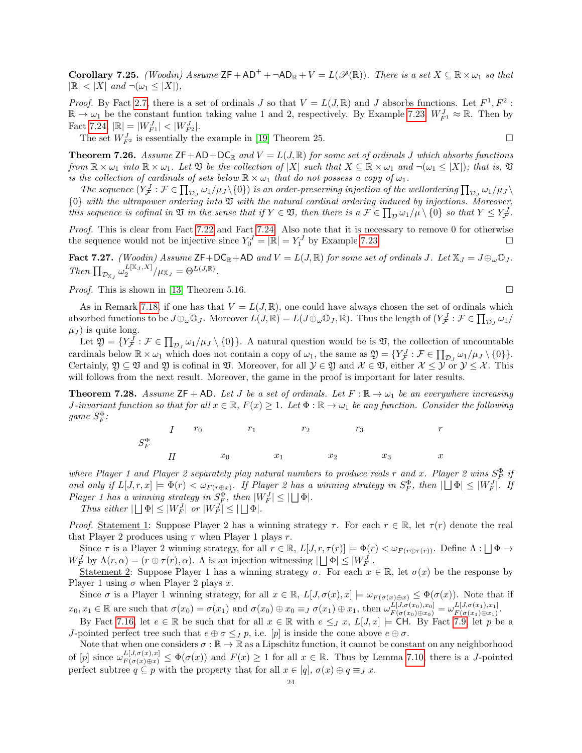**Corollary 7.25.** *(Woodin) Assume* $\mathsf{ZF} + \mathsf{AD}^+ + \neg\mathsf{AD}_\mathbb{R} + V = L(\mathscr{P}(\mathbb{R}))$*. There is a set* $X \subseteq \mathbb{R} \times \omega_1$ *so that* $|\mathbb{R}| < |X|$ *and* $\neg(\omega_1 \leq |X|)$*),*

*Proof.* By Fact 2.7, there is a set of ordinals $J$ so that $V = L(J, \mathbb{R})$ and $J$ absorbs functions. Let $F^1, F^2 : \mathbb{R} \to \omega_1$ be the constant funtion taking value 1 and 2, respectively. By Example 7.23 $W^J_{F^1} \approx \mathbb{R}$. Then by Fact 7.24, $|\mathbb{R}| = |W^J_{F^1}| < |W^J_{F^2}|$.

The set $W^J_{F^2}$ is essentially the example in [19] Theorem 25. □

**Theorem 7.26.** *Assume* $\mathsf{ZF}+\mathsf{AD}+\mathsf{DC}_\mathbb{R}$ *and* $V = L(J, \mathbb{R})$ *for some set of ordinals* $J$ *which absorbs functions from* $\mathbb{R} \times \omega_1$ *into* $\mathbb{R} \times \omega_1$*. Let* $\mathfrak{V}$ *be the collection of* $|X|$ *such that* $X \subseteq \mathbb{R} \times \omega_1$ *and* $\neg(\omega_1 \leq |X|)$*; that is,* $\mathfrak{V}$ *is the collection of cardinals of sets below* $\mathbb{R} \times \omega_1$ *that do not possess a copy of* $\omega_1$*.*

*The sequence* $(Y^J_\mathcal{F} : \mathcal{F} \in \prod_{\mathcal{D}_J} \omega_1/\mu_J \setminus \{0\})$ *is an order-preserving injection of the wellordering* $\prod_{\mathcal{D}_J} \omega_1/\mu_J \setminus \{0\}$ *with the ultrapower ordering into* $\mathfrak{V}$ *with the natural cardinal ordering induced by injections. Moreover, this sequence is cofinal in* $\mathfrak{V}$ *in the sense that if* $Y \in \mathfrak{V}$*, then there is a* $\mathcal{F} \in \prod_\mathcal{D} \omega_1/\mu \setminus \{0\}$ *so that* $Y \leq Y^J_\mathcal{F}$*.*

*Proof.* This is clear from Fact 7.22 and Fact 7.24. Also note that it is necessary to remove 0 for otherwise the sequence would not be injective since $Y^J_0 = |\mathbb{R}| = Y^J_1$ by Example 7.23. □

**Fact 7.27.** *(Woodin) Assume* $\mathsf{ZF}+\mathsf{DC}_\mathbb{R}+\mathsf{AD}$ *and* $V = L(J, \mathbb{R})$ *for some set of ordinals* $J$*. Let* $\mathbb{X}_J = J \oplus_\omega \mathbb{O}_J$*. Then* $\prod_{\mathcal{D}_{\mathbb{X}_J}} \omega_2^{L[\mathbb{X}_J, X]}/\mu_{\mathbb{X}_J} = \Theta^{L(J,\mathbb{R})}$*.*

*Proof.* This is shown in [13] Theorem 5.16. □

As in Remark 7.18, if one has that $V = L(J, \mathbb{R})$, one could have always chosen the set of ordinals which absorbed functions to be $J \oplus_\omega \mathbb{O}_J$. Moreover $L(J, \mathbb{R}) = L(J \oplus_\omega \mathbb{O}_J, \mathbb{R})$. Thus the length of $(Y^J_\mathcal{F} : \mathcal{F} \in \prod_{\mathcal{D}_J} \omega_1/\mu_J)$ is quite long.

Let $\mathfrak{Y} = \{Y^J_\mathcal{F} : \mathcal{F} \in \prod_{\mathcal{D}_J} \omega_1/\mu_J \setminus \{0\}\}$. A natural question would be is $\mathfrak{V}$, the collection of uncountable cardinals below $\mathbb{R} \times \omega_1$ which does not contain a copy of $\omega_1$, the same as $\mathfrak{Y} = \{Y^J_\mathcal{F} : \mathcal{F} \in \prod_{\mathcal{D}_J} \omega_1/\mu_J \setminus \{0\}\}$. Certainly, $\mathfrak{Y} \subseteq \mathfrak{V}$ and $\mathfrak{Y}$ is cofinal in $\mathfrak{V}$. Moreover, for all $\mathcal{Y} \in \mathfrak{Y}$ and $\mathcal{X} \in \mathfrak{V}$, either $\mathcal{X} \leq \mathcal{Y}$ or $\mathcal{Y} \leq \mathcal{X}$. This will follows from the next result. Moreover, the game in the proof is important for later results.

**Theorem 7.28.** *Assume* $\mathsf{ZF} + \mathsf{AD}$*. Let* $J$ *be a set of ordinals. Let* $F : \mathbb{R} \to \omega_1$ *be an everywhere increasing* $J$*-invariant function so that for all* $x \in \mathbb{R}$*,* $F(x) \geq 1$*. Let* $\Phi : \mathbb{R} \to \omega_1$ *be any function. Consider the following game* $S^\Phi_F$*:*

| | | | | | | | | | | |
|---|---|---|---|---|---|---|---|---|---|---|
| | *I* | $r_0$ | | $r_1$ | | $r_2$ | | $r_3$ | | $r$ |
| $S^\Phi_F$ | | | | | | | | | | |
| | *II* | | $x_0$ | | $x_1$ | | $x_2$ | | $x_3$ | $x$ |

*where Player 1 and Player 2 separately play natural numbers to produce reals* $r$ *and* $x$*. Player 2 wins* $S^\Phi_F$ *if and only if* $L[J, r, x] \models \Phi(r) < \omega_{F(r \oplus x)}$*. If Player 2 has a winning strategy in* $S^\Phi_F$*, then* $|\bigsqcup \Phi| \leq |W^J_F|$*. If Player 1 has a winning strategy in* $S^\Phi_F$*, then* $|W^J_F| \leq |\bigsqcup \Phi|$*.*

*Thus either* $|\bigsqcup \Phi| \leq |W^J_F|$ *or* $|W^J_F| \leq |\bigsqcup \Phi|$*.*

*Proof.* Statement 1: Suppose Player 2 has a winning strategy $\tau$. For each $r \in \mathbb{R}$, let $\tau(r)$ denote the real that Player 2 produces using $\tau$ when Player 1 plays $r$.

Since $\tau$ is a Player 2 winning strategy, for all $r \in \mathbb{R}$, $L[J, r, \tau(r)] \models \Phi(r) < \omega_{F(r \oplus \tau(r))}$. Define $\Lambda : \bigsqcup \Phi \to W^J_F$ by $\Lambda(r, \alpha) = (r \oplus \tau(r), \alpha)$. $\Lambda$ is an injection witnessing $|\bigsqcup \Phi| \leq |W^J_F|$.

Statement 2: Suppose Player 1 has a winning strategy $\sigma$. For each $x \in \mathbb{R}$, let $\sigma(x)$ be the response by Player 1 using $\sigma$ when Player 2 plays $x$.

Since $\sigma$ is a Player 1 winning strategy, for all $x \in \mathbb{R}$, $L[J, \sigma(x), x] \models \omega_{F(\sigma(x) \oplus x)} \leq \Phi(\sigma(x))$. Note that if $x_0, x_1 \in \mathbb{R}$ are such that $\sigma(x_0) = \sigma(x_1)$ and $\sigma(x_0) \oplus x_0 \equiv_J \sigma(x_1) \oplus x_1$, then $\omega^{L[J,\sigma(x_0),x_0]}_{F(\sigma(x_0)\oplus x_0)} = \omega^{L[J,\sigma(x_1),x_1]}_{F(\sigma(x_1)\oplus x_1)}$.

By Fact 7.16, let $e \in \mathbb{R}$ be such that for all $x \in \mathbb{R}$ with $e \leq_J x$, $L[J, x] \models \mathsf{CH}$. By Fact 7.9, let $p$ be a $J$-pointed perfect tree such that $e \oplus \sigma \leq_J p$, i.e. $[p]$ is inside the cone above $e \oplus \sigma$.

Note that when one considers $\sigma : \mathbb{R} \to \mathbb{R}$ as a Lipschitz function, it cannot be constant on any neighborhood of $[p]$ since $\omega^{L[J,\sigma(x),x]}_{F(\sigma(x)\oplus x)} \leq \Phi(\sigma(x))$ and $F(x) \geq 1$ for all $x \in \mathbb{R}$. Thus by Lemma 7.10, there is a $J$-pointed perfect subtree $q \subseteq p$ with the property that for all $x \in [q]$, $\sigma(x) \oplus q \equiv_J x$.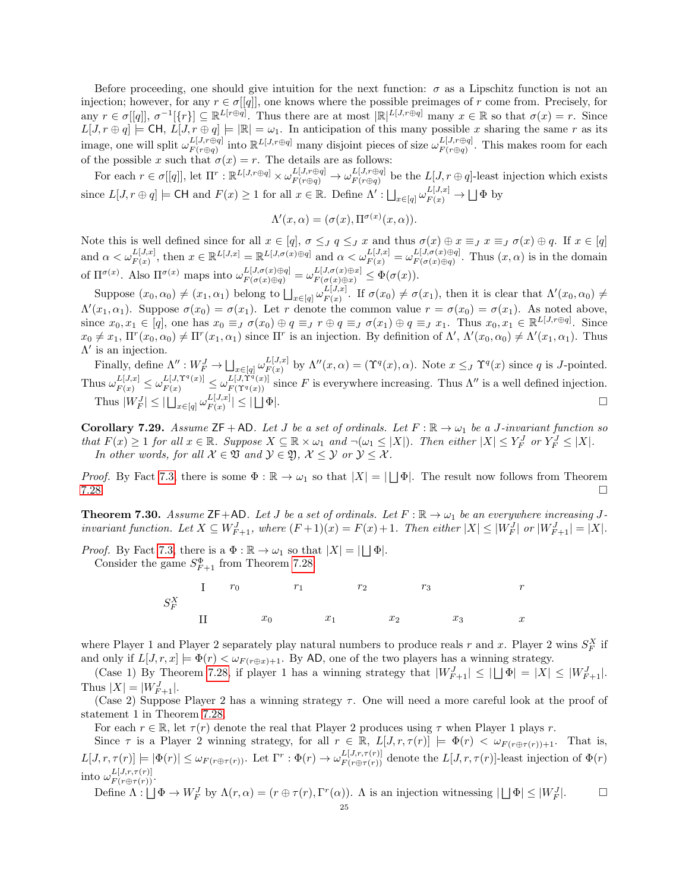Before proceeding, one should give intuition for the next function: $\sigma$ as a Lipschitz function is not an injection; however, for any $r \in \sigma[[q]]$, one knows where the possible preimages of $r$ come from. Precisely, for any $r \in \sigma[[q]]$, $\sigma^{-1}[\{r\}] \subseteq \mathbb{R}^{L[r \oplus q]}$. Thus there are at most $|\mathbb{R}|^{L[J,r\oplus q]}$ many $x \in \mathbb{R}$ so that $\sigma(x) = r$. Since $L[J, r \oplus q] \models \mathsf{CH}$, $L[J, r \oplus q] \models |\mathbb{R}| = \omega_1$. In anticipation of this many possible $x$ sharing the same $r$ as its image, one will split $\omega_{F(r\oplus q)}^{L[J,r\oplus q]}$ into $\mathbb{R}^{L[J,r\oplus q]}$ many disjoint pieces of size $\omega_{F(r\oplus q)}^{L[J,r\oplus q]}$. This makes room for each of the possible $x$ such that $\sigma(x) = r$. The details are as follows:

For each $r \in \sigma[[q]]$, let $\Pi^r : \mathbb{R}^{L[J,r\oplus q]} \times \omega_{F(r\oplus q)}^{L[J,r\oplus q]} \to \omega_{F(r\oplus q)}^{L[J,r\oplus q]}$ be the $L[J, r \oplus q]$-least injection which exists since $L[J, r \oplus q] \models \mathsf{CH}$ and $F(x) \geq 1$ for all $x \in \mathbb{R}$. Define $\Lambda' : \bigsqcup_{x\in[q]} \omega_{F(x)}^{L[J,x]} \to \bigsqcup \Phi$ by

$$\Lambda'(x, \alpha) = (\sigma(x), \Pi^{\sigma(x)}(x, \alpha)).$$

Note this is well defined since for all $x \in [q]$, $\sigma \leq_J q \leq_J x$ and thus $\sigma(x) \oplus x \equiv_J x \equiv_J \sigma(x) \oplus q$. If $x \in [q]$ and $\alpha < \omega_{F(x)}^{L[J,x]}$, then $x \in \mathbb{R}^{L[J,x]} = \mathbb{R}^{L[J,\sigma(x)\oplus q]}$ and $\alpha < \omega_{F(x)}^{L[J,x]} = \omega_{F(\sigma(x)\oplus q)}^{L[J,\sigma(x)\oplus q]}$. Thus $(x, \alpha)$ is in the domain of $\Pi^{\sigma(x)}$. Also $\Pi^{\sigma(x)}$ maps into $\omega_{F(\sigma(x)\oplus q)}^{L[J,\sigma(x)\oplus q]} = \omega_{F(\sigma(x)\oplus x)}^{L[J,\sigma(x)\oplus x]} \leq \Phi(\sigma(x))$.

Suppose $(x_0, \alpha_0) \neq (x_1, \alpha_1)$ belong to $\bigsqcup_{x\in[q]} \omega_{F(x)}^{L[J,x]}$. If $\sigma(x_0) \neq \sigma(x_1)$, then it is clear that $\Lambda'(x_0, \alpha_0) \neq \Lambda'(x_1, \alpha_1)$. Suppose $\sigma(x_0) = \sigma(x_1)$. Let $r$ denote the common value $r = \sigma(x_0) = \sigma(x_1)$. As noted above, since $x_0, x_1 \in [q]$, one has $x_0 \equiv_J \sigma(x_0) \oplus q \equiv_J r \oplus q \equiv_J \sigma(x_1) \oplus q \equiv_J x_1$. Thus $x_0, x_1 \in \mathbb{R}^{L[J,r\oplus q]}$. Since $x_0 \neq x_1$, $\Pi^r(x_0, \alpha_0) \neq \Pi^r(x_1, \alpha_1)$ since $\Pi^r$ is an injection. By definition of $\Lambda'$, $\Lambda'(x_0, \alpha_0) \neq \Lambda'(x_1, \alpha_1)$. Thus $\Lambda'$ is an injection.

Finally, define $\Lambda'' : W_F^J \to \bigsqcup_{x\in[q]} \omega_{F(x)}^{L[J,x]}$ by $\Lambda''(x, \alpha) = (\Upsilon^q(x), \alpha)$. Note $x \leq_J \Upsilon^q(x)$ since $q$ is $J$-pointed. Thus $\omega_{F(x)}^{L[J,x]} \leq \omega_{F(x)}^{L[J,\Upsilon^q(x)]} \leq \omega_{F(\Upsilon^q(x))}^{L[J,\Upsilon^q(x)]}$ since $F$ is everywhere increasing. Thus $\Lambda''$ is a well defined injection.

Thus $|W_F^J| \leq |\bigsqcup_{x\in[q]} \omega_{F(x)}^{L[J,x]}| \leq |\bigsqcup \Phi|$. □

**Corollary 7.29.** *Assume $\mathsf{ZF} + \mathsf{AD}$. Let $J$ be a set of ordinals. Let $F : \mathbb{R} \to \omega_1$ be a $J$-invariant function so that $F(x) \geq 1$ for all $x \in \mathbb{R}$. Suppose $X \subseteq \mathbb{R} \times \omega_1$ and $\neg(\omega_1 \leq |X|)$. Then either $|X| \leq Y_F^J$ or $Y_F^J \leq |X|$.*

*In other words, for all $\mathcal{X} \in \mathfrak{V}$ and $\mathcal{Y} \in \mathfrak{Y}$, $\mathcal{X} \leq \mathcal{Y}$ or $\mathcal{Y} \leq \mathcal{X}$.*

*Proof.* By Fact 7.3, there is some $\Phi : \mathbb{R} \to \omega_1$ so that $|X| = |\bigsqcup \Phi|$. The result now follows from Theorem 7.28. □

**Theorem 7.30.** *Assume $\mathsf{ZF}+\mathsf{AD}$. Let $J$ be a set of ordinals. Let $F : \mathbb{R} \to \omega_1$ be an everywhere increasing $J$-invariant function. Let $X \subseteq W_{F+1}^J$, where $(F + 1)(x) = F(x) + 1$. Then either $|X| \leq |W_F^J|$ or $|W_{F+1}^J| = |X|$.*

*Proof.* By Fact 7.3, there is a $\Phi : \mathbb{R} \to \omega_1$ so that $|X| = |\bigsqcup \Phi|$.

Consider the game $S_{F+1}^{\Phi}$ from Theorem 7.28

$$\begin{array}{llllllll} & \text{I} & r_0 & & r_1 & & r_2 & & r_3 & & r \\ S_F^X & & & & & & & & & & \\ & \text{II} & & x_0 & & x_1 & & x_2 & & x_3 & x \end{array}$$

where Player 1 and Player 2 separately play natural numbers to produce reals $r$ and $x$. Player 2 wins $S_F^X$ if and only if $L[J, r, x] \models \Phi(r) < \omega_{F(r\oplus x)+1}$. By $\mathsf{AD}$, one of the two players has a winning strategy.

(Case 1) By Theorem 7.28, if player 1 has a winning strategy that $|W_{F+1}^J| \leq |\bigsqcup \Phi| = |X| \leq |W_{F+1}^J|$. Thus $|X| = |W_{F+1}^J|$.

(Case 2) Suppose Player 2 has a winning strategy $\tau$. One will need a more careful look at the proof of statement 1 in Theorem 7.28.

For each $r \in \mathbb{R}$, let $\tau(r)$ denote the real that Player 2 produces using $\tau$ when Player 1 plays $r$.

Since $\tau$ is a Player 2 winning strategy, for all $r \in \mathbb{R}$, $L[J, r, \tau(r)] \models \Phi(r) < \omega_{F(r\oplus\tau(r))+1}$. That is, $L[J, r, \tau(r)] \models |\Phi(r)| \leq \omega_{F(r\oplus\tau(r))}$. Let $\Gamma^r : \Phi(r) \to \omega_{F(r\oplus\tau(r))}^{L[J,r,\tau(r)]}$ denote the $L[J, r, \tau(r)]$-least injection of $\Phi(r)$ into $\omega_{F(r\oplus\tau(r))}^{L[J,r,\tau(r)]}$.

Define $\Lambda : \bigsqcup \Phi \to W_F^J$ by $\Lambda(r, \alpha) = (r \oplus \tau(r), \Gamma^r(\alpha))$. $\Lambda$ is an injection witnessing $|\bigsqcup \Phi| \leq |W_F^J|$. □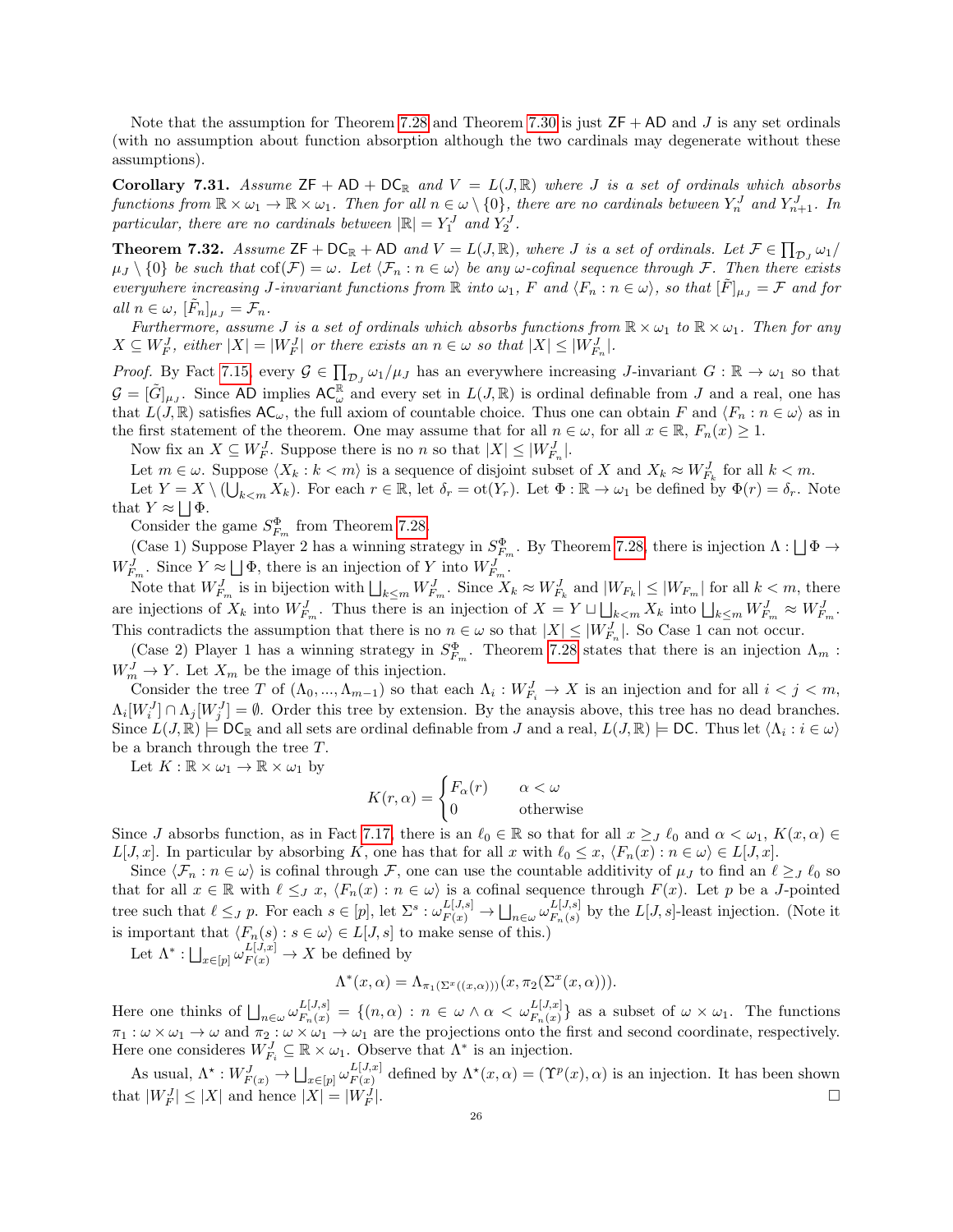Note that the assumption for Theorem 7.28 and Theorem 7.30 is just $\mathsf{ZF} + \mathsf{AD}$ and $J$ is any set ordinals (with no assumption about function absorption although the two cardinals may degenerate without these assumptions).

**Corollary 7.31.** *Assume $\mathsf{ZF} + \mathsf{AD} + \mathsf{DC}_{\mathbb{R}}$ and $V = L(J, \mathbb{R})$ where $J$ is a set of ordinals which absorbs functions from $\mathbb{R} \times \omega_1 \to \mathbb{R} \times \omega_1$. Then for all $n \in \omega \setminus \{0\}$, there are no cardinals between $Y^J_n$ and $Y^J_{n+1}$. In particular, there are no cardinals between $|\mathbb{R}| = Y^J_1$ and $Y^J_2$.*

**Theorem 7.32.** *Assume $\mathsf{ZF} + \mathsf{DC}_{\mathbb{R}} + \mathsf{AD}$ and $V = L(J, \mathbb{R})$, where $J$ is a set of ordinals. Let $\mathcal{F} \in \prod_{\mathcal{D}_J} \omega_1 / \mu_J \setminus \{0\}$ be such that $\mathrm{cof}(\mathcal{F}) = \omega$. Let $\langle \mathcal{F}_n : n \in \omega \rangle$ be any $\omega$-cofinal sequence through $\mathcal{F}$. Then there exists everywhere increasing $J$-invariant functions from $\mathbb{R}$ into $\omega_1$, $F$ and $\langle F_n : n \in \omega \rangle$, so that $[\tilde{F}]_{\mu_J} = \mathcal{F}$ and for all $n \in \omega$, $[\tilde{F}_n]_{\mu_J} = \mathcal{F}_n$.*

*Furthermore, assume $J$ is a set of ordinals which absorbs functions from $\mathbb{R} \times \omega_1$ to $\mathbb{R} \times \omega_1$. Then for any $X \subseteq W^J_F$, either $|X| = |W^J_F|$ or there exists an $n \in \omega$ so that $|X| \leq |W^J_{F_n}|$.*

*Proof.* By Fact 7.15, every $\mathcal{G} \in \prod_{\mathcal{D}_J} \omega_1 / \mu_J$ has an everywhere increasing $J$-invariant $G : \mathbb{R} \to \omega_1$ so that $\mathcal{G} = [\tilde{G}]_{\mu_J}$. Since $\mathsf{AD}$ implies $\mathsf{AC}^{\mathbb{R}}_\omega$ and every set in $L(J, \mathbb{R})$ is ordinal definable from $J$ and a real, one has that $L(J, \mathbb{R})$ satisfies $\mathsf{AC}_\omega$, the full axiom of countable choice. Thus one can obtain $F$ and $\langle F_n : n \in \omega \rangle$ as in the first statement of the theorem. One may assume that for all $n \in \omega$, for all $x \in \mathbb{R}$, $F_n(x) \geq 1$.

Now fix an $X \subseteq W^J_F$. Suppose there is no $n$ so that $|X| \leq |W^J_{F_n}|$.

Let $m \in \omega$. Suppose $\langle X_k : k < m \rangle$ is a sequence of disjoint subset of $X$ and $X_k \approx W^J_{F_k}$ for all $k < m$.

Let $Y = X \setminus (\bigcup_{k<m} X_k)$. For each $r \in \mathbb{R}$, let $\delta_r = \mathrm{ot}(Y_r)$. Let $\Phi : \mathbb{R} \to \omega_1$ be defined by $\Phi(r) = \delta_r$. Note that $Y \approx \bigsqcup \Phi$.

Consider the game $S^\Phi_{F_m}$ from Theorem 7.28.

(Case 1) Suppose Player 2 has a winning strategy in $S^\Phi_{F_m}$. By Theorem 7.28, there is injection $\Lambda : \bigsqcup \Phi \to W^J_{F_m}$. Since $Y \approx \bigsqcup \Phi$, there is an injection of $Y$ into $W^J_{F_m}$.

Note that $W^J_{F_m}$ is in bijection with $\bigsqcup_{k \leq m} W^J_{F_m}$. Since $X_k \approx W^J_{F_k}$ and $|W_{F_k}| \leq |W_{F_m}|$ for all $k < m$, there are injections of $X_k$ into $W^J_{F_m}$. Thus there is an injection of $X = Y \sqcup \bigsqcup_{k<m} X_k$ into $\bigsqcup_{k \leq m} W^J_{F_m} \approx W^J_{F_m}$. This contradicts the assumption that there is no $n \in \omega$ so that $|X| \leq |W^J_{F_n}|$. So Case 1 can not occur.

(Case 2) Player 1 has a winning strategy in $S^\Phi_{F_m}$. Theorem 7.28 states that there is an injection $\Lambda_m : W^J_m \to Y$. Let $X_m$ be the image of this injection.

Consider the tree $T$ of $(\Lambda_0, ..., \Lambda_{m-1})$ so that each $\Lambda_i : W^J_{F_i} \to X$ is an injection and for all $i < j < m$, $\Lambda_i[W^J_i] \cap \Lambda_j[W^J_j] = \emptyset$. Order this tree by extension. By the anaysis above, this tree has no dead branches. Since $L(J, \mathbb{R}) \models \mathsf{DC}_{\mathbb{R}}$ and all sets are ordinal definable from $J$ and a real, $L(J, \mathbb{R}) \models \mathsf{DC}$. Thus let $\langle \Lambda_i : i \in \omega \rangle$ be a branch through the tree $T$.

Let $K : \mathbb{R} \times \omega_1 \to \mathbb{R} \times \omega_1$ by

$$K(r, \alpha) = \begin{cases} F_\alpha(r) & \alpha < \omega \\ 0 & \text{otherwise} \end{cases}$$

Since $J$ absorbs function, as in Fact 7.17, there is an $\ell_0 \in \mathbb{R}$ so that for all $x \geq_J \ell_0$ and $\alpha < \omega_1$, $K(x, \alpha) \in L[J, x]$. In particular by absorbing $K$, one has that for all $x$ with $\ell_0 \leq x$, $\langle F_n(x) : n \in \omega \rangle \in L[J, x]$.

Since $\langle \mathcal{F}_n : n \in \omega \rangle$ is cofinal through $\mathcal{F}$, one can use the countable additivity of $\mu_J$ to find an $\ell \geq_J \ell_0$ so that for all $x \in \mathbb{R}$ with $\ell \leq_J x$, $\langle F_n(x) : n \in \omega \rangle$ is a cofinal sequence through $F(x)$. Let $p$ be a $J$-pointed tree such that $\ell \leq_J p$. For each $s \in [p]$, let $\Sigma^s : \omega^{L[J,s]}_{F(x)} \to \bigsqcup_{n \in \omega} \omega^{L[J,s]}_{F_n(s)}$ by the $L[J, s]$-least injection. (Note it is important that $\langle F_n(s) : s \in \omega \rangle \in L[J, s]$ to make sense of this.)

Let $\Lambda^* : \bigsqcup_{x \in [p]} \omega^{L[J,x]}_{F(x)} \to X$ be defined by

$$\Lambda^*(x, \alpha) = \Lambda_{\pi_1(\Sigma^x((x, \alpha)))}(x, \pi_2(\Sigma^x(x, \alpha))).$$

Here one thinks of $\bigsqcup_{n \in \omega} \omega^{L[J,s]}_{F_n(x)} = \{(n, \alpha) : n \in \omega \wedge \alpha < \omega^{L[J,x]}_{F_n(x)}\}$ as a subset of $\omega \times \omega_1$. The functions $\pi_1 : \omega \times \omega_1 \to \omega$ and $\pi_2 : \omega \times \omega_1 \to \omega_1$ are the projections onto the first and second coordinate, respectively. Here one consideres $W^J_{F_i} \subseteq \mathbb{R} \times \omega_1$. Observe that $\Lambda^*$ is an injection.

As usual, $\Lambda^\star : W^J_{F(x)} \to \bigsqcup_{x \in [p]} \omega^{L[J,x]}_{F(x)}$ defined by $\Lambda^\star(x, \alpha) = (\Upsilon^p(x), \alpha)$ is an injection. It has been shown that $|W^J_F| \leq |X|$ and hence $|X| = |W^J_F|$. $\square$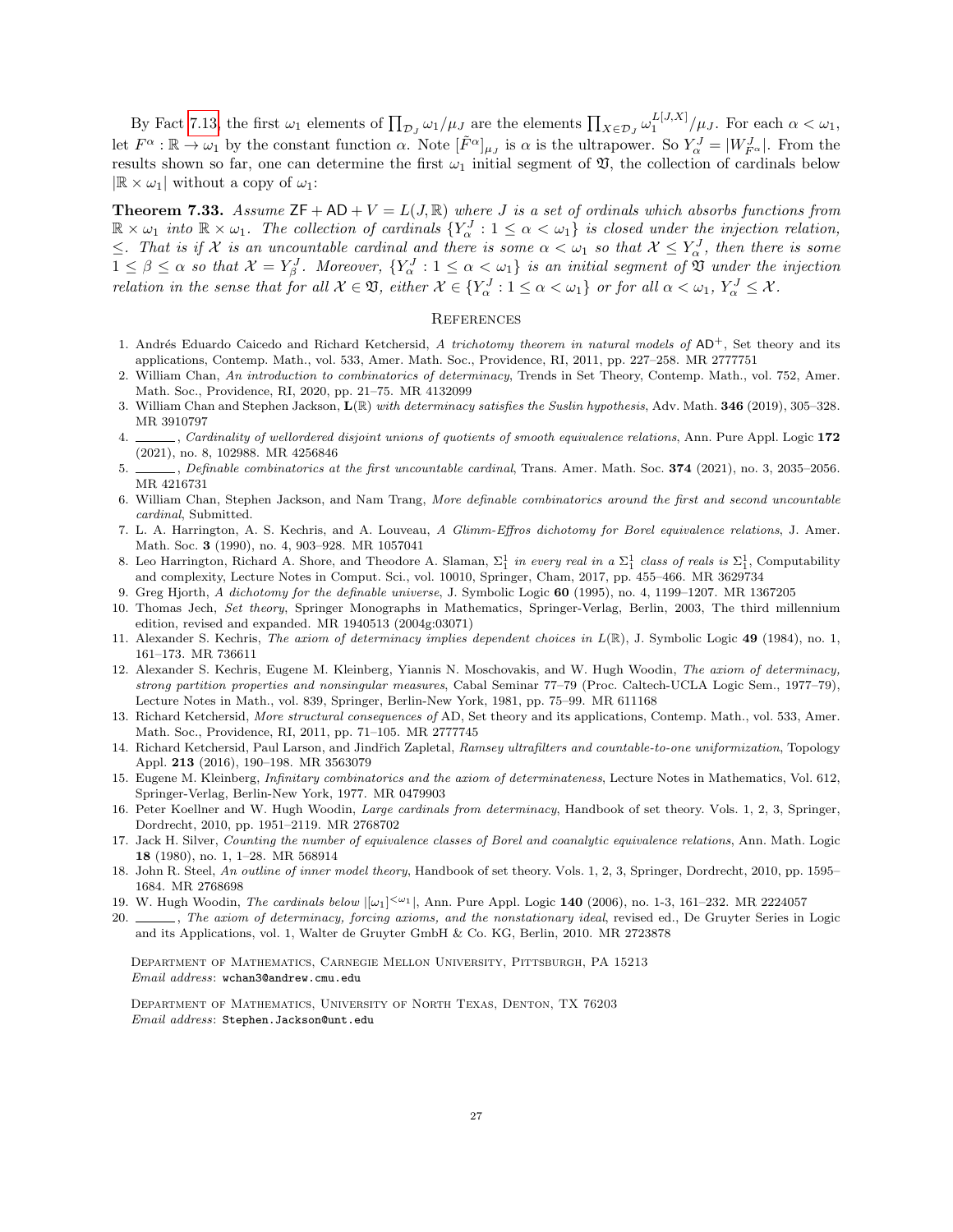By Fact 7.13, the first $\omega_1$ elements of $\prod_{\mathcal{D}_J} \omega_1/\mu_J$ are the elements $\prod_{X \in \mathcal{D}_J} \omega_1^{L[J,X]}/\mu_J$. For each $\alpha < \omega_1$, let $F^\alpha : \mathbb{R} \to \omega_1$ by the constant function $\alpha$. Note $[\tilde{F}^\alpha]_{\mu_J}$ is $\alpha$ is the ultrapower. So $Y^J_\alpha = |W^J_{F^\alpha}|$. From the results shown so far, one can determine the first $\omega_1$ initial segment of $\mathfrak{V}$, the collection of cardinals below $|\mathbb{R} \times \omega_1|$ without a copy of $\omega_1$:

**Theorem 7.33.** *Assume $\mathsf{ZF} + \mathsf{AD} + V = L(J, \mathbb{R})$ where $J$ is a set of ordinals which absorbs functions from $\mathbb{R} \times \omega_1$ into $\mathbb{R} \times \omega_1$. The collection of cardinals $\{Y^J_\alpha : 1 \leq \alpha < \omega_1\}$ is closed under the injection relation, $\leq$. That is if $\mathcal{X}$ is an uncountable cardinal and there is some $\alpha < \omega_1$ so that $\mathcal{X} \leq Y^J_\alpha$, then there is some $1 \leq \beta \leq \alpha$ so that $\mathcal{X} = Y^J_\beta$. Moreover, $\{Y^J_\alpha : 1 \leq \alpha < \omega_1\}$ is an initial segment of $\mathfrak{V}$ under the injection relation in the sense that for all $\mathcal{X} \in \mathfrak{V}$, either $\mathcal{X} \in \{Y^J_\alpha : 1 \leq \alpha < \omega_1\}$ or for all $\alpha < \omega_1$, $Y^J_\alpha \leq \mathcal{X}$.*

## References

1. Andrés Eduardo Caicedo and Richard Ketchersid, *A trichotomy theorem in natural models of* $\mathsf{AD}^+$, Set theory and its applications, Contemp. Math., vol. 533, Amer. Math. Soc., Providence, RI, 2011, pp. 227–258. MR 2777751
2. William Chan, *An introduction to combinatorics of determinacy*, Trends in Set Theory, Contemp. Math., vol. 752, Amer. Math. Soc., Providence, RI, 2020, pp. 21–75. MR 4132099
3. William Chan and Stephen Jackson, $\mathbf{L}(\mathbb{R})$ *with determinacy satisfies the Suslin hypothesis*, Adv. Math. **346** (2019), 305–328. MR 3910797
4. ______, *Cardinality of wellordered disjoint unions of quotients of smooth equivalence relations*, Ann. Pure Appl. Logic **172** (2021), no. 8, 102988. MR 4256846
5. ______, *Definable combinatorics at the first uncountable cardinal*, Trans. Amer. Math. Soc. **374** (2021), no. 3, 2035–2056. MR 4216731
6. William Chan, Stephen Jackson, and Nam Trang, *More definable combinatorics around the first and second uncountable cardinal*, Submitted.
7. L. A. Harrington, A. S. Kechris, and A. Louveau, *A Glimm-Effros dichotomy for Borel equivalence relations*, J. Amer. Math. Soc. **3** (1990), no. 4, 903–928. MR 1057041
8. Leo Harrington, Richard A. Shore, and Theodore A. Slaman, $\Sigma^1_1$ *in every real in a* $\Sigma^1_1$ *class of reals is* $\Sigma^1_1$, Computability and complexity, Lecture Notes in Comput. Sci., vol. 10010, Springer, Cham, 2017, pp. 455–466. MR 3629734
9. Greg Hjorth, *A dichotomy for the definable universe*, J. Symbolic Logic **60** (1995), no. 4, 1199–1207. MR 1367205
10. Thomas Jech, *Set theory*, Springer Monographs in Mathematics, Springer-Verlag, Berlin, 2003, The third millennium edition, revised and expanded. MR 1940513 (2004g:03071)
11. Alexander S. Kechris, *The axiom of determinacy implies dependent choices in* $L(\mathbb{R})$, J. Symbolic Logic **49** (1984), no. 1, 161–173. MR 736611
12. Alexander S. Kechris, Eugene M. Kleinberg, Yiannis N. Moschovakis, and W. Hugh Woodin, *The axiom of determinacy, strong partition properties and nonsingular measures*, Cabal Seminar 77–79 (Proc. Caltech-UCLA Logic Sem., 1977–79), Lecture Notes in Math., vol. 839, Springer, Berlin-New York, 1981, pp. 75–99. MR 611168
13. Richard Ketchersid, *More structural consequences of* AD, Set theory and its applications, Contemp. Math., vol. 533, Amer. Math. Soc., Providence, RI, 2011, pp. 71–105. MR 2777745
14. Richard Ketchersid, Paul Larson, and Jindřich Zapletal, *Ramsey ultrafilters and countable-to-one uniformization*, Topology Appl. **213** (2016), 190–198. MR 3563079
15. Eugene M. Kleinberg, *Infinitary combinatorics and the axiom of determinateness*, Lecture Notes in Mathematics, Vol. 612, Springer-Verlag, Berlin-New York, 1977. MR 0479903
16. Peter Koellner and W. Hugh Woodin, *Large cardinals from determinacy*, Handbook of set theory. Vols. 1, 2, 3, Springer, Dordrecht, 2010, pp. 1951–2119. MR 2768702
17. Jack H. Silver, *Counting the number of equivalence classes of Borel and coanalytic equivalence relations*, Ann. Math. Logic **18** (1980), no. 1, 1–28. MR 568914
18. John R. Steel, *An outline of inner model theory*, Handbook of set theory. Vols. 1, 2, 3, Springer, Dordrecht, 2010, pp. 1595–1684. MR 2768698
19. W. Hugh Woodin, *The cardinals below* $|[\omega_1]^{<\omega_1}|$, Ann. Pure Appl. Logic **140** (2006), no. 1-3, 161–232. MR 2224057
20. ______, *The axiom of determinacy, forcing axioms, and the nonstationary ideal*, revised ed., De Gruyter Series in Logic and its Applications, vol. 1, Walter de Gruyter GmbH & Co. KG, Berlin, 2010. MR 2723878

Department of Mathematics, Carnegie Mellon University, Pittsburgh, PA 15213
*Email address*: `wchan3@andrew.cmu.edu`

Department of Mathematics, University of North Texas, Denton, TX 76203
*Email address*: `Stephen.Jackson@unt.edu`